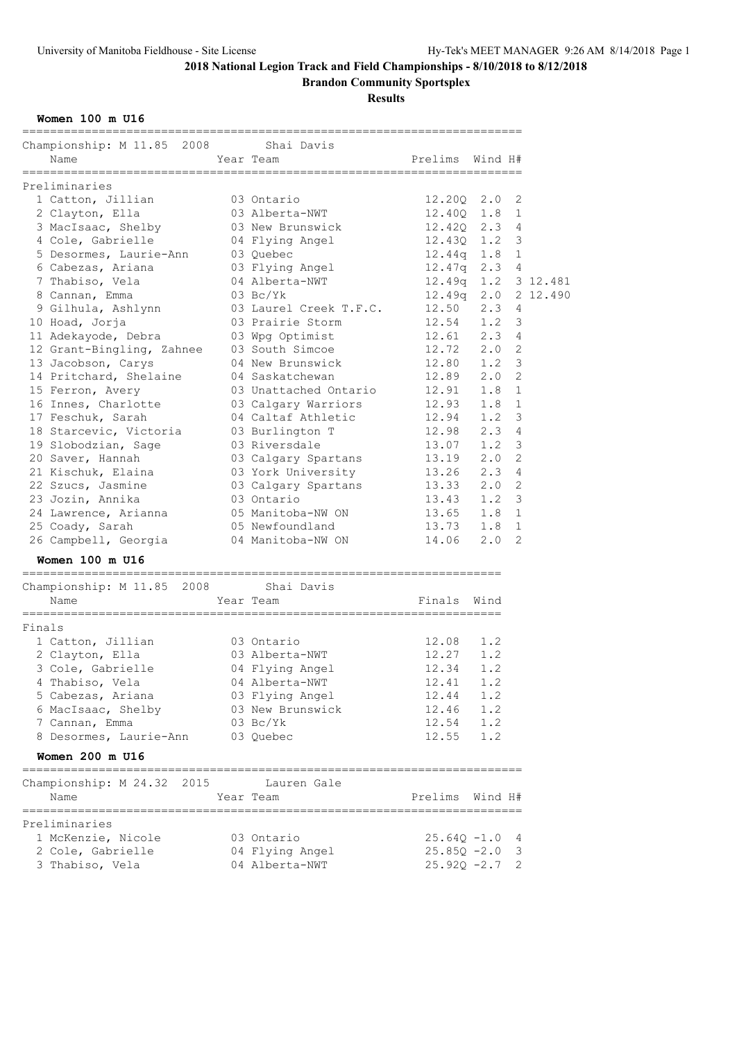## 2018 National Legion Track and Field Championships - 8/10/2018 to 8/12/2018

**Brandon Community Sportsplex**

**Results**

### Women 100 m U16

Championship: M 11.85 2008 Shai Davis

**Preliminaries**

| | Name | Year | Team | Prelims | Wind | H# | |
|---|---|---|---|---|---|---|---|
| 1 | Catton, Jillian | 03 | Ontario | 12.20Q | 2.0 | 2 | |
| 2 | Clayton, Ella | 03 | Alberta-NWT | 12.40Q | 1.8 | 1 | |
| 3 | MacIsaac, Shelby | 03 | New Brunswick | 12.42Q | 2.3 | 4 | |
| 4 | Cole, Gabrielle | 04 | Flying Angel | 12.43Q | 1.2 | 3 | |
| 5 | Desormes, Laurie-Ann | 03 | Quebec | 12.44q | 1.8 | 1 | |
| 6 | Cabezas, Ariana | 03 | Flying Angel | 12.47q | 2.3 | 4 | |
| 7 | Thabiso, Vela | 04 | Alberta-NWT | 12.49q | 1.2 | 3 | 12.481 |
| 8 | Cannan, Emma | 03 | Bc/Yk | 12.49q | 2.0 | 2 | 12.490 |
| 9 | Gilhula, Ashlynn | 03 | Laurel Creek T.F.C. | 12.50 | 2.3 | 4 | |
| 10 | Hoad, Jorja | 03 | Prairie Storm | 12.54 | 1.2 | 3 | |
| 11 | Adekayode, Debra | 03 | Wpg Optimist | 12.61 | 2.3 | 4 | |
| 12 | Grant-Bingling, Zahnee | 03 | South Simcoe | 12.72 | 2.0 | 2 | |
| 13 | Jacobson, Carys | 04 | New Brunswick | 12.80 | 1.2 | 3 | |
| 14 | Pritchard, Shelaine | 04 | Saskatchewan | 12.89 | 2.0 | 2 | |
| 15 | Ferron, Avery | 03 | Unattached Ontario | 12.91 | 1.8 | 1 | |
| 16 | Innes, Charlotte | 03 | Calgary Warriors | 12.93 | 1.8 | 1 | |
| 17 | Feschuk, Sarah | 04 | Caltaf Athletic | 12.94 | 1.2 | 3 | |
| 18 | Starcevic, Victoria | 03 | Burlington T | 12.98 | 2.3 | 4 | |
| 19 | Slobodzian, Sage | 03 | Riversdale | 13.07 | 1.2 | 3 | |
| 20 | Saver, Hannah | 03 | Calgary Spartans | 13.19 | 2.0 | 2 | |
| 21 | Kischuk, Elaina | 03 | York University | 13.26 | 2.3 | 4 | |
| 22 | Szucs, Jasmine | 03 | Calgary Spartans | 13.33 | 2.0 | 2 | |
| 23 | Jozin, Annika | 03 | Ontario | 13.43 | 1.2 | 3 | |
| 24 | Lawrence, Arianna | 05 | Manitoba-NW ON | 13.65 | 1.8 | 1 | |
| 25 | Coady, Sarah | 05 | Newfoundland | 13.73 | 1.8 | 1 | |
| 26 | Campbell, Georgia | 04 | Manitoba-NW ON | 14.06 | 2.0 | 2 | |

### Women 100 m U16

Championship: M 11.85 2008 Shai Davis

**Finals**

| | Name | Year | Team | Finals | Wind |
|---|---|---|---|---|---|
| 1 | Catton, Jillian | 03 | Ontario | 12.08 | 1.2 |
| 2 | Clayton, Ella | 03 | Alberta-NWT | 12.27 | 1.2 |
| 3 | Cole, Gabrielle | 04 | Flying Angel | 12.34 | 1.2 |
| 4 | Thabiso, Vela | 04 | Alberta-NWT | 12.41 | 1.2 |
| 5 | Cabezas, Ariana | 03 | Flying Angel | 12.44 | 1.2 |
| 6 | MacIsaac, Shelby | 03 | New Brunswick | 12.46 | 1.2 |
| 7 | Cannan, Emma | 03 | Bc/Yk | 12.54 | 1.2 |
| 8 | Desormes, Laurie-Ann | 03 | Quebec | 12.55 | 1.2 |

### Women 200 m U16

Championship: M 24.32 2015 Lauren Gale

**Preliminaries**

| | Name | Year | Team | Prelims | Wind | H# |
|---|---|---|---|---|---|---|
| 1 | McKenzie, Nicole | 03 | Ontario | 25.64Q | -1.0 | 4 |
| 2 | Cole, Gabrielle | 04 | Flying Angel | 25.85Q | -2.0 | 3 |
| 3 | Thabiso, Vela | 04 | Alberta-NWT | 25.92Q | -2.7 | 2 |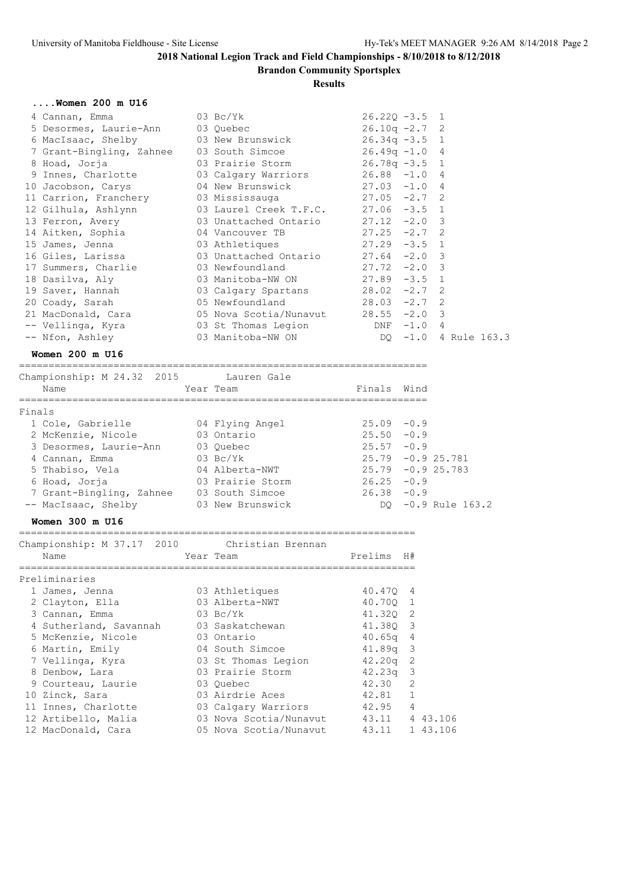# 2018 National Legion Track and Field Championships - 8/10/2018 to 8/12/2018

## Brandon Community Sportsplex

### Results

### ....Women 200 m U16

| Place | Name | Year | Team | Prelims | Wind | H# |
|---|---|---|---|---|---|---|
| 4 | Cannan, Emma | 03 | Bc/Yk | 26.22Q | -3.5 | 1 |
| 5 | Desormes, Laurie-Ann | 03 | Quebec | 26.10q | -2.7 | 2 |
| 6 | MacIsaac, Shelby | 03 | New Brunswick | 26.34q | -3.5 | 1 |
| 7 | Grant-Bingling, Zahnee | 03 | South Simcoe | 26.49q | -1.0 | 4 |
| 8 | Hoad, Jorja | 03 | Prairie Storm | 26.78q | -3.5 | 1 |
| 9 | Innes, Charlotte | 03 | Calgary Warriors | 26.88 | -1.0 | 4 |
| 10 | Jacobson, Carys | 04 | New Brunswick | 27.03 | -1.0 | 4 |
| 11 | Carrion, Franchery | 03 | Mississauga | 27.05 | -2.7 | 2 |
| 12 | Gilhula, Ashlynn | 03 | Laurel Creek T.F.C. | 27.06 | -3.5 | 1 |
| 13 | Ferron, Avery | 03 | Unattached Ontario | 27.12 | -2.0 | 3 |
| 14 | Aitken, Sophia | 04 | Vancouver TB | 27.25 | -2.7 | 2 |
| 15 | James, Jenna | 03 | Athletiques | 27.29 | -3.5 | 1 |
| 16 | Giles, Larissa | 03 | Unattached Ontario | 27.64 | -2.0 | 3 |
| 17 | Summers, Charlie | 03 | Newfoundland | 27.72 | -2.0 | 3 |
| 18 | Dasilva, Aly | 03 | Manitoba-NW ON | 27.89 | -3.5 | 1 |
| 19 | Saver, Hannah | 03 | Calgary Spartans | 28.02 | -2.7 | 2 |
| 20 | Coady, Sarah | 05 | Newfoundland | 28.03 | -2.7 | 2 |
| 21 | MacDonald, Cara | 05 | Nova Scotia/Nunavut | 28.55 | -2.0 | 3 |
| -- | Vellinga, Kyra | 03 | St Thomas Legion | DNF | -1.0 | 4 |
| -- | Nfon, Ashley | 03 | Manitoba-NW ON | DQ | -1.0 | 4 Rule 163.3 |

### Women 200 m U16

Championship: M 24.32 2015 Lauren Gale

Finals

| Place | Name | Year | Team | Finals | Wind | |
|---|---|---|---|---|---|---|
| 1 | Cole, Gabrielle | 04 | Flying Angel | 25.09 | -0.9 | |
| 2 | McKenzie, Nicole | 03 | Ontario | 25.50 | -0.9 | |
| 3 | Desormes, Laurie-Ann | 03 | Quebec | 25.57 | -0.9 | |
| 4 | Cannan, Emma | 03 | Bc/Yk | 25.79 | -0.9 | 25.781 |
| 5 | Thabiso, Vela | 04 | Alberta-NWT | 25.79 | -0.9 | 25.783 |
| 6 | Hoad, Jorja | 03 | Prairie Storm | 26.25 | -0.9 | |
| 7 | Grant-Bingling, Zahnee | 03 | South Simcoe | 26.38 | -0.9 | |
| -- | MacIsaac, Shelby | 03 | New Brunswick | DQ | -0.9 | Rule 163.2 |

### Women 300 m U16

Championship: M 37.17 2010 Christian Brennan

Preliminaries

| Place | Name | Year | Team | Prelims | H# | |
|---|---|---|---|---|---|---|
| 1 | James, Jenna | 03 | Athletiques | 40.47Q | 4 | |
| 2 | Clayton, Ella | 03 | Alberta-NWT | 40.70Q | 1 | |
| 3 | Cannan, Emma | 03 | Bc/Yk | 41.32Q | 2 | |
| 4 | Sutherland, Savannah | 03 | Saskatchewan | 41.38Q | 3 | |
| 5 | McKenzie, Nicole | 03 | Ontario | 40.65q | 4 | |
| 6 | Martin, Emily | 04 | South Simcoe | 41.89q | 3 | |
| 7 | Vellinga, Kyra | 03 | St Thomas Legion | 42.20q | 2 | |
| 8 | Denbow, Lara | 03 | Prairie Storm | 42.23q | 3 | |
| 9 | Courteau, Laurie | 03 | Quebec | 42.30 | 2 | |
| 10 | Zinck, Sara | 03 | Airdrie Aces | 42.81 | 1 | |
| 11 | Innes, Charlotte | 03 | Calgary Warriors | 42.95 | 4 | |
| 12 | Artibello, Malia | 03 | Nova Scotia/Nunavut | 43.11 | 4 | 43.106 |
| 12 | MacDonald, Cara | 05 | Nova Scotia/Nunavut | 43.11 | 1 | 43.106 |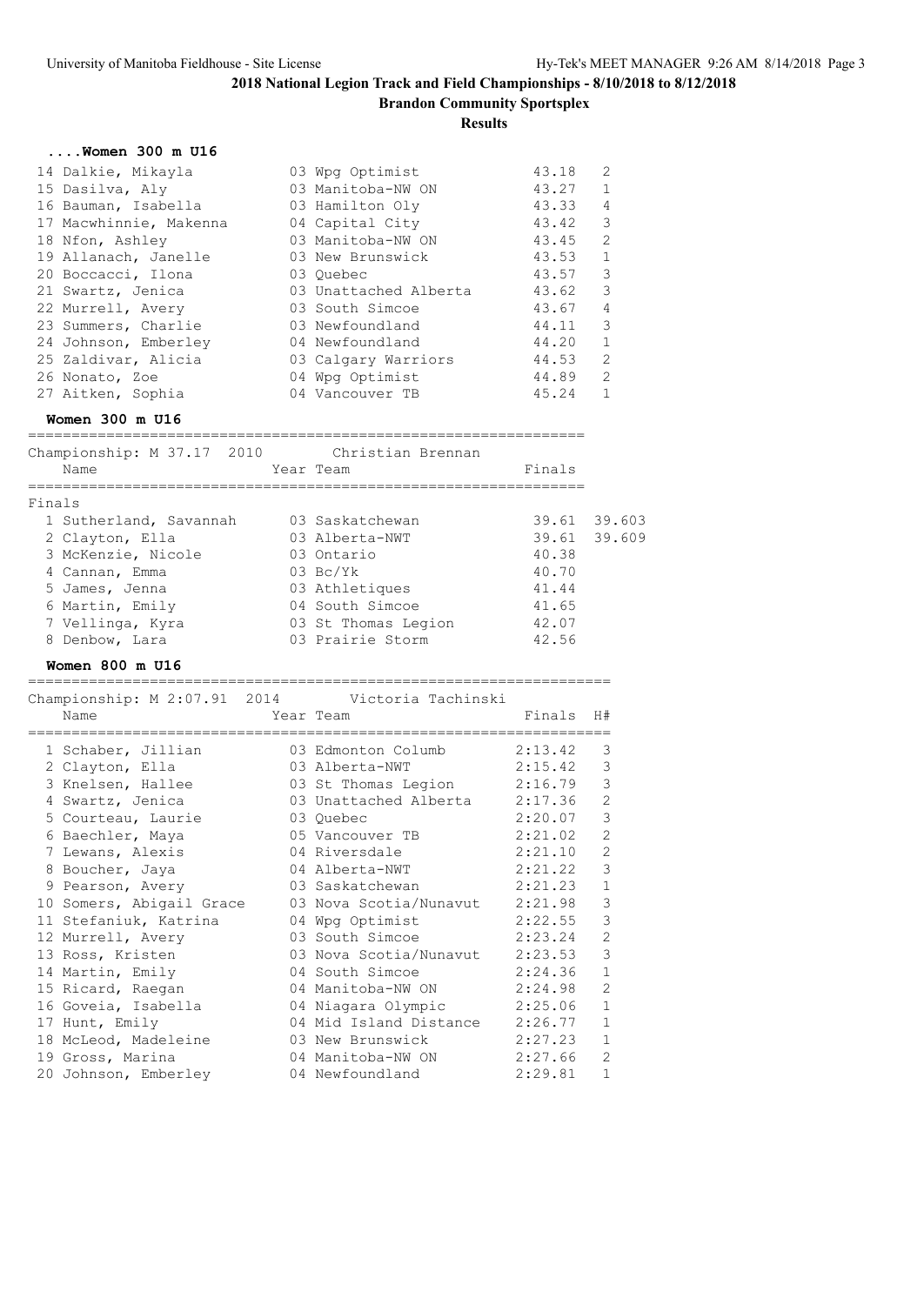## 2018 National Legion Track and Field Championships - 8/10/2018 to 8/12/2018

**Brandon Community Sportsplex**

**Results**

### ....Women 300 m U16

| Place | Name | Year | Team | Finals | H# |
|---|---|---|---|---|---|
| 14 | Dalkie, Mikayla | 03 | Wpg Optimist | 43.18 | 2 |
| 15 | Dasilva, Aly | 03 | Manitoba-NW ON | 43.27 | 1 |
| 16 | Bauman, Isabella | 03 | Hamilton Oly | 43.33 | 4 |
| 17 | Macwhinnie, Makenna | 04 | Capital City | 43.42 | 3 |
| 18 | Nfon, Ashley | 03 | Manitoba-NW ON | 43.45 | 2 |
| 19 | Allanach, Janelle | 03 | New Brunswick | 43.53 | 1 |
| 20 | Boccacci, Ilona | 03 | Quebec | 43.57 | 3 |
| 21 | Swartz, Jenica | 03 | Unattached Alberta | 43.62 | 3 |
| 22 | Murrell, Avery | 03 | South Simcoe | 43.67 | 4 |
| 23 | Summers, Charlie | 03 | Newfoundland | 44.11 | 3 |
| 24 | Johnson, Emberley | 04 | Newfoundland | 44.20 | 1 |
| 25 | Zaldivar, Alicia | 03 | Calgary Warriors | 44.53 | 2 |
| 26 | Nonato, Zoe | 04 | Wpg Optimist | 44.89 | 2 |
| 27 | Aitken, Sophia | 04 | Vancouver TB | 45.24 | 1 |

### Women 300 m U16

Championship: M 37.17 2010 Christian Brennan

Finals

| Place | Name | Year | Team | Finals | |
|---|---|---|---|---|---|
| 1 | Sutherland, Savannah | 03 | Saskatchewan | 39.61 | 39.603 |
| 2 | Clayton, Ella | 03 | Alberta-NWT | 39.61 | 39.609 |
| 3 | McKenzie, Nicole | 03 | Ontario | 40.38 | |
| 4 | Cannan, Emma | 03 | Bc/Yk | 40.70 | |
| 5 | James, Jenna | 03 | Athletiques | 41.44 | |
| 6 | Martin, Emily | 04 | South Simcoe | 41.65 | |
| 7 | Vellinga, Kyra | 03 | St Thomas Legion | 42.07 | |
| 8 | Denbow, Lara | 03 | Prairie Storm | 42.56 | |

### Women 800 m U16

Championship: M 2:07.91 2014 Victoria Tachinski

| Place | Name | Year | Team | Finals | H# |
|---|---|---|---|---|---|
| 1 | Schaber, Jillian | 03 | Edmonton Columb | 2:13.42 | 3 |
| 2 | Clayton, Ella | 03 | Alberta-NWT | 2:15.42 | 3 |
| 3 | Knelsen, Hallee | 03 | St Thomas Legion | 2:16.79 | 3 |
| 4 | Swartz, Jenica | 03 | Unattached Alberta | 2:17.36 | 2 |
| 5 | Courteau, Laurie | 03 | Quebec | 2:20.07 | 3 |
| 6 | Baechler, Maya | 05 | Vancouver TB | 2:21.02 | 2 |
| 7 | Lewans, Alexis | 04 | Riversdale | 2:21.10 | 2 |
| 8 | Boucher, Jaya | 04 | Alberta-NWT | 2:21.22 | 3 |
| 9 | Pearson, Avery | 03 | Saskatchewan | 2:21.23 | 1 |
| 10 | Somers, Abigail Grace | 03 | Nova Scotia/Nunavut | 2:21.98 | 3 |
| 11 | Stefaniuk, Katrina | 04 | Wpg Optimist | 2:22.55 | 3 |
| 12 | Murrell, Avery | 03 | South Simcoe | 2:23.24 | 2 |
| 13 | Ross, Kristen | 03 | Nova Scotia/Nunavut | 2:23.53 | 3 |
| 14 | Martin, Emily | 04 | South Simcoe | 2:24.36 | 1 |
| 15 | Ricard, Raegan | 04 | Manitoba-NW ON | 2:24.98 | 2 |
| 16 | Goveia, Isabella | 04 | Niagara Olympic | 2:25.06 | 1 |
| 17 | Hunt, Emily | 04 | Mid Island Distance | 2:26.77 | 1 |
| 18 | McLeod, Madeleine | 03 | New Brunswick | 2:27.23 | 1 |
| 19 | Gross, Marina | 04 | Manitoba-NW ON | 2:27.66 | 2 |
| 20 | Johnson, Emberley | 04 | Newfoundland | 2:29.81 | 1 |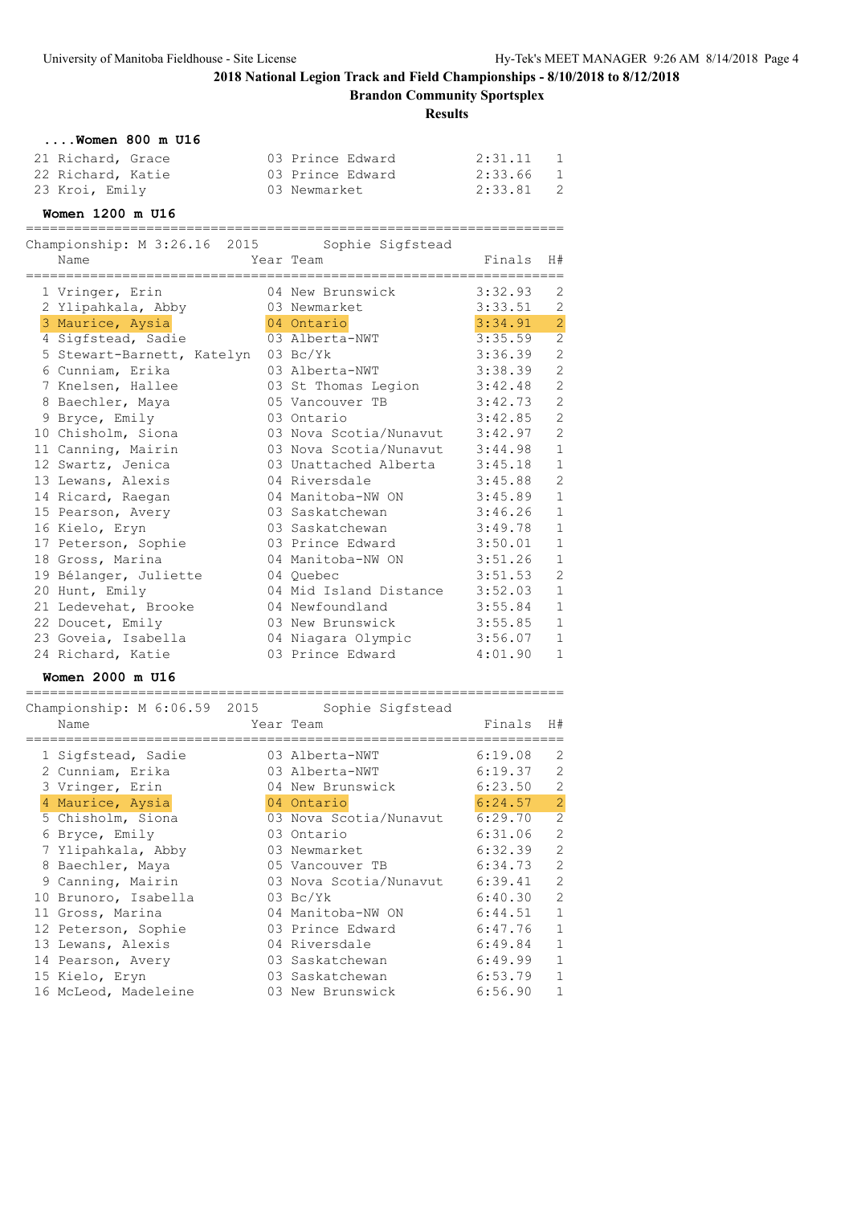## 2018 National Legion Track and Field Championships - 8/10/2018 to 8/12/2018

**Brandon Community Sportsplex**

**Results**

### ....Women 800 m U16

| Name | Year | Team | Finals | H# |
|---|---|---|---|---|
| 21 Richard, Grace | 03 | Prince Edward | 2:31.11 | 1 |
| 22 Richard, Katie | 03 | Prince Edward | 2:33.66 | 1 |
| 23 Kroi, Emily | 03 | Newmarket | 2:33.81 | 2 |

### Women 1200 m U16

Championship: M 3:26.16 2015 Sophie Sigfstead

| Name | Year | Team | Finals | H# |
|---|---|---|---|---|
| 1 Vringer, Erin | 04 | New Brunswick | 3:32.93 | 2 |
| 2 Ylipahkala, Abby | 03 | Newmarket | 3:33.51 | 2 |
| 3 Maurice, Aysia | 04 | Ontario | 3:34.91 | 2 |
| 4 Sigfstead, Sadie | 03 | Alberta-NWT | 3:35.59 | 2 |
| 5 Stewart-Barnett, Katelyn | 03 | Bc/Yk | 3:36.39 | 2 |
| 6 Cunniam, Erika | 03 | Alberta-NWT | 3:38.39 | 2 |
| 7 Knelsen, Hallee | 03 | St Thomas Legion | 3:42.48 | 2 |
| 8 Baechler, Maya | 05 | Vancouver TB | 3:42.73 | 2 |
| 9 Bryce, Emily | 03 | Ontario | 3:42.85 | 2 |
| 10 Chisholm, Siona | 03 | Nova Scotia/Nunavut | 3:42.97 | 2 |
| 11 Canning, Mairin | 03 | Nova Scotia/Nunavut | 3:44.98 | 1 |
| 12 Swartz, Jenica | 03 | Unattached Alberta | 3:45.18 | 1 |
| 13 Lewans, Alexis | 04 | Riversdale | 3:45.88 | 2 |
| 14 Ricard, Raegan | 04 | Manitoba-NW ON | 3:45.89 | 1 |
| 15 Pearson, Avery | 03 | Saskatchewan | 3:46.26 | 1 |
| 16 Kielo, Eryn | 03 | Saskatchewan | 3:49.78 | 1 |
| 17 Peterson, Sophie | 03 | Prince Edward | 3:50.01 | 1 |
| 18 Gross, Marina | 04 | Manitoba-NW ON | 3:51.26 | 1 |
| 19 Bélanger, Juliette | 04 | Quebec | 3:51.53 | 2 |
| 20 Hunt, Emily | 04 | Mid Island Distance | 3:52.03 | 1 |
| 21 Ledevehat, Brooke | 04 | Newfoundland | 3:55.84 | 1 |
| 22 Doucet, Emily | 03 | New Brunswick | 3:55.85 | 1 |
| 23 Goveia, Isabella | 04 | Niagara Olympic | 3:56.07 | 1 |
| 24 Richard, Katie | 03 | Prince Edward | 4:01.90 | 1 |

### Women 2000 m U16

Championship: M 6:06.59 2015 Sophie Sigfstead

| Name | Year | Team | Finals | H# |
|---|---|---|---|---|
| 1 Sigfstead, Sadie | 03 | Alberta-NWT | 6:19.08 | 2 |
| 2 Cunniam, Erika | 03 | Alberta-NWT | 6:19.37 | 2 |
| 3 Vringer, Erin | 04 | New Brunswick | 6:23.50 | 2 |
| 4 Maurice, Aysia | 04 | Ontario | 6:24.57 | 2 |
| 5 Chisholm, Siona | 03 | Nova Scotia/Nunavut | 6:29.70 | 2 |
| 6 Bryce, Emily | 03 | Ontario | 6:31.06 | 2 |
| 7 Ylipahkala, Abby | 03 | Newmarket | 6:32.39 | 2 |
| 8 Baechler, Maya | 05 | Vancouver TB | 6:34.73 | 2 |
| 9 Canning, Mairin | 03 | Nova Scotia/Nunavut | 6:39.41 | 2 |
| 10 Brunoro, Isabella | 03 | Bc/Yk | 6:40.30 | 2 |
| 11 Gross, Marina | 04 | Manitoba-NW ON | 6:44.51 | 1 |
| 12 Peterson, Sophie | 03 | Prince Edward | 6:47.76 | 1 |
| 13 Lewans, Alexis | 04 | Riversdale | 6:49.84 | 1 |
| 14 Pearson, Avery | 03 | Saskatchewan | 6:49.99 | 1 |
| 15 Kielo, Eryn | 03 | Saskatchewan | 6:53.79 | 1 |
| 16 McLeod, Madeleine | 03 | New Brunswick | 6:56.90 | 1 |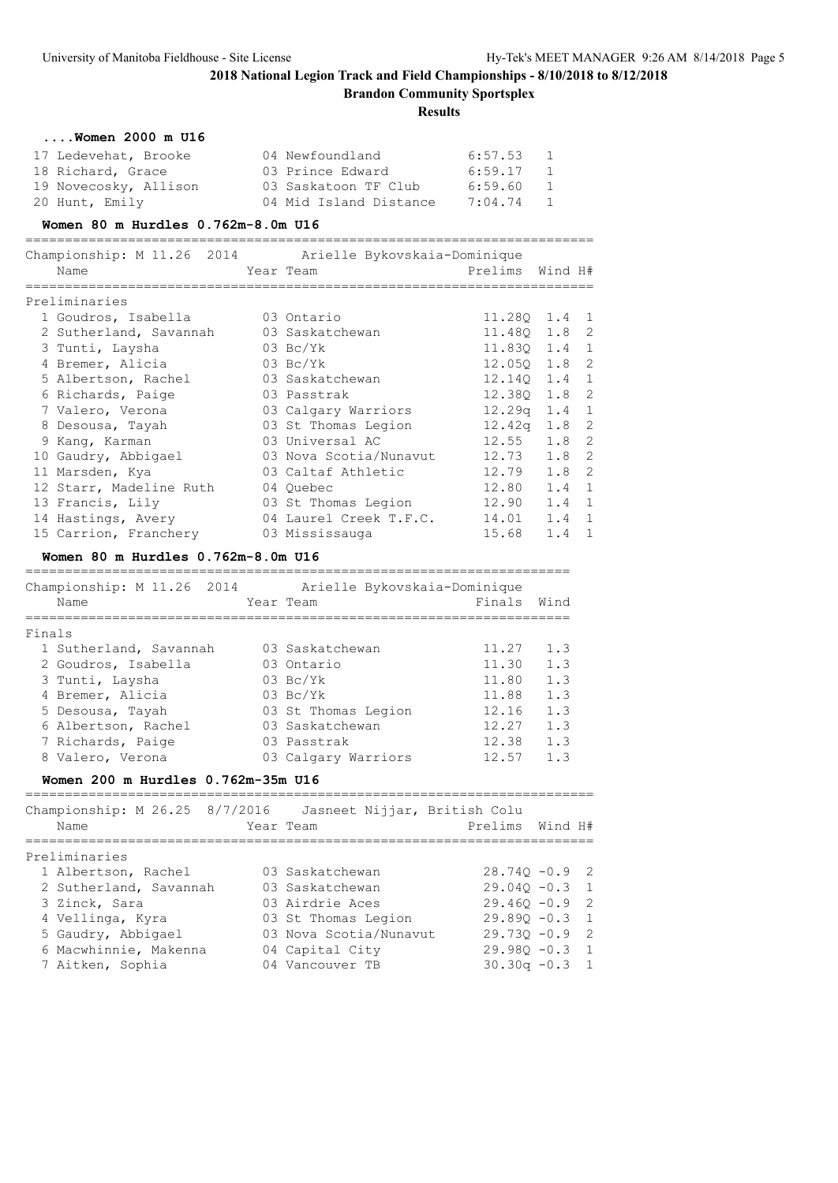## 2018 National Legion Track and Field Championships - 8/10/2018 to 8/12/2018

**Brandon Community Sportsplex**

**Results**

### ....Women 2000 m U16

| Place | Name | Year | Team | Finals | H# |
|---|---|---|---|---|---|
| 17 | Ledevehat, Brooke | 04 | Newfoundland | 6:57.53 | 1 |
| 18 | Richard, Grace | 03 | Prince Edward | 6:59.17 | 1 |
| 19 | Novecosky, Allison | 03 | Saskatoon TF Club | 6:59.60 | 1 |
| 20 | Hunt, Emily | 04 | Mid Island Distance | 7:04.74 | 1 |

### Women 80 m Hurdles 0.762m-8.0m U16

Championship: M 11.26 2014 Arielle Bykovskaia-Dominique

**Preliminaries**

| Place | Name | Year | Team | Prelims | Wind | H# |
|---|---|---|---|---|---|---|
| 1 | Goudros, Isabella | 03 | Ontario | 11.28Q | 1.4 | 1 |
| 2 | Sutherland, Savannah | 03 | Saskatchewan | 11.48Q | 1.8 | 2 |
| 3 | Tunti, Laysha | 03 | Bc/Yk | 11.83Q | 1.4 | 1 |
| 4 | Bremer, Alicia | 03 | Bc/Yk | 12.05Q | 1.8 | 2 |
| 5 | Albertson, Rachel | 03 | Saskatchewan | 12.14Q | 1.4 | 1 |
| 6 | Richards, Paige | 03 | Passtrak | 12.38Q | 1.8 | 2 |
| 7 | Valero, Verona | 03 | Calgary Warriors | 12.29q | 1.4 | 1 |
| 8 | Desousa, Tayah | 03 | St Thomas Legion | 12.42q | 1.8 | 2 |
| 9 | Kang, Karman | 03 | Universal AC | 12.55 | 1.8 | 2 |
| 10 | Gaudry, Abbigael | 03 | Nova Scotia/Nunavut | 12.73 | 1.8 | 2 |
| 11 | Marsden, Kya | 03 | Caltaf Athletic | 12.79 | 1.8 | 2 |
| 12 | Starr, Madeline Ruth | 04 | Quebec | 12.80 | 1.4 | 1 |
| 13 | Francis, Lily | 03 | St Thomas Legion | 12.90 | 1.4 | 1 |
| 14 | Hastings, Avery | 04 | Laurel Creek T.F.C. | 14.01 | 1.4 | 1 |
| 15 | Carrion, Franchery | 03 | Mississauga | 15.68 | 1.4 | 1 |

### Women 80 m Hurdles 0.762m-8.0m U16

Championship: M 11.26 2014 Arielle Bykovskaia-Dominique

**Finals**

| Place | Name | Year | Team | Finals | Wind |
|---|---|---|---|---|---|
| 1 | Sutherland, Savannah | 03 | Saskatchewan | 11.27 | 1.3 |
| 2 | Goudros, Isabella | 03 | Ontario | 11.30 | 1.3 |
| 3 | Tunti, Laysha | 03 | Bc/Yk | 11.80 | 1.3 |
| 4 | Bremer, Alicia | 03 | Bc/Yk | 11.88 | 1.3 |
| 5 | Desousa, Tayah | 03 | St Thomas Legion | 12.16 | 1.3 |
| 6 | Albertson, Rachel | 03 | Saskatchewan | 12.27 | 1.3 |
| 7 | Richards, Paige | 03 | Passtrak | 12.38 | 1.3 |
| 8 | Valero, Verona | 03 | Calgary Warriors | 12.57 | 1.3 |

### Women 200 m Hurdles 0.762m-35m U16

Championship: M 26.25 8/7/2016 Jasneet Nijjar, British Colu

**Preliminaries**

| Place | Name | Year | Team | Prelims | Wind | H# |
|---|---|---|---|---|---|---|
| 1 | Albertson, Rachel | 03 | Saskatchewan | 28.74Q | -0.9 | 2 |
| 2 | Sutherland, Savannah | 03 | Saskatchewan | 29.04Q | -0.3 | 1 |
| 3 | Zinck, Sara | 03 | Airdrie Aces | 29.46Q | -0.9 | 2 |
| 4 | Vellinga, Kyra | 03 | St Thomas Legion | 29.89Q | -0.3 | 1 |
| 5 | Gaudry, Abbigael | 03 | Nova Scotia/Nunavut | 29.73Q | -0.9 | 2 |
| 6 | Macwhinnie, Makenna | 04 | Capital City | 29.98Q | -0.3 | 1 |
| 7 | Aitken, Sophia | 04 | Vancouver TB | 30.30q | -0.3 | 1 |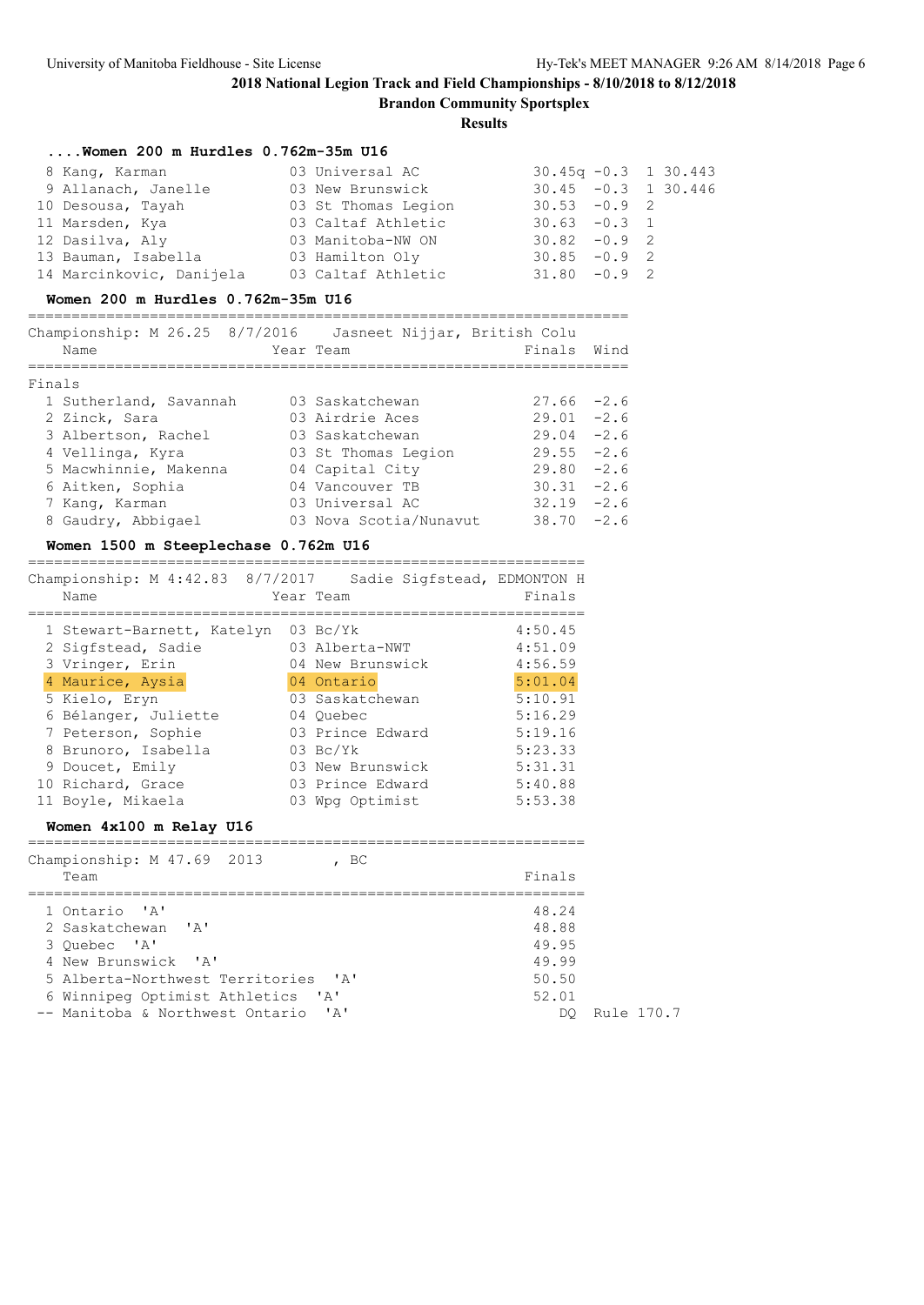## 2018 National Legion Track and Field Championships - 8/10/2018 to 8/12/2018

**Brandon Community Sportsplex**

**Results**

### ....Women 200 m Hurdles 0.762m-35m U16

| Place | Name | Year | Team | Prelims | Wind | H# | |
|---|---|---|---|---|---|---|---|
| 8 | Kang, Karman | 03 | Universal AC | 30.45q | -0.3 | 1 | 30.443 |
| 9 | Allanach, Janelle | 03 | New Brunswick | 30.45 | -0.3 | 1 | 30.446 |
| 10 | Desousa, Tayah | 03 | St Thomas Legion | 30.53 | -0.9 | 2 | |
| 11 | Marsden, Kya | 03 | Caltaf Athletic | 30.63 | -0.3 | 1 | |
| 12 | Dasilva, Aly | 03 | Manitoba-NW ON | 30.82 | -0.9 | 2 | |
| 13 | Bauman, Isabella | 03 | Hamilton Oly | 30.85 | -0.9 | 2 | |
| 14 | Marcinkovic, Danijela | 03 | Caltaf Athletic | 31.80 | -0.9 | 2 | |

### Women 200 m Hurdles 0.762m-35m U16

Championship: M 26.25 8/7/2016 Jasneet Nijjar, British Colu

**Finals**

| Place | Name | Year | Team | Finals | Wind |
|---|---|---|---|---|---|
| 1 | Sutherland, Savannah | 03 | Saskatchewan | 27.66 | -2.6 |
| 2 | Zinck, Sara | 03 | Airdrie Aces | 29.01 | -2.6 |
| 3 | Albertson, Rachel | 03 | Saskatchewan | 29.04 | -2.6 |
| 4 | Vellinga, Kyra | 03 | St Thomas Legion | 29.55 | -2.6 |
| 5 | Macwhinnie, Makenna | 04 | Capital City | 29.80 | -2.6 |
| 6 | Aitken, Sophia | 04 | Vancouver TB | 30.31 | -2.6 |
| 7 | Kang, Karman | 03 | Universal AC | 32.19 | -2.6 |
| 8 | Gaudry, Abbigael | 03 | Nova Scotia/Nunavut | 38.70 | -2.6 |

### Women 1500 m Steeplechase 0.762m U16

Championship: M 4:42.83 8/7/2017 Sadie Sigfstead, EDMONTON H

| Place | Name | Year | Team | Finals |
|---|---|---|---|---|
| 1 | Stewart-Barnett, Katelyn | 03 | Bc/Yk | 4:50.45 |
| 2 | Sigfstead, Sadie | 03 | Alberta-NWT | 4:51.09 |
| 3 | Vringer, Erin | 04 | New Brunswick | 4:56.59 |
| 4 | Maurice, Aysia | 04 | Ontario | 5:01.04 |
| 5 | Kielo, Eryn | 03 | Saskatchewan | 5:10.91 |
| 6 | Bélanger, Juliette | 04 | Quebec | 5:16.29 |
| 7 | Peterson, Sophie | 03 | Prince Edward | 5:19.16 |
| 8 | Brunoro, Isabella | 03 | Bc/Yk | 5:23.33 |
| 9 | Doucet, Emily | 03 | New Brunswick | 5:31.31 |
| 10 | Richard, Grace | 03 | Prince Edward | 5:40.88 |
| 11 | Boyle, Mikaela | 03 | Wpg Optimist | 5:53.38 |

### Women 4x100 m Relay U16

Championship: M 47.69 2013 , BC

| Place | Team | Finals | |
|---|---|---|---|
| 1 | Ontario 'A' | 48.24 | |
| 2 | Saskatchewan 'A' | 48.88 | |
| 3 | Quebec 'A' | 49.95 | |
| 4 | New Brunswick 'A' | 49.99 | |
| 5 | Alberta-Northwest Territories 'A' | 50.50 | |
| 6 | Winnipeg Optimist Athletics 'A' | 52.01 | |
| -- | Manitoba & Northwest Ontario 'A' | DQ | Rule 170.7 |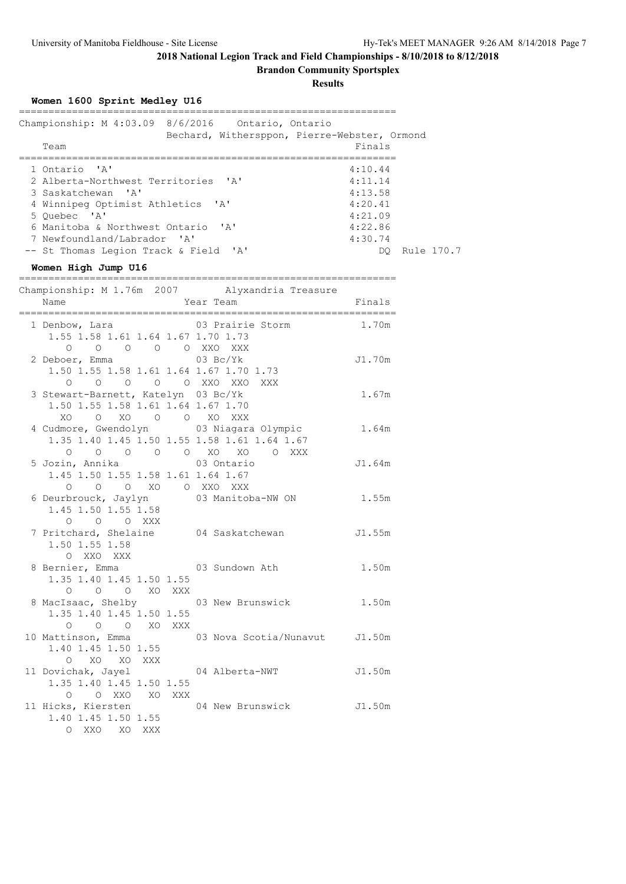## 2018 National Legion Track and Field Championships - 8/10/2018 to 8/12/2018

**Brandon Community Sportsplex**

**Results**

### Women 1600 Sprint Medley U16

Championship: M 4:03.09 8/6/2016 Ontario, Ontario
Bechard, Witherspoon, Pierre-Webster, Ormond

| Place | Team | Finals | |
|---|---|---|---|
| 1 | Ontario 'A' | 4:10.44 | |
| 2 | Alberta-Northwest Territories 'A' | 4:11.14 | |
| 3 | Saskatchewan 'A' | 4:13.58 | |
| 4 | Winnipeg Optimist Athletics 'A' | 4:20.41 | |
| 5 | Quebec 'A' | 4:21.09 | |
| 6 | Manitoba & Northwest Ontario 'A' | 4:22.86 | |
| 7 | Newfoundland/Labrador 'A' | 4:30.74 | |
| -- | St Thomas Legion Track & Field 'A' | DQ | Rule 170.7 |

### Women High Jump U16

Championship: M 1.76m 2007 Alyxandria Treasure

| Place | Name | Year | Team | Finals |
|---|---|---|---|---|
| 1 | Denbow, Lara | 03 | Prairie Storm | 1.70m |
| | 1.55 1.58 1.61 1.64 1.67 1.70 1.73 | | | |
| | O O O O O XXO XXX | | | |
| 2 | Deboer, Emma | 03 | Bc/Yk | J1.70m |
| | 1.50 1.55 1.58 1.61 1.64 1.67 1.70 1.73 | | | |
| | O O O O O XXO XXO XXX | | | |
| 3 | Stewart-Barnett, Katelyn | 03 | Bc/Yk | 1.67m |
| | 1.50 1.55 1.58 1.61 1.64 1.67 1.70 | | | |
| | XO O XO O O XO XXX | | | |
| 4 | Cudmore, Gwendolyn | 03 | Niagara Olympic | 1.64m |
| | 1.35 1.40 1.45 1.50 1.55 1.58 1.61 1.64 1.67 | | | |
| | O O O O O XO XO O XXX | | | |
| 5 | Jozin, Annika | 03 | Ontario | J1.64m |
| | 1.45 1.50 1.55 1.58 1.61 1.64 1.67 | | | |
| | O O O XO O XXO XXX | | | |
| 6 | Deurbrouck, Jaylyn | 03 | Manitoba-NW ON | 1.55m |
| | 1.45 1.50 1.55 1.58 | | | |
| | O O O XXX | | | |
| 7 | Pritchard, Shelaine | 04 | Saskatchewan | J1.55m |
| | 1.50 1.55 1.58 | | | |
| | O XXO XXX | | | |
| 8 | Bernier, Emma | 03 | Sundown Ath | 1.50m |
| | 1.35 1.40 1.45 1.50 1.55 | | | |
| | O O O XO XXX | | | |
| 8 | MacIsaac, Shelby | 03 | New Brunswick | 1.50m |
| | 1.35 1.40 1.45 1.50 1.55 | | | |
| | O O O XO XXX | | | |
| 10 | Mattinson, Emma | 03 | Nova Scotia/Nunavut | J1.50m |
| | 1.40 1.45 1.50 1.55 | | | |
| | O XO XO XXX | | | |
| 11 | Dovichak, Jayel | 04 | Alberta-NWT | J1.50m |
| | 1.35 1.40 1.45 1.50 1.55 | | | |
| | O O XXO XO XXX | | | |
| 11 | Hicks, Kiersten | 04 | New Brunswick | J1.50m |
| | 1.40 1.45 1.50 1.55 | | | |
| | O XXO XO XXX | | | |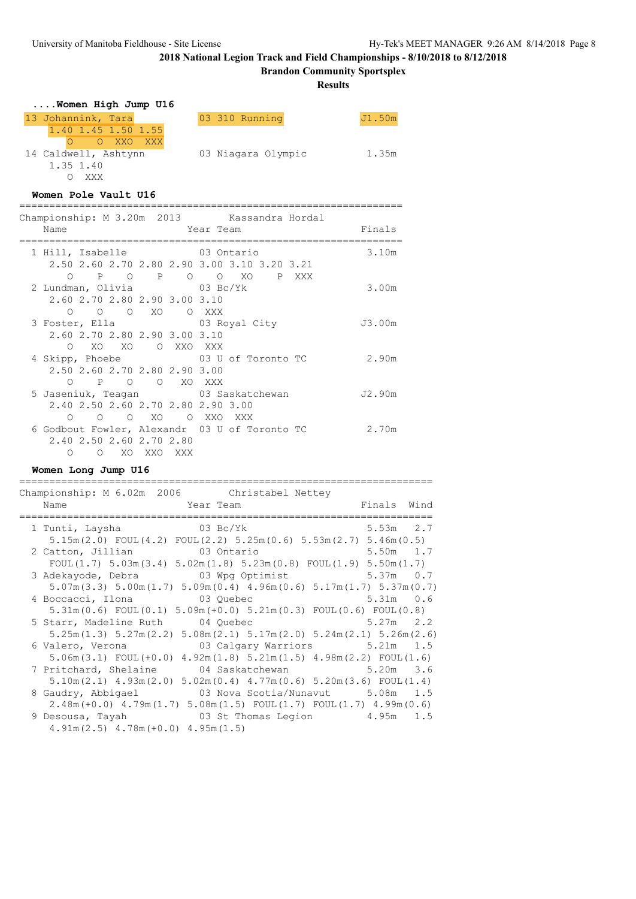## 2018 National Legion Track and Field Championships - 8/10/2018 to 8/12/2018

**Brandon Community Sportsplex**

**Results**

### ....Women High Jump U16

```
 13 Johannink, Tara              03 310 Running            J1.50m
      1.40 1.45 1.50 1.55
        O    O  XXO  XXX
 14 Caldwell, Ashtynn            03 Niagara Olympic         1.35m
      1.35 1.40
        O  XXX
```

### Women Pole Vault U16

```
================================================================
Championship: M 3.20m  2013        Kassandra Hordal
    Name                    Year Team                     Finals
================================================================
  1 Hill, Isabelle            03 Ontario                   3.10m
     2.50 2.60 2.70 2.80 2.90 3.00 3.10 3.20 3.21
        O    P    O    P    O    O   XO    P  XXX
  2 Lundman, Olivia           03 Bc/Yk                     3.00m
     2.60 2.70 2.80 2.90 3.00 3.10
        O    O    O   XO    O  XXX
  3 Foster, Ella              03 Royal City               J3.00m
     2.60 2.70 2.80 2.90 3.00 3.10
        O   XO   XO    O  XXO  XXX
  4 Skipp, Phoebe             03 U of Toronto TC           2.90m
     2.50 2.60 2.70 2.80 2.90 3.00
        O    P    O    O   XO  XXX
  5 Jaseniuk, Teagan          03 Saskatchewan             J2.90m
     2.40 2.50 2.60 2.70 2.80 2.90 3.00
        O    O    O   XO    O  XXO  XXX
  6 Godbout Fowler, Alexandr  03 U of Toronto TC           2.70m
     2.40 2.50 2.60 2.70 2.80
        O    O   XO  XXO  XXX
```

### Women Long Jump U16

```
=====================================================================
Championship: M 6.02m  2006        Christabel Nettey
    Name                    Year Team                     Finals  Wind
=====================================================================
  1 Tunti, Laysha             03 Bc/Yk                     5.53m   2.7
     5.15m(2.0) FOUL(4.2) FOUL(2.2) 5.25m(0.6) 5.53m(2.7) 5.46m(0.5)
  2 Catton, Jillian           03 Ontario                   5.50m   1.7
     FOUL(1.7) 5.03m(3.4) 5.02m(1.8) 5.23m(0.8) FOUL(1.9) 5.50m(1.7)
  3 Adekayode, Debra          03 Wpg Optimist              5.37m   0.7
     5.07m(3.3) 5.00m(1.7) 5.09m(0.4) 4.96m(0.6) 5.17m(1.7) 5.37m(0.7)
  4 Boccacci, Ilona           03 Quebec                    5.31m   0.6
     5.31m(0.6) FOUL(0.1) 5.09m(+0.0) 5.21m(0.3) FOUL(0.6) FOUL(0.8)
  5 Starr, Madeline Ruth      04 Quebec                    5.27m   2.2
     5.25m(1.3) 5.27m(2.2) 5.08m(2.1) 5.17m(2.0) 5.24m(2.1) 5.26m(2.6)
  6 Valero, Verona            03 Calgary Warriors          5.21m   1.5
     5.06m(3.1) FOUL(+0.0) 4.92m(1.8) 5.21m(1.5) 4.98m(2.2) FOUL(1.6)
  7 Pritchard, Shelaine       04 Saskatchewan              5.20m   3.6
     5.10m(2.1) 4.93m(2.0) 5.02m(0.4) 4.77m(0.6) 5.20m(3.6) FOUL(1.4)
  8 Gaudry, Abbigael          03 Nova Scotia/Nunavut       5.08m   1.5
     2.48m(+0.0) 4.79m(1.7) 5.08m(1.5) FOUL(1.7) FOUL(1.7) 4.99m(0.6)
  9 Desousa, Tayah            03 St Thomas Legion          4.95m   1.5
     4.91m(2.5) 4.78m(+0.0) 4.95m(1.5)
```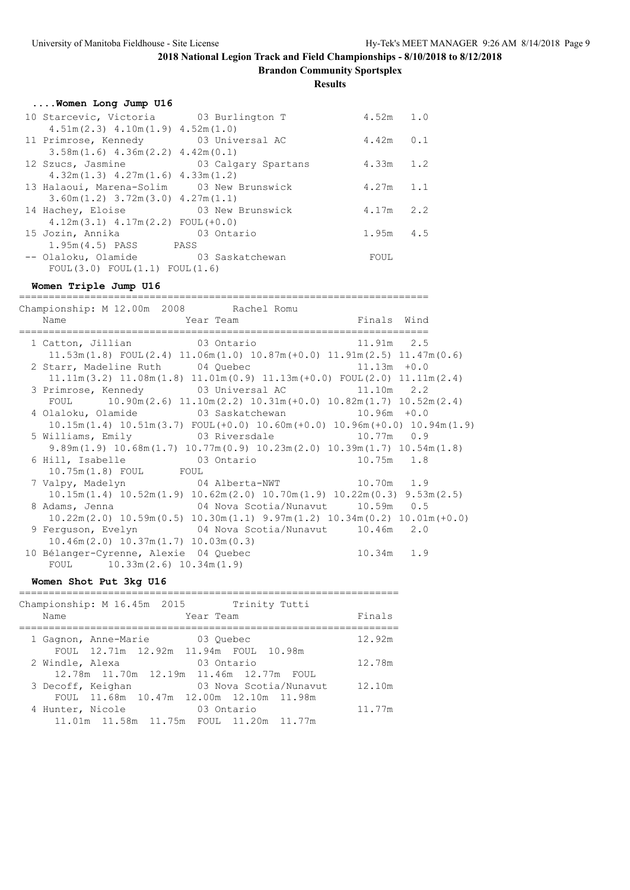**2018 National Legion Track and Field Championships - 8/10/2018 to 8/12/2018**

**Brandon Community Sportsplex**

**Results**

### ....Women Long Jump U16

```
 10 Starcevic, Victoria        03 Burlington T               4.52m   1.0
     4.51m(2.3) 4.10m(1.9) 4.52m(1.0)
 11 Primrose, Kennedy          03 Universal AC               4.42m   0.1
     3.58m(1.6) 4.36m(2.2) 4.42m(0.1)
 12 Szucs, Jasmine             03 Calgary Spartans           4.33m   1.2
     4.32m(1.3) 4.27m(1.6) 4.33m(1.2)
 13 Halaoui, Marena-Solim      03 New Brunswick              4.27m   1.1
     3.60m(1.2) 3.72m(3.0) 4.27m(1.1)
 14 Hachey, Eloise             03 New Brunswick              4.17m   2.2
     4.12m(3.1) 4.17m(2.2) FOUL(+0.0)
 15 Jozin, Annika              03 Ontario                    1.95m   4.5
     1.95m(4.5) PASS       PASS
 -- Olaloku, Olamide           03 Saskatchewan                FOUL
     FOUL(3.0) FOUL(1.1) FOUL(1.6)
```

### Women Triple Jump U16

```
=====================================================================
Championship: M 12.00m  2008        Rachel Romu
    Name                    Year Team                    Finals  Wind
=====================================================================
  1 Catton, Jillian            03 Ontario                 11.91m   2.5
     11.53m(1.8) FOUL(2.4) 11.06m(1.0) 10.87m(+0.0) 11.91m(2.5) 11.47m(0.6)
  2 Starr, Madeline Ruth       04 Quebec                  11.13m  +0.0
     11.11m(3.2) 11.08m(1.8) 11.01m(0.9) 11.13m(+0.0) FOUL(2.0) 11.11m(2.4)
  3 Primrose, Kennedy          03 Universal AC            11.10m   2.2
     FOUL      10.90m(2.6) 11.10m(2.2) 10.31m(+0.0) 10.82m(1.7) 10.52m(2.4)
  4 Olaloku, Olamide           03 Saskatchewan            10.96m  +0.0
     10.15m(1.4) 10.51m(3.7) FOUL(+0.0) 10.60m(+0.0) 10.96m(+0.0) 10.94m(1.9)
  5 Williams, Emily            03 Riversdale              10.77m   0.9
     9.89m(1.9) 10.68m(1.7) 10.77m(0.9) 10.23m(2.0) 10.39m(1.7) 10.54m(1.8)
  6 Hill, Isabelle             03 Ontario                 10.75m   1.8
     10.75m(1.8) FOUL      FOUL
  7 Valpy, Madelyn             04 Alberta-NWT             10.70m   1.9
     10.15m(1.4) 10.52m(1.9) 10.62m(2.0) 10.70m(1.9) 10.22m(0.3) 9.53m(2.5)
  8 Adams, Jenna               04 Nova Scotia/Nunavut     10.59m   0.5
     10.22m(2.0) 10.59m(0.5) 10.30m(1.1) 9.97m(1.2) 10.34m(0.2) 10.01m(+0.0)
  9 Ferguson, Evelyn           04 Nova Scotia/Nunavut     10.46m   2.0
     10.46m(2.0) 10.37m(1.7) 10.03m(0.3)
 10 Bélanger-Cyrenne, Alexie  04 Quebec                   10.34m   1.9
     FOUL      10.33m(2.6) 10.34m(1.9)
```

### Women Shot Put 3kg U16

```
================================================================
Championship: M 16.45m  2015        Trinity Tutti
    Name                    Year Team                    Finals
================================================================
  1 Gagnon, Anne-Marie         03 Quebec                  12.92m
     FOUL  12.71m  12.92m  11.94m  FOUL  10.98m
  2 Windle, Alexa              03 Ontario                 12.78m
     12.78m  11.70m  12.19m  11.46m  12.77m  FOUL
  3 Decoff, Keighan            03 Nova Scotia/Nunavut     12.10m
     FOUL  11.68m  10.47m  12.00m  12.10m  11.98m
  4 Hunter, Nicole             03 Ontario                 11.77m
     11.01m  11.58m  11.75m  FOUL  11.20m  11.77m
```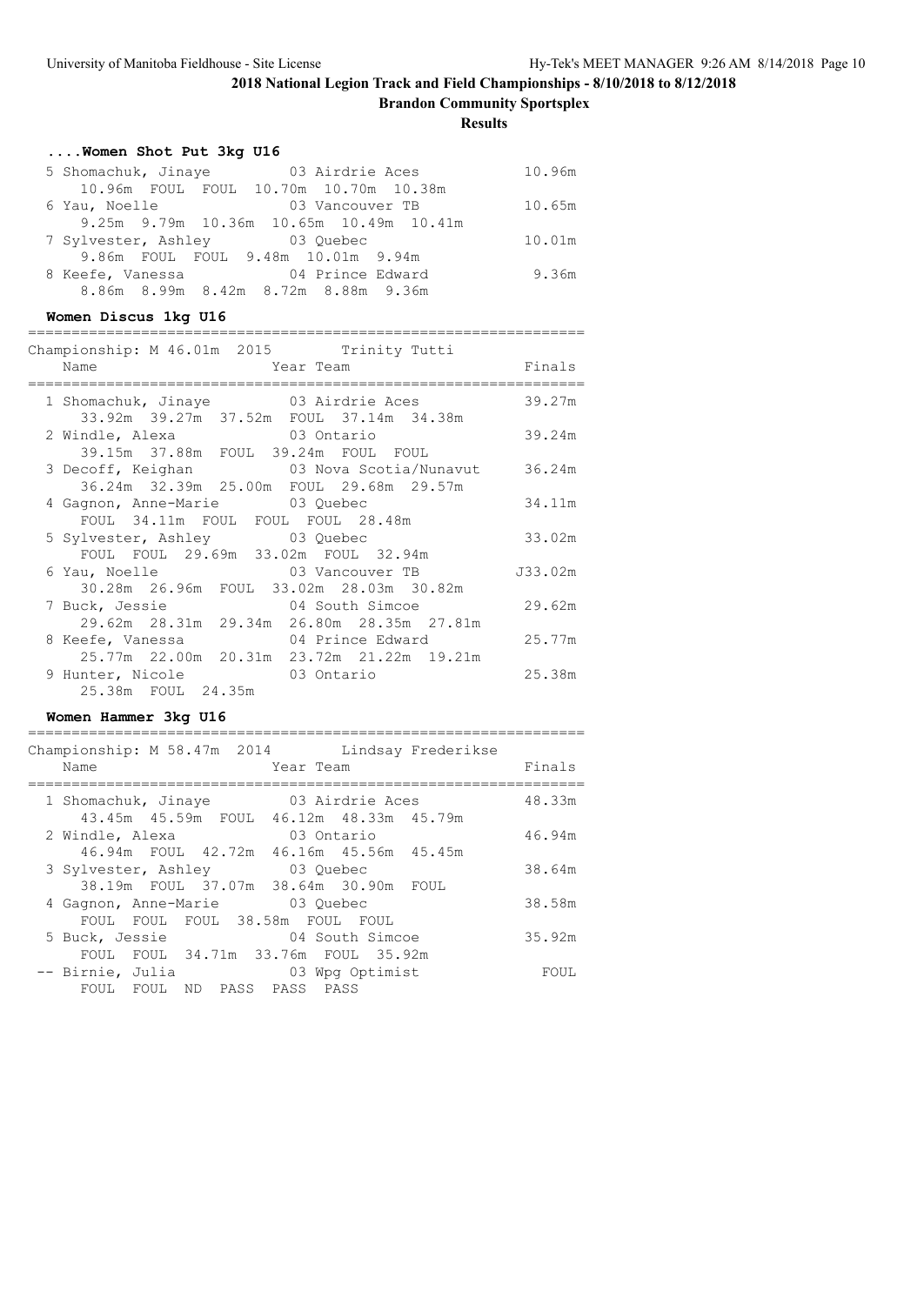## 2018 National Legion Track and Field Championships - 8/10/2018 to 8/12/2018

**Brandon Community Sportsplex**

**Results**

### ....Women Shot Put 3kg U16

| Place | Name | Year | Team | Finals |
|---|---|---|---|---|
| 5 | Shomachuk, Jinaye | 03 | Airdrie Aces | 10.96m |
| | 10.96m FOUL FOUL 10.70m 10.70m 10.38m | | | |
| 6 | Yau, Noelle | 03 | Vancouver TB | 10.65m |
| | 9.25m 9.79m 10.36m 10.65m 10.49m 10.41m | | | |
| 7 | Sylvester, Ashley | 03 | Quebec | 10.01m |
| | 9.86m FOUL FOUL 9.48m 10.01m 9.94m | | | |
| 8 | Keefe, Vanessa | 04 | Prince Edward | 9.36m |
| | 8.86m 8.99m 8.42m 8.72m 8.88m 9.36m | | | |

### Women Discus 1kg U16

Championship: M 46.01m 2015 Trinity Tutti

| Place | Name | Year | Team | Finals |
|---|---|---|---|---|
| 1 | Shomachuk, Jinaye | 03 | Airdrie Aces | 39.27m |
| | 33.92m 39.27m 37.52m FOUL 37.14m 34.38m | | | |
| 2 | Windle, Alexa | 03 | Ontario | 39.24m |
| | 39.15m 37.88m FOUL 39.24m FOUL FOUL | | | |
| 3 | Decoff, Keighan | 03 | Nova Scotia/Nunavut | 36.24m |
| | 36.24m 32.39m 25.00m FOUL 29.68m 29.57m | | | |
| 4 | Gagnon, Anne-Marie | 03 | Quebec | 34.11m |
| | FOUL 34.11m FOUL FOUL FOUL 28.48m | | | |
| 5 | Sylvester, Ashley | 03 | Quebec | 33.02m |
| | FOUL FOUL 29.69m 33.02m FOUL 32.94m | | | |
| 6 | Yau, Noelle | 03 | Vancouver TB | J33.02m |
| | 30.28m 26.96m FOUL 33.02m 28.03m 30.82m | | | |
| 7 | Buck, Jessie | 04 | South Simcoe | 29.62m |
| | 29.62m 28.31m 29.34m 26.80m 28.35m 27.81m | | | |
| 8 | Keefe, Vanessa | 04 | Prince Edward | 25.77m |
| | 25.77m 22.00m 20.31m 23.72m 21.22m 19.21m | | | |
| 9 | Hunter, Nicole | 03 | Ontario | 25.38m |
| | 25.38m FOUL 24.35m | | | |

### Women Hammer 3kg U16

Championship: M 58.47m 2014 Lindsay Frederikse

| Place | Name | Year | Team | Finals |
|---|---|---|---|---|
| 1 | Shomachuk, Jinaye | 03 | Airdrie Aces | 48.33m |
| | 43.45m 45.59m FOUL 46.12m 48.33m 45.79m | | | |
| 2 | Windle, Alexa | 03 | Ontario | 46.94m |
| | 46.94m FOUL 42.72m 46.16m 45.56m 45.45m | | | |
| 3 | Sylvester, Ashley | 03 | Quebec | 38.64m |
| | 38.19m FOUL 37.07m 38.64m 30.90m FOUL | | | |
| 4 | Gagnon, Anne-Marie | 03 | Quebec | 38.58m |
| | FOUL FOUL FOUL 38.58m FOUL FOUL | | | |
| 5 | Buck, Jessie | 04 | South Simcoe | 35.92m |
| | FOUL FOUL 34.71m 33.76m FOUL 35.92m | | | |
| -- | Birnie, Julia | 03 | Wpg Optimist | FOUL |
| | FOUL FOUL ND PASS PASS PASS | | | |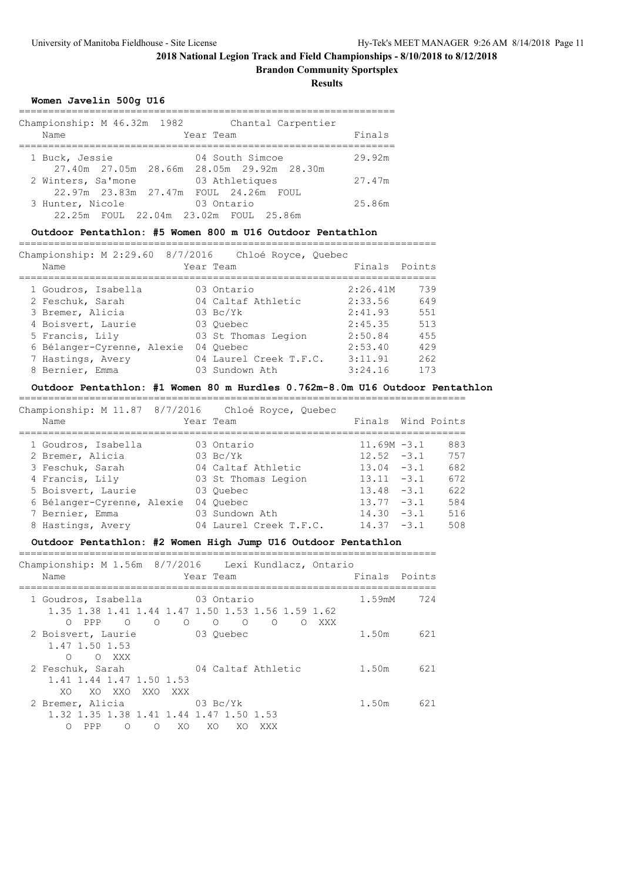## 2018 National Legion Track and Field Championships - 8/10/2018 to 8/12/2018

**Brandon Community Sportsplex**

**Results**

### Women Javelin 500g U16

Championship: M 46.32m 1982 Chantal Carpentier

| Name | Year | Team | Finals |
|---|---|---|---|
| 1 Buck, Jessie | 04 | South Simcoe | 29.92m |
| 27.40m 27.05m 28.66m 28.05m 29.92m 28.30m | | | |
| 2 Winters, Sa'mone | 03 | Athletiques | 27.47m |
| 22.97m 23.83m 27.47m FOUL 24.26m FOUL | | | |
| 3 Hunter, Nicole | 03 | Ontario | 25.86m |
| 22.25m FOUL 22.04m 23.02m FOUL 25.86m | | | |

### Outdoor Pentathlon: #5 Women 800 m U16 Outdoor Pentathlon

Championship: M 2:29.60 8/7/2016 Chloé Royce, Quebec

| Name | Year | Team | Finals | Points |
|---|---|---|---|---|
| 1 Goudros, Isabella | 03 | Ontario | 2:26.41M | 739 |
| 2 Feschuk, Sarah | 04 | Caltaf Athletic | 2:33.56 | 649 |
| 3 Bremer, Alicia | 03 | Bc/Yk | 2:41.93 | 551 |
| 4 Boisvert, Laurie | 03 | Quebec | 2:45.35 | 513 |
| 5 Francis, Lily | 03 | St Thomas Legion | 2:50.84 | 455 |
| 6 Bélanger-Cyrenne, Alexie | 04 | Quebec | 2:53.40 | 429 |
| 7 Hastings, Avery | 04 | Laurel Creek T.F.C. | 3:11.91 | 262 |
| 8 Bernier, Emma | 03 | Sundown Ath | 3:24.16 | 173 |

### Outdoor Pentathlon: #1 Women 80 m Hurdles 0.762m-8.0m U16 Outdoor Pentathlon

Championship: M 11.87 8/7/2016 Chloé Royce, Quebec

| Name | Year | Team | Finals | Wind | Points |
|---|---|---|---|---|---|
| 1 Goudros, Isabella | 03 | Ontario | 11.69M | -3.1 | 883 |
| 2 Bremer, Alicia | 03 | Bc/Yk | 12.52 | -3.1 | 757 |
| 3 Feschuk, Sarah | 04 | Caltaf Athletic | 13.04 | -3.1 | 682 |
| 4 Francis, Lily | 03 | St Thomas Legion | 13.11 | -3.1 | 672 |
| 5 Boisvert, Laurie | 03 | Quebec | 13.48 | -3.1 | 622 |
| 6 Bélanger-Cyrenne, Alexie | 04 | Quebec | 13.77 | -3.1 | 584 |
| 7 Bernier, Emma | 03 | Sundown Ath | 14.30 | -3.1 | 516 |
| 8 Hastings, Avery | 04 | Laurel Creek T.F.C. | 14.37 | -3.1 | 508 |

### Outdoor Pentathlon: #2 Women High Jump U16 Outdoor Pentathlon

Championship: M 1.56m 8/7/2016 Lexi Kundlacz, Ontario

| Name | Year | Team | Finals | Points |
|---|---|---|---|---|
| 1 Goudros, Isabella | 03 | Ontario | 1.59mM | 724 |
| 1.35 1.38 1.41 1.44 1.47 1.50 1.53 1.56 1.59 1.62 | | | | |
| O PPP O O O O O O O XXX | | | | |
| 2 Boisvert, Laurie | 03 | Quebec | 1.50m | 621 |
| 1.47 1.50 1.53 | | | | |
| O O XXX | | | | |
| 2 Feschuk, Sarah | 04 | Caltaf Athletic | 1.50m | 621 |
| 1.41 1.44 1.47 1.50 1.53 | | | | |
| XO XO XXO XXO XXX | | | | |
| 2 Bremer, Alicia | 03 | Bc/Yk | 1.50m | 621 |
| 1.32 1.35 1.38 1.41 1.44 1.47 1.50 1.53 | | | | |
| O PPP O O XO XO XO XXX | | | | |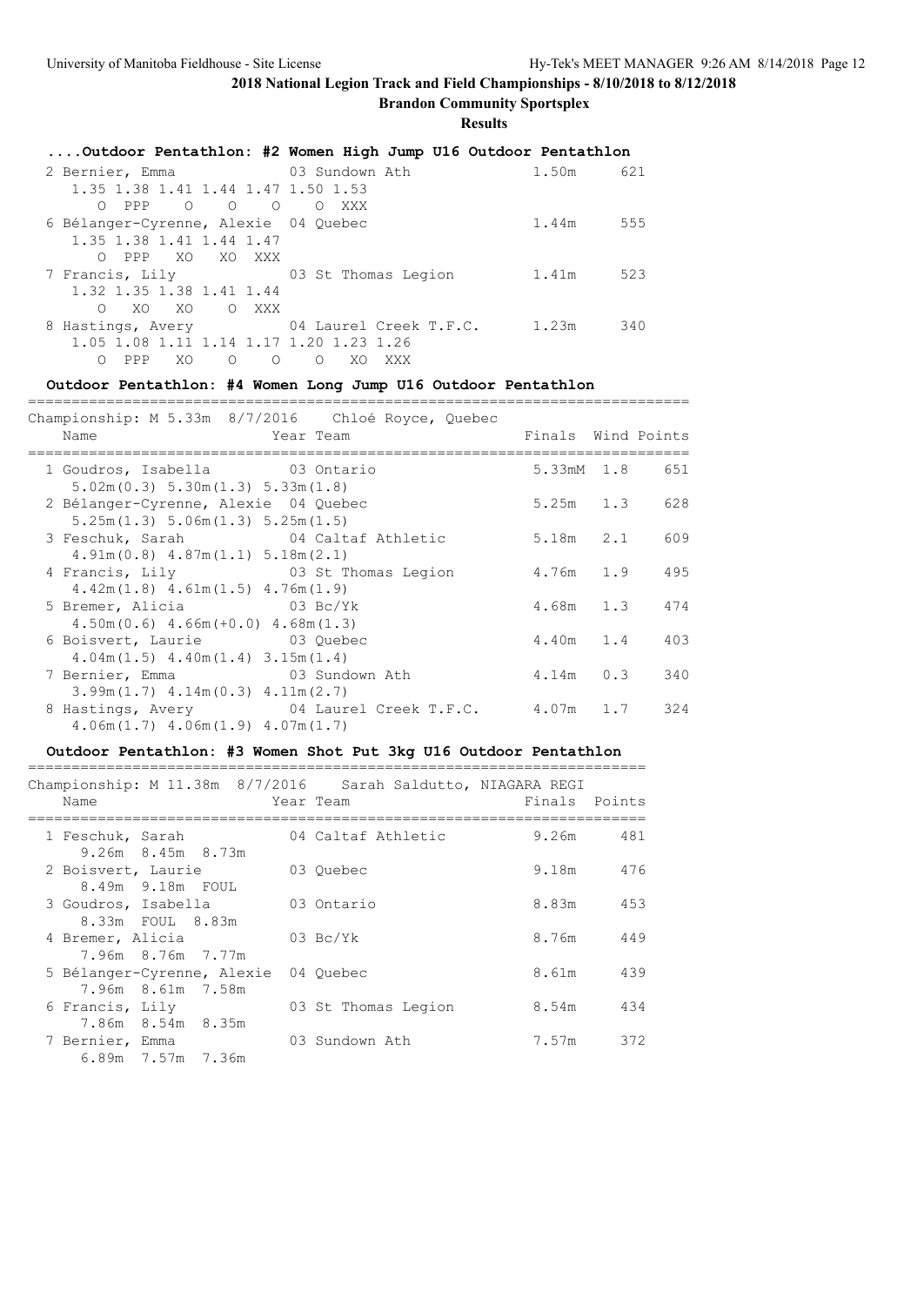# 2018 National Legion Track and Field Championships - 8/10/2018 to 8/12/2018

**Brandon Community Sportsplex**

**Results**

### ....Outdoor Pentathlon: #2 Women High Jump U16 Outdoor Pentathlon

```
  2 Bernier, Emma              03 Sundown Ath                1.50m      621
     1.35 1.38 1.41 1.44 1.47 1.50 1.53
        O  PPP    O    O    O    O  XXX
  6 Bélanger-Cyrenne, Alexie  04 Quebec                      1.44m      555
     1.35 1.38 1.41 1.44 1.47
        O  PPP   XO   XO  XXX
  7 Francis, Lily              03 St Thomas Legion           1.41m      523
     1.32 1.35 1.38 1.41 1.44
        O   XO   XO    O  XXX
  8 Hastings, Avery            04 Laurel Creek T.F.C.        1.23m      340
     1.05 1.08 1.11 1.14 1.17 1.20 1.23 1.26
        O  PPP   XO    O    O    O   XO  XXX
```

### Outdoor Pentathlon: #4 Women Long Jump U16 Outdoor Pentathlon

```
==============================================================================
Championship: M 5.33m  8/7/2016    Chloé Royce, Quebec
    Name                    Year Team                  Finals  Wind Points
==============================================================================
  1 Goudros, Isabella          03 Ontario                 5.33mM  1.8    651
     5.02m(0.3) 5.30m(1.3) 5.33m(1.8)
  2 Bélanger-Cyrenne, Alexie  04 Quebec                  5.25m   1.3    628
     5.25m(1.3) 5.06m(1.3) 5.25m(1.5)
  3 Feschuk, Sarah             04 Caltaf Athletic         5.18m   2.1    609
     4.91m(0.8) 4.87m(1.1) 5.18m(2.1)
  4 Francis, Lily              03 St Thomas Legion        4.76m   1.9    495
     4.42m(1.8) 4.61m(1.5) 4.76m(1.9)
  5 Bremer, Alicia             03 Bc/Yk                   4.68m   1.3    474
     4.50m(0.6) 4.66m(+0.0) 4.68m(1.3)
  6 Boisvert, Laurie           03 Quebec                  4.40m   1.4    403
     4.04m(1.5) 4.40m(1.4) 3.15m(1.4)
  7 Bernier, Emma              03 Sundown Ath             4.14m   0.3    340
     3.99m(1.7) 4.14m(0.3) 4.11m(2.7)
  8 Hastings, Avery            04 Laurel Creek T.F.C.     4.07m   1.7    324
     4.06m(1.7) 4.06m(1.9) 4.07m(1.7)
```

### Outdoor Pentathlon: #3 Women Shot Put 3kg U16 Outdoor Pentathlon

```
=========================================================================
Championship: M 11.38m  8/7/2016    Sarah Saldutto, NIAGARA REGI
    Name                    Year Team                     Finals  Points
=========================================================================
  1 Feschuk, Sarah             04 Caltaf Athletic           9.26m     481
     9.26m  8.45m  8.73m
  2 Boisvert, Laurie           03 Quebec                    9.18m     476
     8.49m  9.18m  FOUL
  3 Goudros, Isabella          03 Ontario                   8.83m     453
     8.33m  FOUL  8.83m
  4 Bremer, Alicia             03 Bc/Yk                     8.76m     449
     7.96m  8.76m  7.77m
  5 Bélanger-Cyrenne, Alexie  04 Quebec                     8.61m     439
     7.96m  8.61m  7.58m
  6 Francis, Lily              03 St Thomas Legion          8.54m     434
     7.86m  8.54m  8.35m
  7 Bernier, Emma              03 Sundown Ath               7.57m     372
     6.89m  7.57m  7.36m
```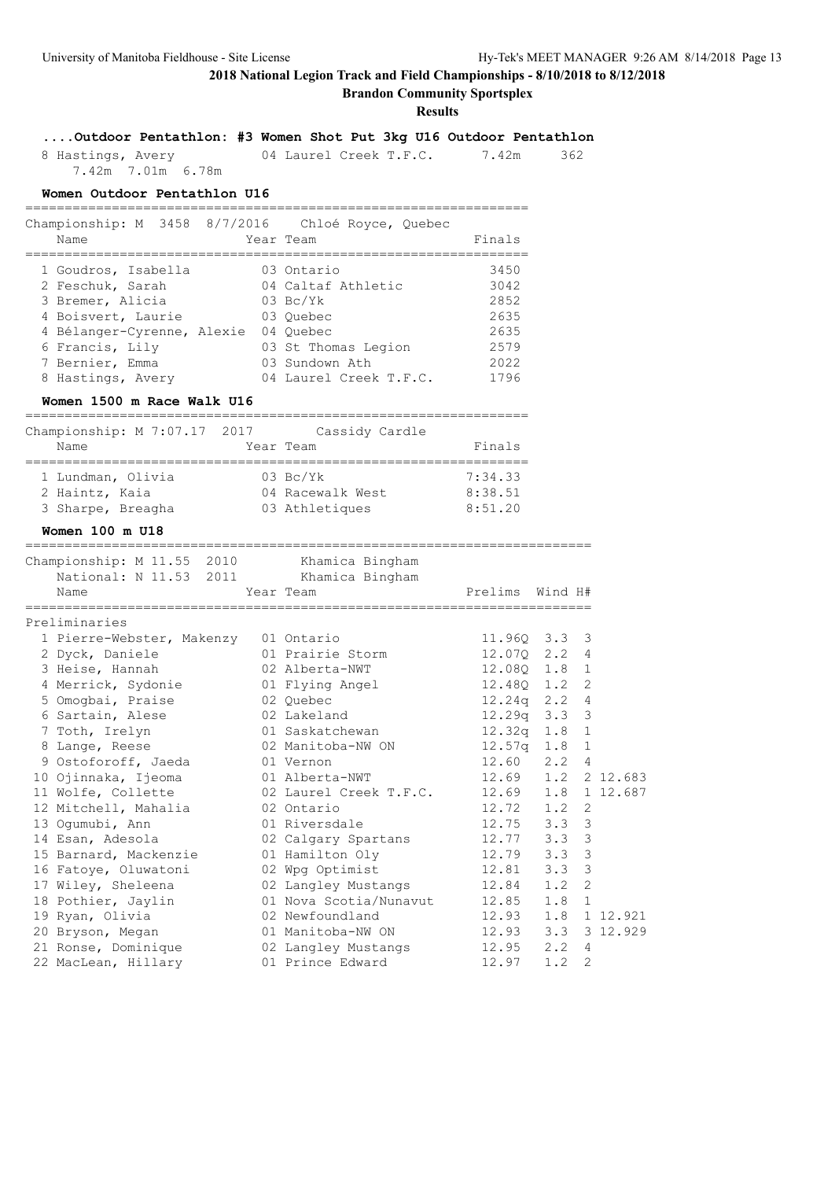## ....Outdoor Pentathlon: #3 Women Shot Put 3kg U16 Outdoor Pentathlon

| Place | Name | Year | Team | Finals | Points |
|---|---|---|---|---|---|
| 8 | Hastings, Avery | 04 | Laurel Creek T.F.C. | 7.42m | 362 |
| | 7.42m 7.01m 6.78m | | | | |

### Women Outdoor Pentathlon U16

Championship: M 3458 8/7/2016 Chloé Royce, Quebec

| Place | Name | Year | Team | Finals |
|---|---|---|---|---|
| 1 | Goudros, Isabella | 03 | Ontario | 3450 |
| 2 | Feschuk, Sarah | 04 | Caltaf Athletic | 3042 |
| 3 | Bremer, Alicia | 03 | Bc/Yk | 2852 |
| 4 | Boisvert, Laurie | 03 | Quebec | 2635 |
| 4 | Bélanger-Cyrenne, Alexie | 04 | Quebec | 2635 |
| 6 | Francis, Lily | 03 | St Thomas Legion | 2579 |
| 7 | Bernier, Emma | 03 | Sundown Ath | 2022 |
| 8 | Hastings, Avery | 04 | Laurel Creek T.F.C. | 1796 |

### Women 1500 m Race Walk U16

Championship: M 7:07.17 2017 Cassidy Cardle

| Place | Name | Year | Team | Finals |
|---|---|---|---|---|
| 1 | Lundman, Olivia | 03 | Bc/Yk | 7:34.33 |
| 2 | Haintz, Kaia | 04 | Racewalk West | 8:38.51 |
| 3 | Sharpe, Breagha | 03 | Athletiques | 8:51.20 |

### Women 100 m U18

Championship: M 11.55 2010 Khamica Bingham
National: N 11.53 2011 Khamica Bingham

**Preliminaries**

| Place | Name | Year | Team | Prelims | Wind | H# | |
|---|---|---|---|---|---|---|---|
| 1 | Pierre-Webster, Makenzy | 01 | Ontario | 11.96Q | 3.3 | 3 | |
| 2 | Dyck, Daniele | 01 | Prairie Storm | 12.07Q | 2.2 | 4 | |
| 3 | Heise, Hannah | 02 | Alberta-NWT | 12.08Q | 1.8 | 1 | |
| 4 | Merrick, Sydonie | 01 | Flying Angel | 12.48Q | 1.2 | 2 | |
| 5 | Omogbai, Praise | 02 | Quebec | 12.24q | 2.2 | 4 | |
| 6 | Sartain, Alese | 02 | Lakeland | 12.29q | 3.3 | 3 | |
| 7 | Toth, Irelyn | 01 | Saskatchewan | 12.32q | 1.8 | 1 | |
| 8 | Lange, Reese | 02 | Manitoba-NW ON | 12.57q | 1.8 | 1 | |
| 9 | Ostoforoff, Jaeda | 01 | Vernon | 12.60 | 2.2 | 4 | |
| 10 | Ojinnaka, Ijeoma | 01 | Alberta-NWT | 12.69 | 1.2 | 2 | 12.683 |
| 11 | Wolfe, Collette | 02 | Laurel Creek T.F.C. | 12.69 | 1.8 | 1 | 12.687 |
| 12 | Mitchell, Mahalia | 02 | Ontario | 12.72 | 1.2 | 2 | |
| 13 | Ogumubi, Ann | 01 | Riversdale | 12.75 | 3.3 | 3 | |
| 14 | Esan, Adesola | 02 | Calgary Spartans | 12.77 | 3.3 | 3 | |
| 15 | Barnard, Mackenzie | 01 | Hamilton Oly | 12.79 | 3.3 | 3 | |
| 16 | Fatoye, Oluwatoni | 02 | Wpg Optimist | 12.81 | 3.3 | 3 | |
| 17 | Wiley, Sheleena | 02 | Langley Mustangs | 12.84 | 1.2 | 2 | |
| 18 | Pothier, Jaylin | 01 | Nova Scotia/Nunavut | 12.85 | 1.8 | 1 | |
| 19 | Ryan, Olivia | 02 | Newfoundland | 12.93 | 1.8 | 1 | 12.921 |
| 20 | Bryson, Megan | 01 | Manitoba-NW ON | 12.93 | 3.3 | 3 | 12.929 |
| 21 | Ronse, Dominique | 02 | Langley Mustangs | 12.95 | 2.2 | 4 | |
| 22 | MacLean, Hillary | 01 | Prince Edward | 12.97 | 1.2 | 2 | |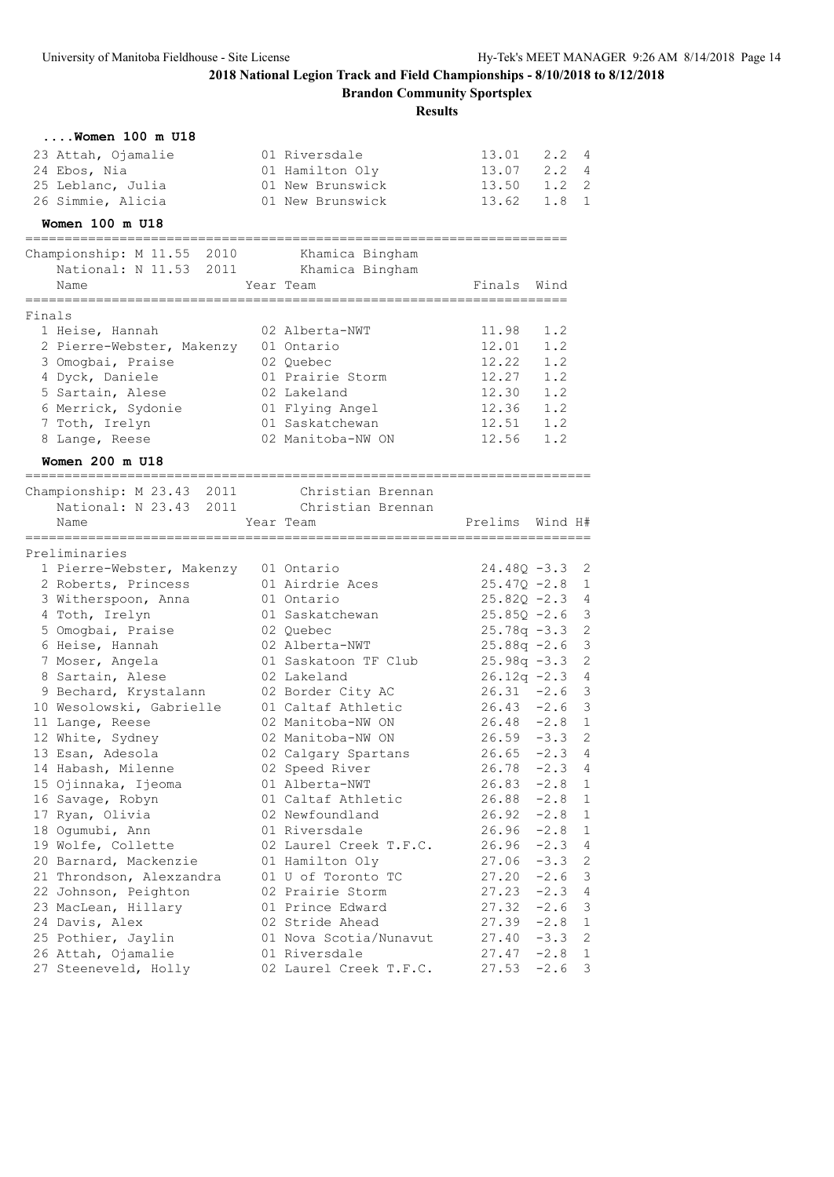# 2018 National Legion Track and Field Championships - 8/10/2018 to 8/12/2018

## Brandon Community Sportsplex

### Results

#### ....Women 100 m U18

| Place | Name | Year | Team | Prelims | Wind | H# |
|---|---|---|---|---|---|---|
| 23 | Attah, Ojamalie | 01 | Riversdale | 13.01 | 2.2 | 4 |
| 24 | Ebos, Nia | 01 | Hamilton Oly | 13.07 | 2.2 | 4 |
| 25 | Leblanc, Julia | 01 | New Brunswick | 13.50 | 1.2 | 2 |
| 26 | Simmie, Alicia | 01 | New Brunswick | 13.62 | 1.8 | 1 |

#### Women 100 m U18

Championship: M 11.55 2010 Khamica Bingham
National: N 11.53 2011 Khamica Bingham

Finals

| Place | Name | Year | Team | Finals | Wind |
|---|---|---|---|---|---|
| 1 | Heise, Hannah | 02 | Alberta-NWT | 11.98 | 1.2 |
| 2 | Pierre-Webster, Makenzy | 01 | Ontario | 12.01 | 1.2 |
| 3 | Omogbai, Praise | 02 | Quebec | 12.22 | 1.2 |
| 4 | Dyck, Daniele | 01 | Prairie Storm | 12.27 | 1.2 |
| 5 | Sartain, Alese | 02 | Lakeland | 12.30 | 1.2 |
| 6 | Merrick, Sydonie | 01 | Flying Angel | 12.36 | 1.2 |
| 7 | Toth, Irelyn | 01 | Saskatchewan | 12.51 | 1.2 |
| 8 | Lange, Reese | 02 | Manitoba-NW ON | 12.56 | 1.2 |

#### Women 200 m U18

Championship: M 23.43 2011 Christian Brennan
National: N 23.43 2011 Christian Brennan

Preliminaries

| Place | Name | Year | Team | Prelims | Wind | H# |
|---|---|---|---|---|---|---|
| 1 | Pierre-Webster, Makenzy | 01 | Ontario | 24.48Q | -3.3 | 2 |
| 2 | Roberts, Princess | 01 | Airdrie Aces | 25.47Q | -2.8 | 1 |
| 3 | Witherspoon, Anna | 01 | Ontario | 25.82Q | -2.3 | 4 |
| 4 | Toth, Irelyn | 01 | Saskatchewan | 25.85Q | -2.6 | 3 |
| 5 | Omogbai, Praise | 02 | Quebec | 25.78q | -3.3 | 2 |
| 6 | Heise, Hannah | 02 | Alberta-NWT | 25.88q | -2.6 | 3 |
| 7 | Moser, Angela | 01 | Saskatoon TF Club | 25.98q | -3.3 | 2 |
| 8 | Sartain, Alese | 02 | Lakeland | 26.12q | -2.3 | 4 |
| 9 | Bechard, Krystalann | 02 | Border City AC | 26.31 | -2.6 | 3 |
| 10 | Wesolowski, Gabrielle | 01 | Caltaf Athletic | 26.43 | -2.6 | 3 |
| 11 | Lange, Reese | 02 | Manitoba-NW ON | 26.48 | -2.8 | 1 |
| 12 | White, Sydney | 02 | Manitoba-NW ON | 26.59 | -3.3 | 2 |
| 13 | Esan, Adesola | 02 | Calgary Spartans | 26.65 | -2.3 | 4 |
| 14 | Habash, Milenne | 02 | Speed River | 26.78 | -2.3 | 4 |
| 15 | Ojinnaka, Ijeoma | 01 | Alberta-NWT | 26.83 | -2.8 | 1 |
| 16 | Savage, Robyn | 01 | Caltaf Athletic | 26.88 | -2.8 | 1 |
| 17 | Ryan, Olivia | 02 | Newfoundland | 26.92 | -2.8 | 1 |
| 18 | Ogumubi, Ann | 01 | Riversdale | 26.96 | -2.8 | 1 |
| 19 | Wolfe, Collette | 02 | Laurel Creek T.F.C. | 26.96 | -2.3 | 4 |
| 20 | Barnard, Mackenzie | 01 | Hamilton Oly | 27.06 | -3.3 | 2 |
| 21 | Throndson, Alexzandra | 01 | U of Toronto TC | 27.20 | -2.6 | 3 |
| 22 | Johnson, Peighton | 02 | Prairie Storm | 27.23 | -2.3 | 4 |
| 23 | MacLean, Hillary | 01 | Prince Edward | 27.32 | -2.6 | 3 |
| 24 | Davis, Alex | 02 | Stride Ahead | 27.39 | -2.8 | 1 |
| 25 | Pothier, Jaylin | 01 | Nova Scotia/Nunavut | 27.40 | -3.3 | 2 |
| 26 | Attah, Ojamalie | 01 | Riversdale | 27.47 | -2.8 | 1 |
| 27 | Steeneveld, Holly | 02 | Laurel Creek T.F.C. | 27.53 | -2.6 | 3 |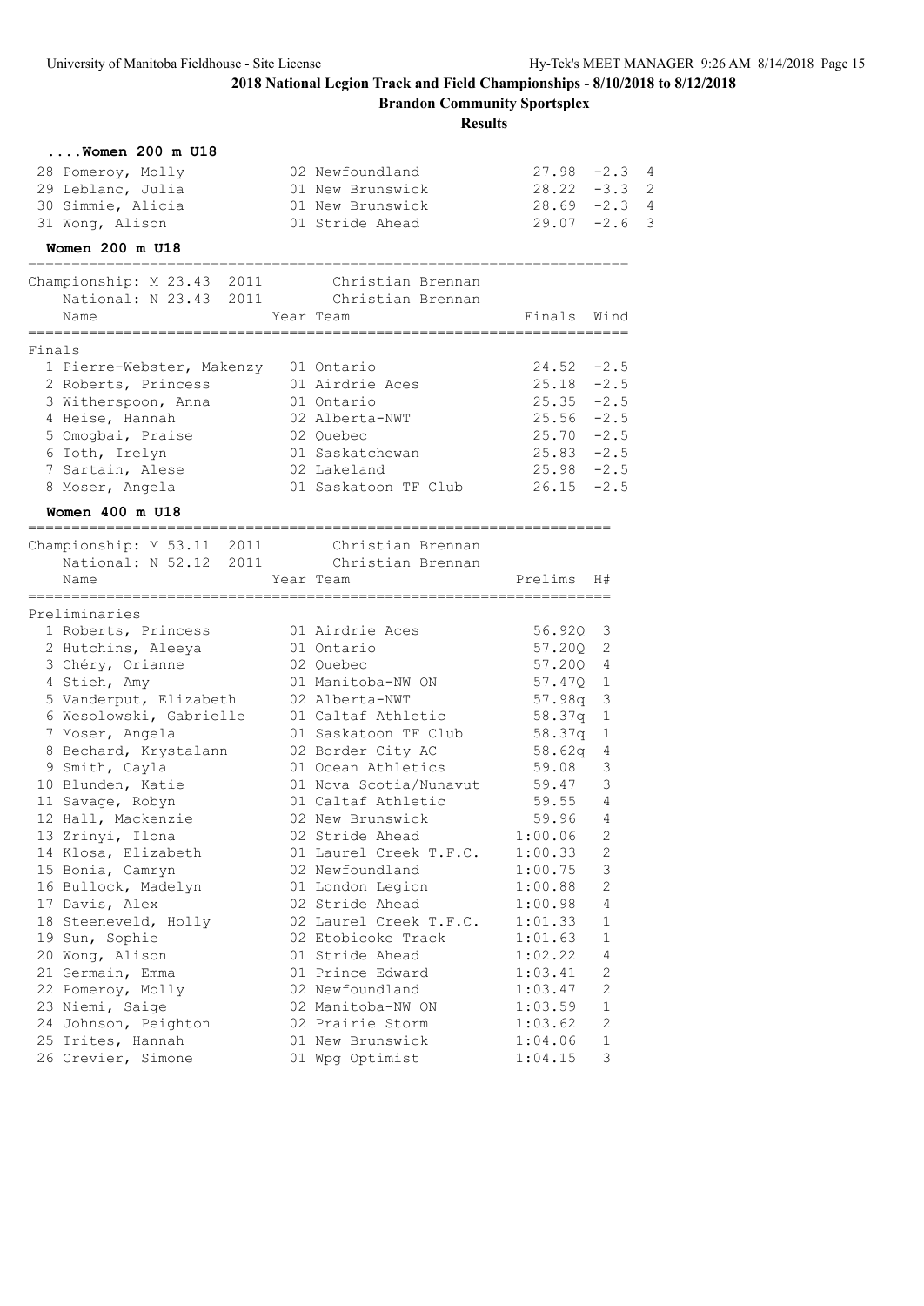**2018 National Legion Track and Field Championships - 8/10/2018 to 8/12/2018**

**Brandon Community Sportsplex**

**Results**

### ....Women 200 m U18

| Place | Name | Year | Team | Time | Wind | H# |
|---|---|---|---|---|---|---|
| 28 | Pomeroy, Molly | 02 | Newfoundland | 27.98 | -2.3 | 4 |
| 29 | Leblanc, Julia | 01 | New Brunswick | 28.22 | -3.3 | 2 |
| 30 | Simmie, Alicia | 01 | New Brunswick | 28.69 | -2.3 | 4 |
| 31 | Wong, Alison | 01 | Stride Ahead | 29.07 | -2.6 | 3 |

### Women 200 m U18

Championship: M 23.43 2011 Christian Brennan
National: N 23.43 2011 Christian Brennan

**Finals**

| Place | Name | Year | Team | Finals | Wind |
|---|---|---|---|---|---|
| 1 | Pierre-Webster, Makenzy | 01 | Ontario | 24.52 | -2.5 |
| 2 | Roberts, Princess | 01 | Airdrie Aces | 25.18 | -2.5 |
| 3 | Witherspoon, Anna | 01 | Ontario | 25.35 | -2.5 |
| 4 | Heise, Hannah | 02 | Alberta-NWT | 25.56 | -2.5 |
| 5 | Omogbai, Praise | 02 | Quebec | 25.70 | -2.5 |
| 6 | Toth, Irelyn | 01 | Saskatchewan | 25.83 | -2.5 |
| 7 | Sartain, Alese | 02 | Lakeland | 25.98 | -2.5 |
| 8 | Moser, Angela | 01 | Saskatoon TF Club | 26.15 | -2.5 |

### Women 400 m U18

Championship: M 53.11 2011 Christian Brennan
National: N 52.12 2011 Christian Brennan

**Preliminaries**

| Place | Name | Year | Team | Prelims | H# |
|---|---|---|---|---|---|
| 1 | Roberts, Princess | 01 | Airdrie Aces | 56.92Q | 3 |
| 2 | Hutchins, Aleeya | 01 | Ontario | 57.20Q | 2 |
| 3 | Chéry, Orianne | 02 | Quebec | 57.20Q | 4 |
| 4 | Stieh, Amy | 01 | Manitoba-NW ON | 57.47Q | 1 |
| 5 | Vanderput, Elizabeth | 02 | Alberta-NWT | 57.98q | 3 |
| 6 | Wesolowski, Gabrielle | 01 | Caltaf Athletic | 58.37q | 1 |
| 7 | Moser, Angela | 01 | Saskatoon TF Club | 58.37q | 1 |
| 8 | Bechard, Krystalann | 02 | Border City AC | 58.62q | 4 |
| 9 | Smith, Cayla | 01 | Ocean Athletics | 59.08 | 3 |
| 10 | Blunden, Katie | 01 | Nova Scotia/Nunavut | 59.47 | 3 |
| 11 | Savage, Robyn | 01 | Caltaf Athletic | 59.55 | 4 |
| 12 | Hall, Mackenzie | 02 | New Brunswick | 59.96 | 4 |
| 13 | Zrinyi, Ilona | 02 | Stride Ahead | 1:00.06 | 2 |
| 14 | Klosa, Elizabeth | 01 | Laurel Creek T.F.C. | 1:00.33 | 2 |
| 15 | Bonia, Camryn | 02 | Newfoundland | 1:00.75 | 3 |
| 16 | Bullock, Madelyn | 01 | London Legion | 1:00.88 | 2 |
| 17 | Davis, Alex | 02 | Stride Ahead | 1:00.98 | 4 |
| 18 | Steeneveld, Holly | 02 | Laurel Creek T.F.C. | 1:01.33 | 1 |
| 19 | Sun, Sophie | 02 | Etobicoke Track | 1:01.63 | 1 |
| 20 | Wong, Alison | 01 | Stride Ahead | 1:02.22 | 4 |
| 21 | Germain, Emma | 01 | Prince Edward | 1:03.41 | 2 |
| 22 | Pomeroy, Molly | 02 | Newfoundland | 1:03.47 | 2 |
| 23 | Niemi, Saige | 02 | Manitoba-NW ON | 1:03.59 | 1 |
| 24 | Johnson, Peighton | 02 | Prairie Storm | 1:03.62 | 2 |
| 25 | Trites, Hannah | 01 | New Brunswick | 1:04.06 | 1 |
| 26 | Crevier, Simone | 01 | Wpg Optimist | 1:04.15 | 3 |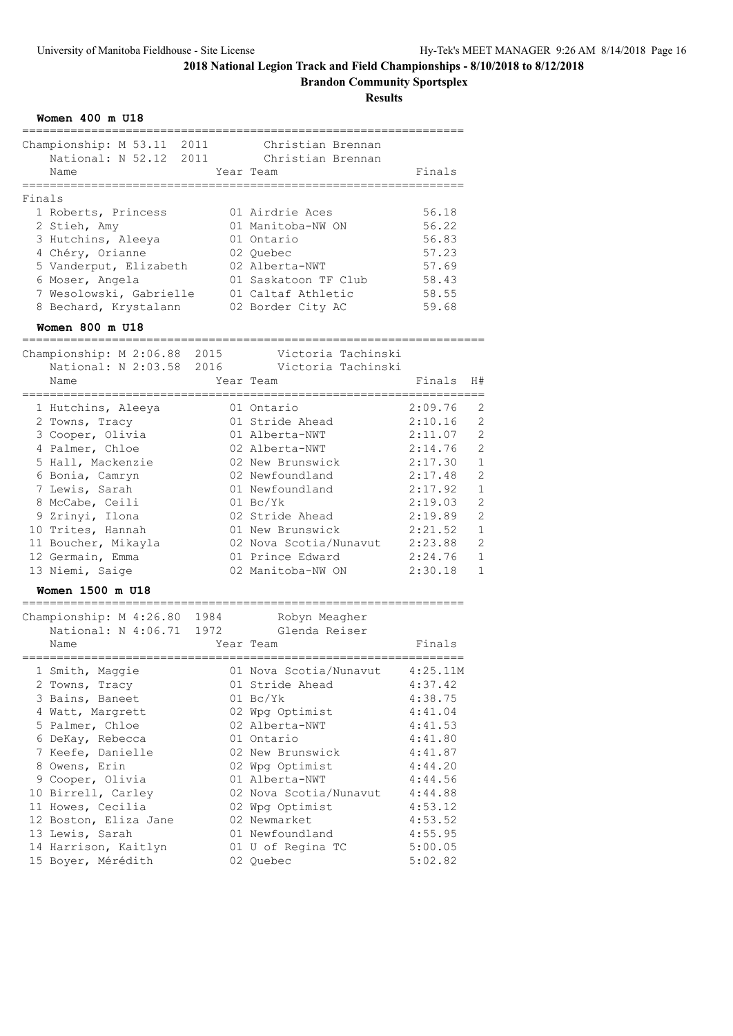# 2018 National Legion Track and Field Championships - 8/10/2018 to 8/12/2018

## Brandon Community Sportsplex

### Results

#### Women 400 m U18

Championship: M 53.11 2011 Christian Brennan
National: N 52.12 2011 Christian Brennan

**Finals**

| Place | Name | Year | Team | Finals |
|---|---|---|---|---|
| 1 | Roberts, Princess | 01 | Airdrie Aces | 56.18 |
| 2 | Stieh, Amy | 01 | Manitoba-NW ON | 56.22 |
| 3 | Hutchins, Aleeya | 01 | Ontario | 56.83 |
| 4 | Chéry, Orianne | 02 | Quebec | 57.23 |
| 5 | Vanderput, Elizabeth | 02 | Alberta-NWT | 57.69 |
| 6 | Moser, Angela | 01 | Saskatoon TF Club | 58.43 |
| 7 | Wesolowski, Gabrielle | 01 | Caltaf Athletic | 58.55 |
| 8 | Bechard, Krystalann | 02 | Border City AC | 59.68 |

#### Women 800 m U18

Championship: M 2:06.88 2015 Victoria Tachinski
National: N 2:03.58 2016 Victoria Tachinski

| Place | Name | Year | Team | Finals | H# |
|---|---|---|---|---|---|
| 1 | Hutchins, Aleeya | 01 | Ontario | 2:09.76 | 2 |
| 2 | Towns, Tracy | 01 | Stride Ahead | 2:10.16 | 2 |
| 3 | Cooper, Olivia | 01 | Alberta-NWT | 2:11.07 | 2 |
| 4 | Palmer, Chloe | 02 | Alberta-NWT | 2:14.76 | 2 |
| 5 | Hall, Mackenzie | 02 | New Brunswick | 2:17.30 | 1 |
| 6 | Bonia, Camryn | 02 | Newfoundland | 2:17.48 | 2 |
| 7 | Lewis, Sarah | 01 | Newfoundland | 2:17.92 | 1 |
| 8 | McCabe, Ceili | 01 | Bc/Yk | 2:19.03 | 2 |
| 9 | Zrinyi, Ilona | 02 | Stride Ahead | 2:19.89 | 2 |
| 10 | Trites, Hannah | 01 | New Brunswick | 2:21.52 | 1 |
| 11 | Boucher, Mikayla | 02 | Nova Scotia/Nunavut | 2:23.88 | 2 |
| 12 | Germain, Emma | 01 | Prince Edward | 2:24.76 | 1 |
| 13 | Niemi, Saige | 02 | Manitoba-NW ON | 2:30.18 | 1 |

#### Women 1500 m U18

Championship: M 4:26.80 1984 Robyn Meagher
National: N 4:06.71 1972 Glenda Reiser

| Place | Name | Year | Team | Finals |
|---|---|---|---|---|
| 1 | Smith, Maggie | 01 | Nova Scotia/Nunavut | 4:25.11M |
| 2 | Towns, Tracy | 01 | Stride Ahead | 4:37.42 |
| 3 | Bains, Baneet | 01 | Bc/Yk | 4:38.75 |
| 4 | Watt, Margrett | 02 | Wpg Optimist | 4:41.04 |
| 5 | Palmer, Chloe | 02 | Alberta-NWT | 4:41.53 |
| 6 | DeKay, Rebecca | 01 | Ontario | 4:41.80 |
| 7 | Keefe, Danielle | 02 | New Brunswick | 4:41.87 |
| 8 | Owens, Erin | 02 | Wpg Optimist | 4:44.20 |
| 9 | Cooper, Olivia | 01 | Alberta-NWT | 4:44.56 |
| 10 | Birrell, Carley | 02 | Nova Scotia/Nunavut | 4:44.88 |
| 11 | Howes, Cecilia | 02 | Wpg Optimist | 4:53.12 |
| 12 | Boston, Eliza Jane | 02 | Newmarket | 4:53.52 |
| 13 | Lewis, Sarah | 01 | Newfoundland | 4:55.95 |
| 14 | Harrison, Kaitlyn | 01 | U of Regina TC | 5:00.05 |
| 15 | Boyer, Mérédith | 02 | Quebec | 5:02.82 |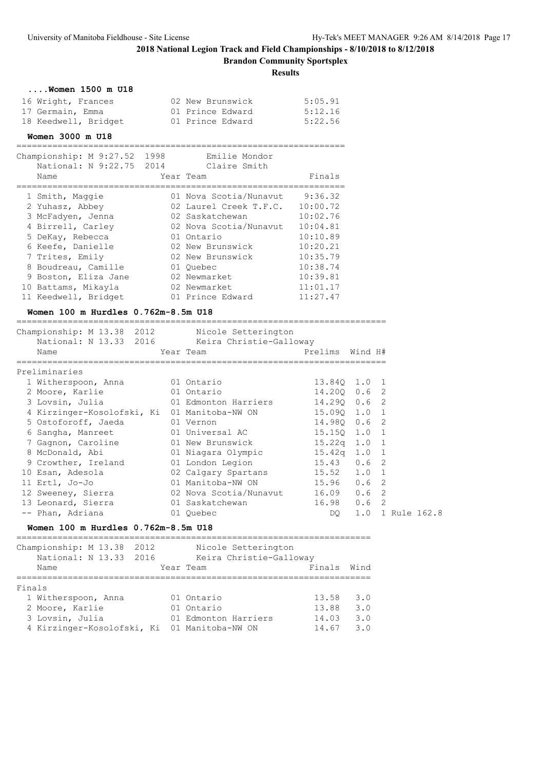# 2018 National Legion Track and Field Championships - 8/10/2018 to 8/12/2018

## Brandon Community Sportsplex

### Results

#### ....Women 1500 m U18

| Place | Name | Year | Team | Finals |
|---|---|---|---|---|
| 16 | Wright, Frances | 02 | New Brunswick | 5:05.91 |
| 17 | Germain, Emma | 01 | Prince Edward | 5:12.16 |
| 18 | Keedwell, Bridget | 01 | Prince Edward | 5:22.56 |

#### Women 3000 m U18

Championship: M 9:27.52 1998 Emilie Mondor
National: N 9:22.75 2014 Claire Smith

| Place | Name | Year | Team | Finals |
|---|---|---|---|---|
| 1 | Smith, Maggie | 01 | Nova Scotia/Nunavut | 9:36.32 |
| 2 | Yuhasz, Abbey | 02 | Laurel Creek T.F.C. | 10:00.72 |
| 3 | McFadyen, Jenna | 02 | Saskatchewan | 10:02.76 |
| 4 | Birrell, Carley | 02 | Nova Scotia/Nunavut | 10:04.81 |
| 5 | DeKay, Rebecca | 01 | Ontario | 10:10.89 |
| 6 | Keefe, Danielle | 02 | New Brunswick | 10:20.21 |
| 7 | Trites, Emily | 02 | New Brunswick | 10:35.79 |
| 8 | Boudreau, Camille | 01 | Quebec | 10:38.74 |
| 9 | Boston, Eliza Jane | 02 | Newmarket | 10:39.81 |
| 10 | Battams, Mikayla | 02 | Newmarket | 11:01.17 |
| 11 | Keedwell, Bridget | 01 | Prince Edward | 11:27.47 |

#### Women 100 m Hurdles 0.762m-8.5m U18

Championship: M 13.38 2012 Nicole Setterington
National: N 13.33 2016 Keira Christie-Galloway

Preliminaries

| Place | Name | Year | Team | Prelims | Wind | H# | |
|---|---|---|---|---|---|---|---|
| 1 | Witherspoon, Anna | 01 | Ontario | 13.84Q | 1.0 | 1 | |
| 2 | Moore, Karlie | 01 | Ontario | 14.20Q | 0.6 | 2 | |
| 3 | Lovsin, Julia | 01 | Edmonton Harriers | 14.29Q | 0.6 | 2 | |
| 4 | Kirzinger-Kosolofski, Ki | 01 | Manitoba-NW ON | 15.09Q | 1.0 | 1 | |
| 5 | Ostoforoff, Jaeda | 01 | Vernon | 14.98Q | 0.6 | 2 | |
| 6 | Sangha, Manreet | 01 | Universal AC | 15.15Q | 1.0 | 1 | |
| 7 | Gagnon, Caroline | 01 | New Brunswick | 15.22q | 1.0 | 1 | |
| 8 | McDonald, Abi | 01 | Niagara Olympic | 15.42q | 1.0 | 1 | |
| 9 | Crowther, Ireland | 01 | London Legion | 15.43 | 0.6 | 2 | |
| 10 | Esan, Adesola | 02 | Calgary Spartans | 15.52 | 1.0 | 1 | |
| 11 | Ertl, Jo-Jo | 01 | Manitoba-NW ON | 15.96 | 0.6 | 2 | |
| 12 | Sweeney, Sierra | 02 | Nova Scotia/Nunavut | 16.09 | 0.6 | 2 | |
| 13 | Leonard, Sierra | 01 | Saskatchewan | 16.98 | 0.6 | 2 | |
| -- | Phan, Adriana | 01 | Quebec | DQ | 1.0 | 1 | Rule 162.8 |

#### Women 100 m Hurdles 0.762m-8.5m U18

Championship: M 13.38 2012 Nicole Setterington
National: N 13.33 2016 Keira Christie-Galloway

Finals

| Place | Name | Year | Team | Finals | Wind |
|---|---|---|---|---|---|
| 1 | Witherspoon, Anna | 01 | Ontario | 13.58 | 3.0 |
| 2 | Moore, Karlie | 01 | Ontario | 13.88 | 3.0 |
| 3 | Lovsin, Julia | 01 | Edmonton Harriers | 14.03 | 3.0 |
| 4 | Kirzinger-Kosolofski, Ki | 01 | Manitoba-NW ON | 14.67 | 3.0 |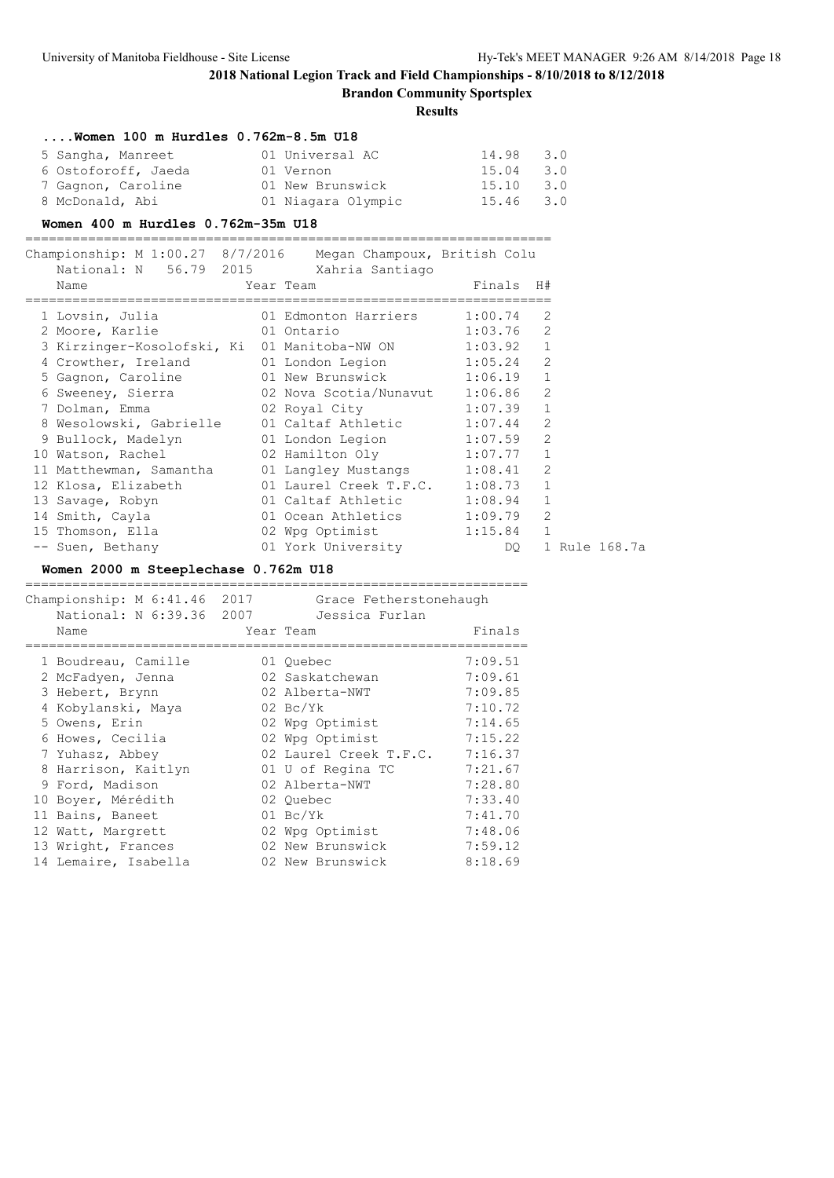**2018 National Legion Track and Field Championships - 8/10/2018 to 8/12/2018**

**Brandon Community Sportsplex**

**Results**

### ....Women 100 m Hurdles 0.762m-8.5m U18

| Place | Name | Year | Team | Finals | Wind |
|---|---|---|---|---|---|
| 5 | Sangha, Manreet | 01 | Universal AC | 14.98 | 3.0 |
| 6 | Ostoforoff, Jaeda | 01 | Vernon | 15.04 | 3.0 |
| 7 | Gagnon, Caroline | 01 | New Brunswick | 15.10 | 3.0 |
| 8 | McDonald, Abi | 01 | Niagara Olympic | 15.46 | 3.0 |

### Women 400 m Hurdles 0.762m-35m U18

Championship: M 1:00.27 8/7/2016 Megan Champoux, British Colu
National: N 56.79 2015 Xahria Santiago

| Place | Name | Year | Team | Finals | H# | |
|---|---|---|---|---|---|---|
| 1 | Lovsin, Julia | 01 | Edmonton Harriers | 1:00.74 | 2 | |
| 2 | Moore, Karlie | 01 | Ontario | 1:03.76 | 2 | |
| 3 | Kirzinger-Kosolofski, Ki | 01 | Manitoba-NW ON | 1:03.92 | 1 | |
| 4 | Crowther, Ireland | 01 | London Legion | 1:05.24 | 2 | |
| 5 | Gagnon, Caroline | 01 | New Brunswick | 1:06.19 | 1 | |
| 6 | Sweeney, Sierra | 02 | Nova Scotia/Nunavut | 1:06.86 | 2 | |
| 7 | Dolman, Emma | 02 | Royal City | 1:07.39 | 1 | |
| 8 | Wesolowski, Gabrielle | 01 | Caltaf Athletic | 1:07.44 | 2 | |
| 9 | Bullock, Madelyn | 01 | London Legion | 1:07.59 | 2 | |
| 10 | Watson, Rachel | 02 | Hamilton Oly | 1:07.77 | 1 | |
| 11 | Matthewman, Samantha | 01 | Langley Mustangs | 1:08.41 | 2 | |
| 12 | Klosa, Elizabeth | 01 | Laurel Creek T.F.C. | 1:08.73 | 1 | |
| 13 | Savage, Robyn | 01 | Caltaf Athletic | 1:08.94 | 1 | |
| 14 | Smith, Cayla | 01 | Ocean Athletics | 1:09.79 | 2 | |
| 15 | Thomson, Ella | 02 | Wpg Optimist | 1:15.84 | 1 | |
| -- | Suen, Bethany | 01 | York University | DQ | 1 | Rule 168.7a |

### Women 2000 m Steeplechase 0.762m U18

Championship: M 6:41.46 2017 Grace Fetherstonehaugh
National: N 6:39.36 2007 Jessica Furlan

| Place | Name | Year | Team | Finals |
|---|---|---|---|---|
| 1 | Boudreau, Camille | 01 | Quebec | 7:09.51 |
| 2 | McFadyen, Jenna | 02 | Saskatchewan | 7:09.61 |
| 3 | Hebert, Brynn | 02 | Alberta-NWT | 7:09.85 |
| 4 | Kobylanski, Maya | 02 | Bc/Yk | 7:10.72 |
| 5 | Owens, Erin | 02 | Wpg Optimist | 7:14.65 |
| 6 | Howes, Cecilia | 02 | Wpg Optimist | 7:15.22 |
| 7 | Yuhasz, Abbey | 02 | Laurel Creek T.F.C. | 7:16.37 |
| 8 | Harrison, Kaitlyn | 01 | U of Regina TC | 7:21.67 |
| 9 | Ford, Madison | 02 | Alberta-NWT | 7:28.80 |
| 10 | Boyer, Mérédith | 02 | Quebec | 7:33.40 |
| 11 | Bains, Baneet | 01 | Bc/Yk | 7:41.70 |
| 12 | Watt, Margrett | 02 | Wpg Optimist | 7:48.06 |
| 13 | Wright, Frances | 02 | New Brunswick | 7:59.12 |
| 14 | Lemaire, Isabella | 02 | New Brunswick | 8:18.69 |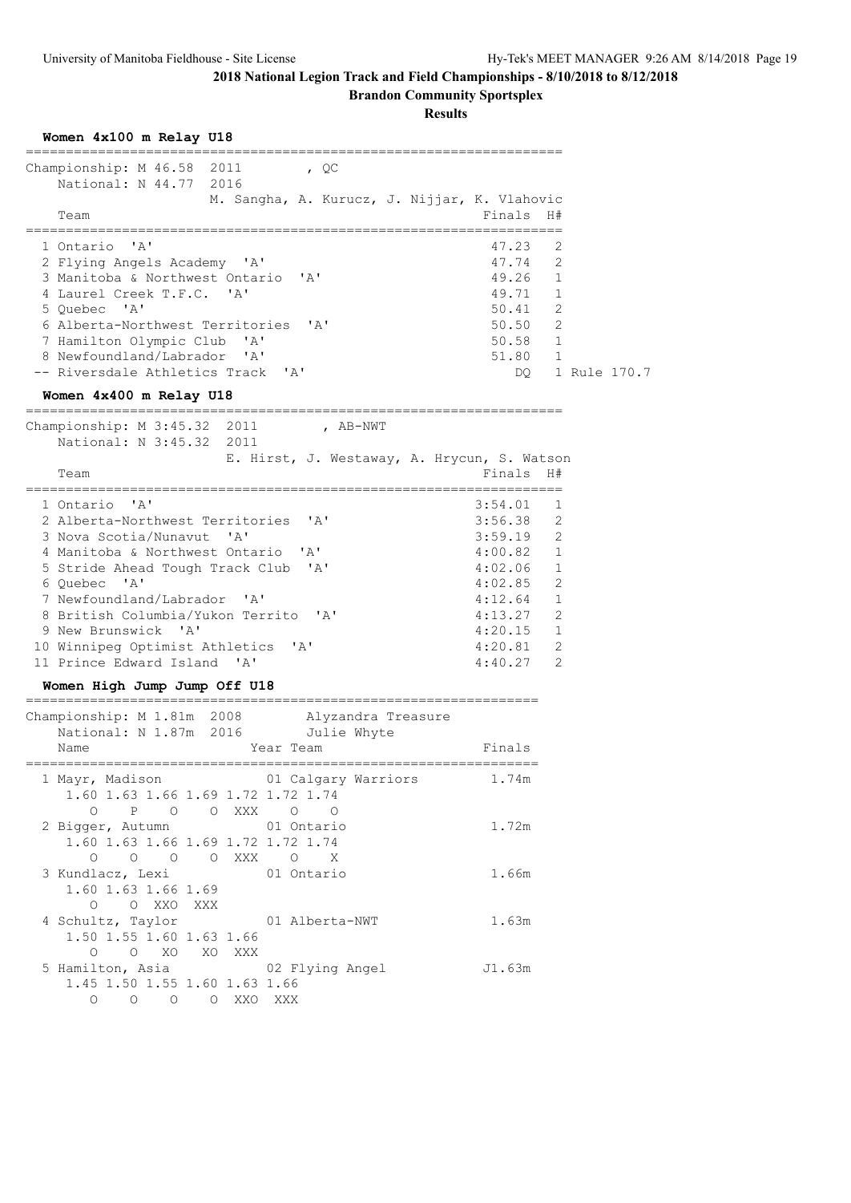## 2018 National Legion Track and Field Championships - 8/10/2018 to 8/12/2018

### Brandon Community Sportsplex

### Results

#### Women 4x100 m Relay U18

Championship: M 46.58 2011 , QC
National: N 44.77 2016
M. Sangha, A. Kurucz, J. Nijjar, K. Vlahovic

| Team | Finals | H# | |
|---|---|---|---|
| 1 Ontario 'A' | 47.23 | 2 | |
| 2 Flying Angels Academy 'A' | 47.74 | 2 | |
| 3 Manitoba & Northwest Ontario 'A' | 49.26 | 1 | |
| 4 Laurel Creek T.F.C. 'A' | 49.71 | 1 | |
| 5 Quebec 'A' | 50.41 | 2 | |
| 6 Alberta-Northwest Territories 'A' | 50.50 | 2 | |
| 7 Hamilton Olympic Club 'A' | 50.58 | 1 | |
| 8 Newfoundland/Labrador 'A' | 51.80 | 1 | |
| -- Riversdale Athletics Track 'A' | DQ | 1 | Rule 170.7 |

#### Women 4x400 m Relay U18

Championship: M 3:45.32 2011 , AB-NWT
National: N 3:45.32 2011
E. Hirst, J. Westaway, A. Hrycun, S. Watson

| Team | Finals | H# |
|---|---|---|
| 1 Ontario 'A' | 3:54.01 | 1 |
| 2 Alberta-Northwest Territories 'A' | 3:56.38 | 2 |
| 3 Nova Scotia/Nunavut 'A' | 3:59.19 | 2 |
| 4 Manitoba & Northwest Ontario 'A' | 4:00.82 | 1 |
| 5 Stride Ahead Tough Track Club 'A' | 4:02.06 | 1 |
| 6 Quebec 'A' | 4:02.85 | 2 |
| 7 Newfoundland/Labrador 'A' | 4:12.64 | 1 |
| 8 British Columbia/Yukon Territo 'A' | 4:13.27 | 2 |
| 9 New Brunswick 'A' | 4:20.15 | 1 |
| 10 Winnipeg Optimist Athletics 'A' | 4:20.81 | 2 |
| 11 Prince Edward Island 'A' | 4:40.27 | 2 |

#### Women High Jump Jump Off U18

Championship: M 1.81m 2008 Alyzandra Treasure
National: N 1.87m 2016 Julie Whyte

| Name | Year | Team | Finals |
|---|---|---|---|
| 1 Mayr, Madison | 01 | Calgary Warriors | 1.74m |
| 2 Bigger, Autumn | 01 | Ontario | 1.72m |
| 3 Kundlacz, Lexi | 01 | Ontario | 1.66m |
| 4 Schultz, Taylor | 01 | Alberta-NWT | 1.63m |
| 5 Hamilton, Asia | 02 | Flying Angel | J1.63m |

```
1 Mayr, Madison
   1.60 1.63 1.66 1.69 1.72 1.72 1.74
     O    P    O    O  XXX    O    O
2 Bigger, Autumn
   1.60 1.63 1.66 1.69 1.72 1.72 1.74
     O    O    O    O  XXX    O    X
3 Kundlacz, Lexi
   1.60 1.63 1.66 1.69
     O    O  XXO  XXX
4 Schultz, Taylor
   1.50 1.55 1.60 1.63 1.66
     O    O   XO   XO  XXX
5 Hamilton, Asia
   1.45 1.50 1.55 1.60 1.63 1.66
     O    O    O    O  XXO  XXX
```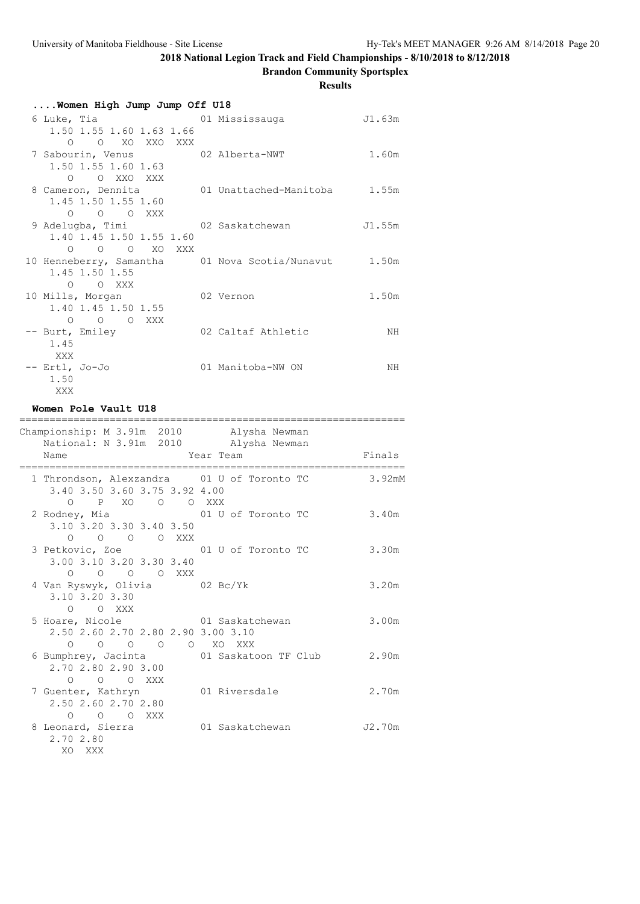**2018 National Legion Track and Field Championships - 8/10/2018 to 8/12/2018**

**Brandon Community Sportsplex**

**Results**

### ....Women High Jump Jump Off U18

```
  6 Luke, Tia                   01 Mississauga             J1.63m
     1.50 1.55 1.60 1.63 1.66
        O    O   XO  XXO  XXX
  7 Sabourin, Venus             02 Alberta-NWT              1.60m
     1.50 1.55 1.60 1.63
        O    O  XXO  XXX
  8 Cameron, Dennita            01 Unattached-Manitoba      1.55m
     1.45 1.50 1.55 1.60
        O    O    O  XXX
  9 Adelugba, Timi              02 Saskatchewan            J1.55m
     1.40 1.45 1.50 1.55 1.60
        O    O    O   XO  XXX
 10 Henneberry, Samantha        01 Nova Scotia/Nunavut      1.50m
     1.45 1.50 1.55
        O    O  XXX
 10 Mills, Morgan               02 Vernon                   1.50m
     1.40 1.45 1.50 1.55
        O    O    O  XXX
 -- Burt, Emiley                02 Caltaf Athletic             NH
     1.45
      XXX
 -- Ertl, Jo-Jo                 01 Manitoba-NW ON              NH
     1.50
      XXX
```

### Women Pole Vault U18

```
===============================================================
Championship: M 3.91m  2010        Alysha Newman
    National: N 3.91m  2010        Alysha Newman
    Name                    Year Team                     Finals
===============================================================
  1 Throndson, Alexzandra     01 U of Toronto TC          3.92mM
     3.40 3.50 3.60 3.75 3.92 4.00
        O    P   XO    O    O  XXX
  2 Rodney, Mia               01 U of Toronto TC           3.40m
     3.10 3.20 3.30 3.40 3.50
        O    O    O    O  XXX
  3 Petkovic, Zoe             01 U of Toronto TC           3.30m
     3.00 3.10 3.20 3.30 3.40
        O    O    O    O  XXX
  4 Van Ryswyk, Olivia        02 Bc/Yk                     3.20m
     3.10 3.20 3.30
        O    O  XXX
  5 Hoare, Nicole             01 Saskatchewan              3.00m
     2.50 2.60 2.70 2.80 2.90 3.00 3.10
        O    O    O    O    O   XO  XXX
  6 Bumphrey, Jacinta         01 Saskatoon TF Club         2.90m
     2.70 2.80 2.90 3.00
        O    O    O  XXX
  7 Guenter, Kathryn          01 Riversdale                2.70m
     2.50 2.60 2.70 2.80
        O    O    O  XXX
  8 Leonard, Sierra           01 Saskatchewan             J2.70m
     2.70 2.80
       XO  XXX
```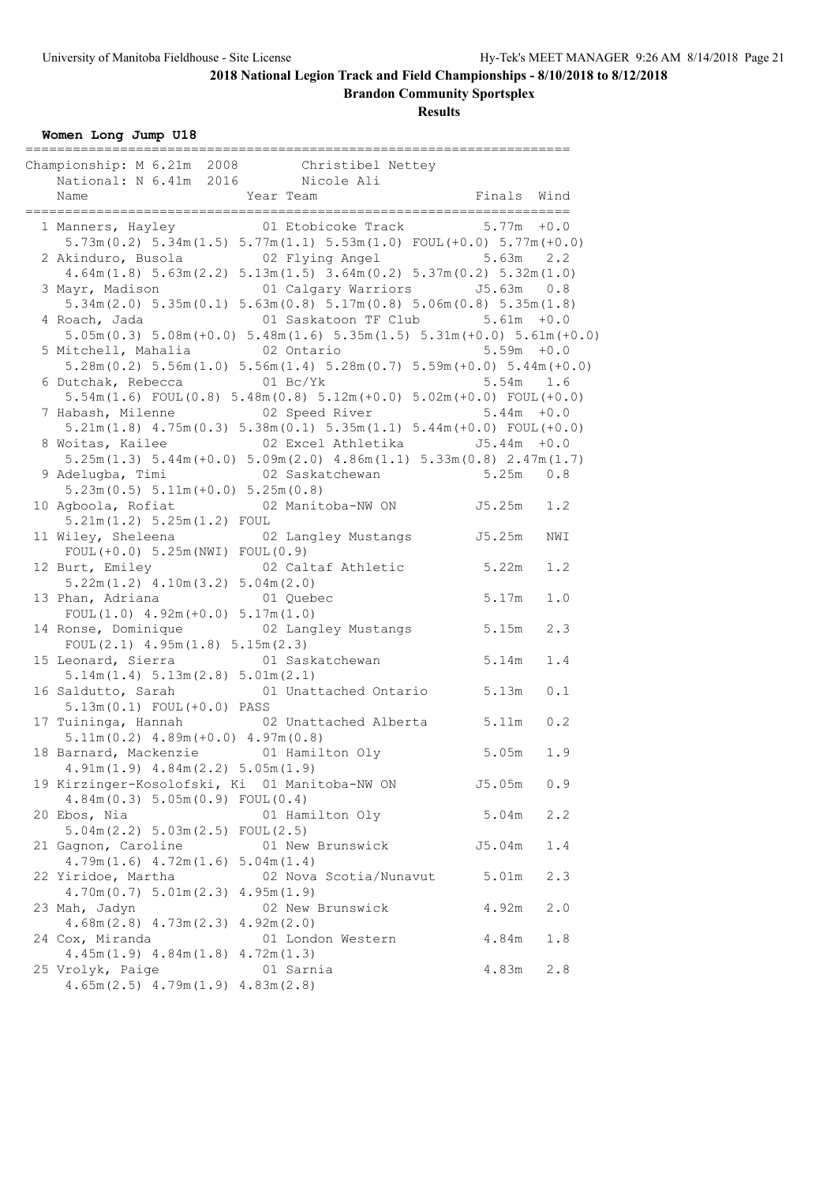# 2018 National Legion Track and Field Championships - 8/10/2018 to 8/12/2018

## Brandon Community Sportsplex

### Results

**Women Long Jump U18**

Championship: M 6.21m 2008 Christibel Nettey
National: N 6.41m 2016 Nicole Ali

| | Name | Year | Team | Finals | Wind |
|---|---|---|---|---|---|
| 1 | Manners, Hayley | 01 | Etobicoke Track | 5.77m | +0.0 |
| | 5.73m(0.2) 5.34m(1.5) 5.77m(1.1) 5.53m(1.0) FOUL(+0.0) 5.77m(+0.0) | | | | |
| 2 | Akinduro, Busola | 02 | Flying Angel | 5.63m | 2.2 |
| | 4.64m(1.8) 5.63m(2.2) 5.13m(1.5) 3.64m(0.2) 5.37m(0.2) 5.32m(1.0) | | | | |
| 3 | Mayr, Madison | 01 | Calgary Warriors | J5.63m | 0.8 |
| | 5.34m(2.0) 5.35m(0.1) 5.63m(0.8) 5.17m(0.8) 5.06m(0.8) 5.35m(1.8) | | | | |
| 4 | Roach, Jada | 01 | Saskatoon TF Club | 5.61m | +0.0 |
| | 5.05m(0.3) 5.08m(+0.0) 5.48m(1.6) 5.35m(1.5) 5.31m(+0.0) 5.61m(+0.0) | | | | |
| 5 | Mitchell, Mahalia | 02 | Ontario | 5.59m | +0.0 |
| | 5.28m(0.2) 5.56m(1.0) 5.56m(1.4) 5.28m(0.7) 5.59m(+0.0) 5.44m(+0.0) | | | | |
| 6 | Dutchak, Rebecca | 01 | Bc/Yk | 5.54m | 1.6 |
| | 5.54m(1.6) FOUL(0.8) 5.48m(0.8) 5.12m(+0.0) 5.02m(+0.0) FOUL(+0.0) | | | | |
| 7 | Habash, Milenne | 02 | Speed River | 5.44m | +0.0 |
| | 5.21m(1.8) 4.75m(0.3) 5.38m(0.1) 5.35m(1.1) 5.44m(+0.0) FOUL(+0.0) | | | | |
| 8 | Woitas, Kailee | 02 | Excel Athletika | J5.44m | +0.0 |
| | 5.25m(1.3) 5.44m(+0.0) 5.09m(2.0) 4.86m(1.1) 5.33m(0.8) 2.47m(1.7) | | | | |
| 9 | Adelugba, Timi | 02 | Saskatchewan | 5.25m | 0.8 |
| | 5.23m(0.5) 5.11m(+0.0) 5.25m(0.8) | | | | |
| 10 | Agboola, Rofiat | 02 | Manitoba-NW ON | J5.25m | 1.2 |
| | 5.21m(1.2) 5.25m(1.2) FOUL | | | | |
| 11 | Wiley, Sheleena | 02 | Langley Mustangs | J5.25m | NWI |
| | FOUL(+0.0) 5.25m(NWI) FOUL(0.9) | | | | |
| 12 | Burt, Emiley | 02 | Caltaf Athletic | 5.22m | 1.2 |
| | 5.22m(1.2) 4.10m(3.2) 5.04m(2.0) | | | | |
| 13 | Phan, Adriana | 01 | Quebec | 5.17m | 1.0 |
| | FOUL(1.0) 4.92m(+0.0) 5.17m(1.0) | | | | |
| 14 | Ronse, Dominique | 02 | Langley Mustangs | 5.15m | 2.3 |
| | FOUL(2.1) 4.95m(1.8) 5.15m(2.3) | | | | |
| 15 | Leonard, Sierra | 01 | Saskatchewan | 5.14m | 1.4 |
| | 5.14m(1.4) 5.13m(2.8) 5.01m(2.1) | | | | |
| 16 | Saldutto, Sarah | 01 | Unattached Ontario | 5.13m | 0.1 |
| | 5.13m(0.1) FOUL(+0.0) PASS | | | | |
| 17 | Tuininga, Hannah | 02 | Unattached Alberta | 5.11m | 0.2 |
| | 5.11m(0.2) 4.89m(+0.0) 4.97m(0.8) | | | | |
| 18 | Barnard, Mackenzie | 01 | Hamilton Oly | 5.05m | 1.9 |
| | 4.91m(1.9) 4.84m(2.2) 5.05m(1.9) | | | | |
| 19 | Kirzinger-Kosolofski, Ki | 01 | Manitoba-NW ON | J5.05m | 0.9 |
| | 4.84m(0.3) 5.05m(0.9) FOUL(0.4) | | | | |
| 20 | Ebos, Nia | 01 | Hamilton Oly | 5.04m | 2.2 |
| | 5.04m(2.2) 5.03m(2.5) FOUL(2.5) | | | | |
| 21 | Gagnon, Caroline | 01 | New Brunswick | J5.04m | 1.4 |
| | 4.79m(1.6) 4.72m(1.6) 5.04m(1.4) | | | | |
| 22 | Yiridoe, Martha | 02 | Nova Scotia/Nunavut | 5.01m | 2.3 |
| | 4.70m(0.7) 5.01m(2.3) 4.95m(1.9) | | | | |
| 23 | Mah, Jadyn | 02 | New Brunswick | 4.92m | 2.0 |
| | 4.68m(2.8) 4.73m(2.3) 4.92m(2.0) | | | | |
| 24 | Cox, Miranda | 01 | London Western | 4.84m | 1.8 |
| | 4.45m(1.9) 4.84m(1.8) 4.72m(1.3) | | | | |
| 25 | Vrolyk, Paige | 01 | Sarnia | 4.83m | 2.8 |
| | 4.65m(2.5) 4.79m(1.9) 4.83m(2.8) | | | | |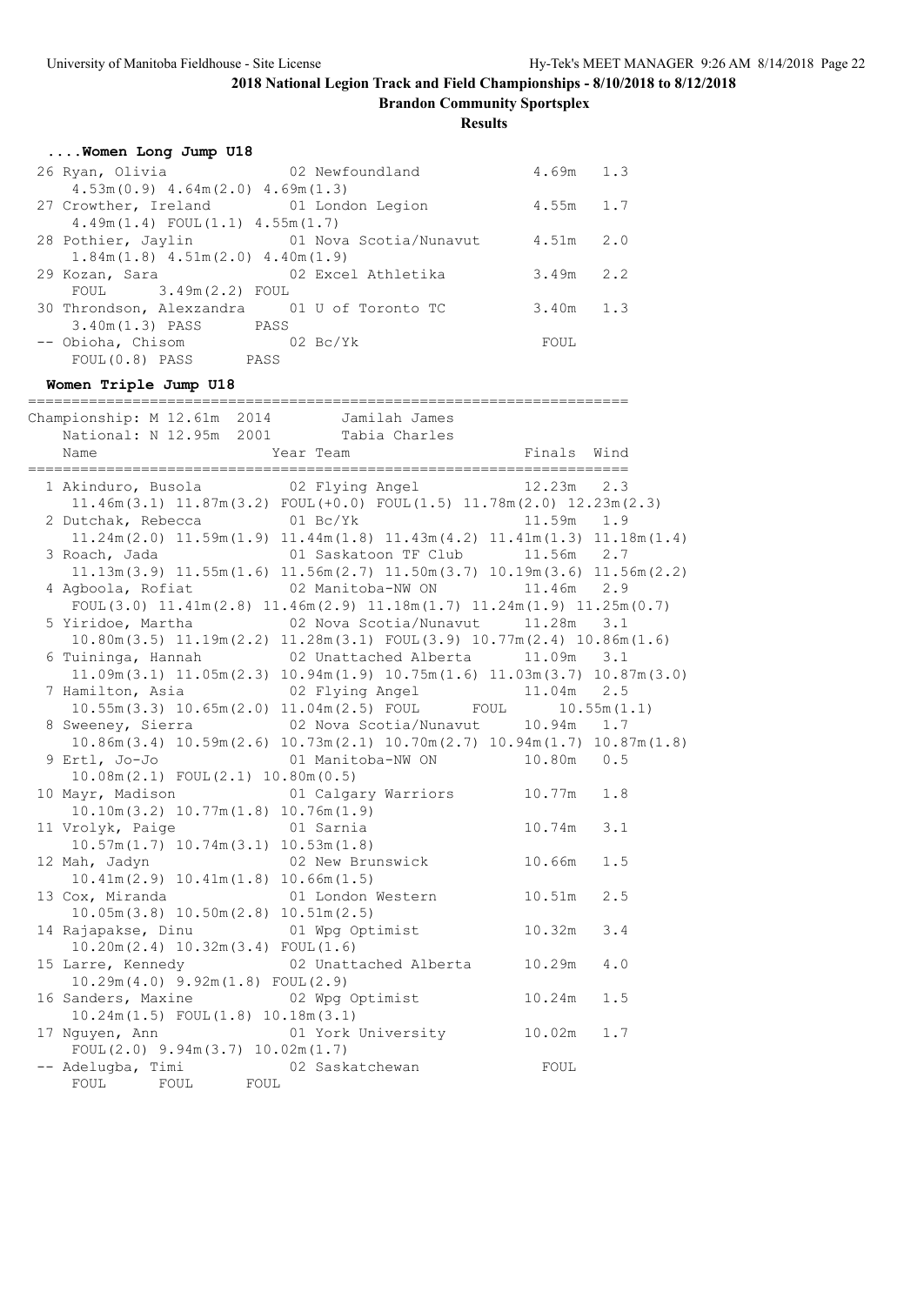# 2018 National Legion Track and Field Championships - 8/10/2018 to 8/12/2018

## Brandon Community Sportsplex

### Results

#### ....Women Long Jump U18

| Place | Name | Year | Team | Finals | Wind |
|---|---|---|---|---|---|
| 26 | Ryan, Olivia | 02 | Newfoundland | 4.69m | 1.3 |
| | 4.53m(0.9) 4.64m(2.0) 4.69m(1.3) | | | | |
| 27 | Crowther, Ireland | 01 | London Legion | 4.55m | 1.7 |
| | 4.49m(1.4) FOUL(1.1) 4.55m(1.7) | | | | |
| 28 | Pothier, Jaylin | 01 | Nova Scotia/Nunavut | 4.51m | 2.0 |
| | 1.84m(1.8) 4.51m(2.0) 4.40m(1.9) | | | | |
| 29 | Kozan, Sara | 02 | Excel Athletika | 3.49m | 2.2 |
| | FOUL 3.49m(2.2) FOUL | | | | |
| 30 | Throndson, Alexandra | 01 | U of Toronto TC | 3.40m | 1.3 |
| | 3.40m(1.3) PASS PASS | | | | |
| -- | Obioha, Chisom | 02 | Bc/Yk | FOUL | |
| | FOUL(0.8) PASS PASS | | | | |

#### Women Triple Jump U18

Championship: M 12.61m 2014 Jamilah James
National: N 12.95m 2001 Tabia Charles

| Place | Name | Year | Team | Finals | Wind |
|---|---|---|---|---|---|
| 1 | Akinduro, Busola | 02 | Flying Angel | 12.23m | 2.3 |
| | 11.46m(3.1) 11.87m(3.2) FOUL(+0.0) FOUL(1.5) 11.78m(2.0) 12.23m(2.3) | | | | |
| 2 | Dutchak, Rebecca | 01 | Bc/Yk | 11.59m | 1.9 |
| | 11.24m(2.0) 11.59m(1.9) 11.44m(1.8) 11.43m(4.2) 11.41m(1.3) 11.18m(1.4) | | | | |
| 3 | Roach, Jada | 01 | Saskatoon TF Club | 11.56m | 2.7 |
| | 11.13m(3.9) 11.55m(1.6) 11.56m(2.7) 11.50m(3.7) 10.19m(3.6) 11.56m(2.2) | | | | |
| 4 | Agboola, Rofiat | 02 | Manitoba-NW ON | 11.46m | 2.9 |
| | FOUL(3.0) 11.41m(2.8) 11.46m(2.9) 11.18m(1.7) 11.24m(1.9) 11.25m(0.7) | | | | |
| 5 | Yiridoe, Martha | 02 | Nova Scotia/Nunavut | 11.28m | 3.1 |
| | 10.80m(3.5) 11.19m(2.2) 11.28m(3.1) FOUL(3.9) 10.77m(2.4) 10.86m(1.6) | | | | |
| 6 | Tuininga, Hannah | 02 | Unattached Alberta | 11.09m | 3.1 |
| | 11.09m(3.1) 11.05m(2.3) 10.94m(1.9) 10.75m(1.6) 11.03m(3.7) 10.87m(3.0) | | | | |
| 7 | Hamilton, Asia | 02 | Flying Angel | 11.04m | 2.5 |
| | 10.55m(3.3) 10.65m(2.0) 11.04m(2.5) FOUL FOUL 10.55m(1.1) | | | | |
| 8 | Sweeney, Sierra | 02 | Nova Scotia/Nunavut | 10.94m | 1.7 |
| | 10.86m(3.4) 10.59m(2.6) 10.73m(2.1) 10.70m(2.7) 10.94m(1.7) 10.87m(1.8) | | | | |
| 9 | Ertl, Jo-Jo | 01 | Manitoba-NW ON | 10.80m | 0.5 |
| | 10.08m(2.1) FOUL(2.1) 10.80m(0.5) | | | | |
| 10 | Mayr, Madison | 01 | Calgary Warriors | 10.77m | 1.8 |
| | 10.10m(3.2) 10.77m(1.8) 10.76m(1.9) | | | | |
| 11 | Vrolyk, Paige | 01 | Sarnia | 10.74m | 3.1 |
| | 10.57m(1.7) 10.74m(3.1) 10.53m(1.8) | | | | |
| 12 | Mah, Jadyn | 02 | New Brunswick | 10.66m | 1.5 |
| | 10.41m(2.9) 10.41m(1.8) 10.66m(1.5) | | | | |
| 13 | Cox, Miranda | 01 | London Western | 10.51m | 2.5 |
| | 10.05m(3.8) 10.50m(2.8) 10.51m(2.5) | | | | |
| 14 | Rajapakse, Dinu | 01 | Wpg Optimist | 10.32m | 3.4 |
| | 10.20m(2.4) 10.32m(3.4) FOUL(1.6) | | | | |
| 15 | Larre, Kennedy | 02 | Unattached Alberta | 10.29m | 4.0 |
| | 10.29m(4.0) 9.92m(1.8) FOUL(2.9) | | | | |
| 16 | Sanders, Maxine | 02 | Wpg Optimist | 10.24m | 1.5 |
| | 10.24m(1.5) FOUL(1.8) 10.18m(3.1) | | | | |
| 17 | Nguyen, Ann | 01 | York University | 10.02m | 1.7 |
| | FOUL(2.0) 9.94m(3.7) 10.02m(1.7) | | | | |
| -- | Adelugba, Timi | 02 | Saskatchewan | FOUL | |
| | FOUL FOUL FOUL | | | | |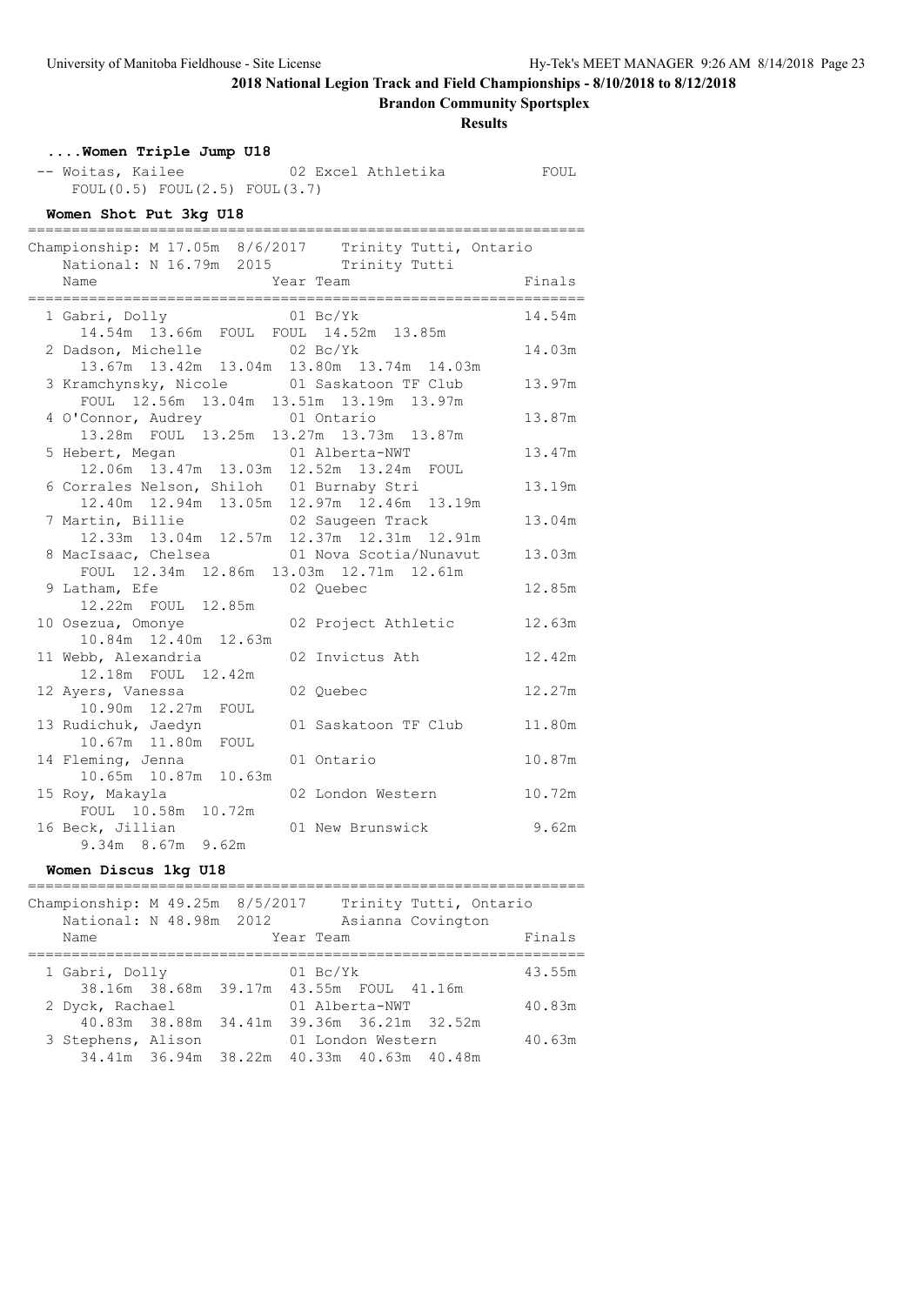## 2018 National Legion Track and Field Championships - 8/10/2018 to 8/12/2018

**Brandon Community Sportsplex**

**Results**

### ....Women Triple Jump U18

| Place | Name | Year | Team | Finals |
|---|---|---|---|---|
| -- | Woitas, Kailee | 02 | Excel Athletika | FOUL |
| | FOUL(0.5) FOUL(2.5) FOUL(3.7) | | | |

### Women Shot Put 3kg U18

Championship: M 17.05m 8/6/2017 Trinity Tutti, Ontario
National: N 16.79m 2015 Trinity Tutti

| Place | Name | Year | Team | Finals |
|---|---|---|---|---|
| 1 | Gabri, Dolly | 01 | Bc/Yk | 14.54m |
| | 14.54m 13.66m FOUL FOUL 14.52m 13.85m | | | |
| 2 | Dadson, Michelle | 02 | Bc/Yk | 14.03m |
| | 13.67m 13.42m 13.04m 13.80m 13.74m 14.03m | | | |
| 3 | Kramchynsky, Nicole | 01 | Saskatoon TF Club | 13.97m |
| | FOUL 12.56m 13.04m 13.51m 13.19m 13.97m | | | |
| 4 | O'Connor, Audrey | 01 | Ontario | 13.87m |
| | 13.28m FOUL 13.25m 13.27m 13.73m 13.87m | | | |
| 5 | Hebert, Megan | 01 | Alberta-NWT | 13.47m |
| | 12.06m 13.47m 13.03m 12.52m 13.24m FOUL | | | |
| 6 | Corrales Nelson, Shiloh | 01 | Burnaby Stri | 13.19m |
| | 12.40m 12.94m 13.05m 12.97m 12.46m 13.19m | | | |
| 7 | Martin, Billie | 02 | Saugeen Track | 13.04m |
| | 12.33m 13.04m 12.57m 12.37m 12.31m 12.91m | | | |
| 8 | MacIsaac, Chelsea | 01 | Nova Scotia/Nunavut | 13.03m |
| | FOUL 12.34m 12.86m 13.03m 12.71m 12.61m | | | |
| 9 | Latham, Efe | 02 | Quebec | 12.85m |
| | 12.22m FOUL 12.85m | | | |
| 10 | Osezua, Omonye | 02 | Project Athletic | 12.63m |
| | 10.84m 12.40m 12.63m | | | |
| 11 | Webb, Alexandria | 02 | Invictus Ath | 12.42m |
| | 12.18m FOUL 12.42m | | | |
| 12 | Ayers, Vanessa | 02 | Quebec | 12.27m |
| | 10.90m 12.27m FOUL | | | |
| 13 | Rudichuk, Jaedyn | 01 | Saskatoon TF Club | 11.80m |
| | 10.67m 11.80m FOUL | | | |
| 14 | Fleming, Jenna | 01 | Ontario | 10.87m |
| | 10.65m 10.87m 10.63m | | | |
| 15 | Roy, Makayla | 02 | London Western | 10.72m |
| | FOUL 10.58m 10.72m | | | |
| 16 | Beck, Jillian | 01 | New Brunswick | 9.62m |
| | 9.34m 8.67m 9.62m | | | |

### Women Discus 1kg U18

Championship: M 49.25m 8/5/2017 Trinity Tutti, Ontario
National: N 48.98m 2012 Asianna Covington

| Place | Name | Year | Team | Finals |
|---|---|---|---|---|
| 1 | Gabri, Dolly | 01 | Bc/Yk | 43.55m |
| | 38.16m 38.68m 39.17m 43.55m FOUL 41.16m | | | |
| 2 | Dyck, Rachael | 01 | Alberta-NWT | 40.83m |
| | 40.83m 38.88m 34.41m 39.36m 36.21m 32.52m | | | |
| 3 | Stephens, Alison | 01 | London Western | 40.63m |
| | 34.41m 36.94m 38.22m 40.33m 40.63m 40.48m | | | |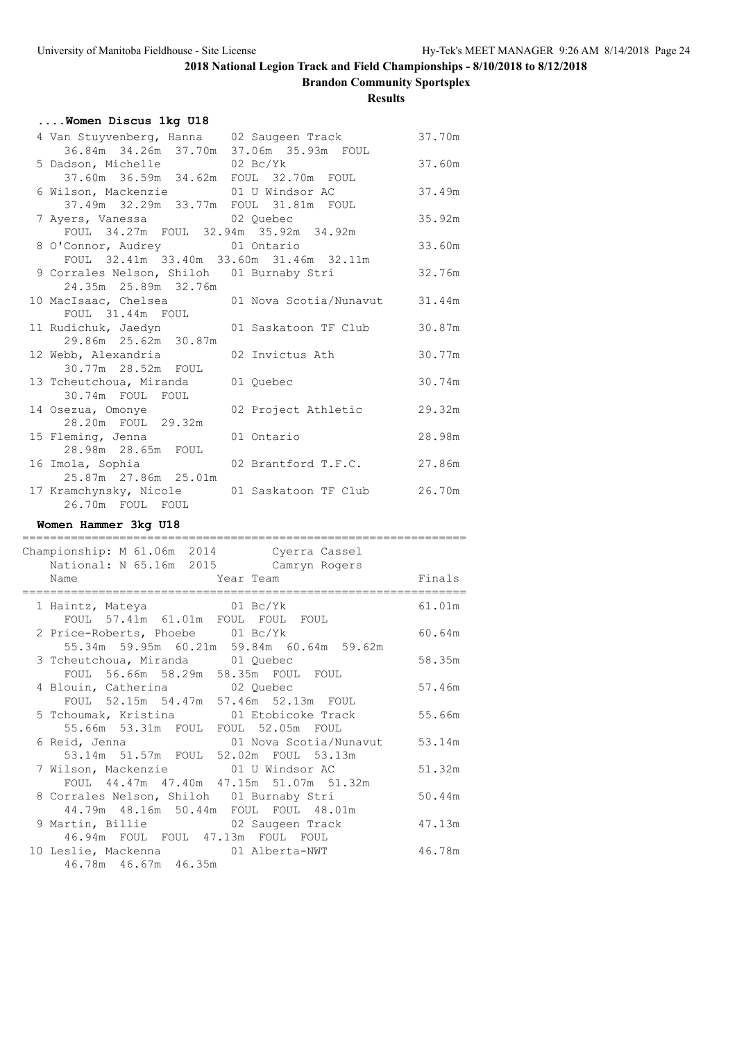## 2018 National Legion Track and Field Championships - 8/10/2018 to 8/12/2018

**Brandon Community Sportsplex**

**Results**

### ....Women Discus 1kg U18

| Place | Name | Year | Team | Finals |
|---|---|---|---|---|
| 4 | Van Stuyvenberg, Hanna | 02 | Saugeen Track | 37.70m |
| | 36.84m 34.26m 37.70m 37.06m 35.93m FOUL | | | |
| 5 | Dadson, Michelle | 02 | Bc/Yk | 37.60m |
| | 37.60m 36.59m 34.62m FOUL 32.70m FOUL | | | |
| 6 | Wilson, Mackenzie | 01 | U Windsor AC | 37.49m |
| | 37.49m 32.29m 33.77m FOUL 31.81m FOUL | | | |
| 7 | Ayers, Vanessa | 02 | Quebec | 35.92m |
| | FOUL 34.27m FOUL 32.94m 35.92m 34.92m | | | |
| 8 | O'Connor, Audrey | 01 | Ontario | 33.60m |
| | FOUL 32.41m 33.40m 33.60m 31.46m 32.11m | | | |
| 9 | Corrales Nelson, Shiloh | 01 | Burnaby Stri | 32.76m |
| | 24.35m 25.89m 32.76m | | | |
| 10 | MacIsaac, Chelsea | 01 | Nova Scotia/Nunavut | 31.44m |
| | FOUL 31.44m FOUL | | | |
| 11 | Rudichuk, Jaedyn | 01 | Saskatoon TF Club | 30.87m |
| | 29.86m 25.62m 30.87m | | | |
| 12 | Webb, Alexandria | 02 | Invictus Ath | 30.77m |
| | 30.77m 28.52m FOUL | | | |
| 13 | Tcheutchoua, Miranda | 01 | Quebec | 30.74m |
| | 30.74m FOUL FOUL | | | |
| 14 | Osezua, Omonye | 02 | Project Athletic | 29.32m |
| | 28.20m FOUL 29.32m | | | |
| 15 | Fleming, Jenna | 01 | Ontario | 28.98m |
| | 28.98m 28.65m FOUL | | | |
| 16 | Imola, Sophia | 02 | Brantford T.F.C. | 27.86m |
| | 25.87m 27.86m 25.01m | | | |
| 17 | Kramchynsky, Nicole | 01 | Saskatoon TF Club | 26.70m |
| | 26.70m FOUL FOUL | | | |

### Women Hammer 3kg U18

Championship: M 61.06m 2014 Cyerra Cassel
National: N 65.16m 2015 Camryn Rogers

| Place | Name | Year | Team | Finals |
|---|---|---|---|---|
| 1 | Haintz, Mateya | 01 | Bc/Yk | 61.01m |
| | FOUL 57.41m 61.01m FOUL FOUL FOUL | | | |
| 2 | Price-Roberts, Phoebe | 01 | Bc/Yk | 60.64m |
| | 55.34m 59.95m 60.21m 59.84m 60.64m 59.62m | | | |
| 3 | Tcheutchoua, Miranda | 01 | Quebec | 58.35m |
| | FOUL 56.66m 58.29m 58.35m FOUL FOUL | | | |
| 4 | Blouin, Catherina | 02 | Quebec | 57.46m |
| | FOUL 52.15m 54.47m 57.46m 52.13m FOUL | | | |
| 5 | Tchoumak, Kristina | 01 | Etobicoke Track | 55.66m |
| | 55.66m 53.31m FOUL FOUL 52.05m FOUL | | | |
| 6 | Reid, Jenna | 01 | Nova Scotia/Nunavut | 53.14m |
| | 53.14m 51.57m FOUL 52.02m FOUL 53.13m | | | |
| 7 | Wilson, Mackenzie | 01 | U Windsor AC | 51.32m |
| | FOUL 44.47m 47.40m 47.15m 51.07m 51.32m | | | |
| 8 | Corrales Nelson, Shiloh | 01 | Burnaby Stri | 50.44m |
| | 44.79m 48.16m 50.44m FOUL FOUL 48.01m | | | |
| 9 | Martin, Billie | 02 | Saugeen Track | 47.13m |
| | 46.94m FOUL FOUL 47.13m FOUL FOUL | | | |
| 10 | Leslie, Mackenna | 01 | Alberta-NWT | 46.78m |
| | 46.78m 46.67m 46.35m | | | |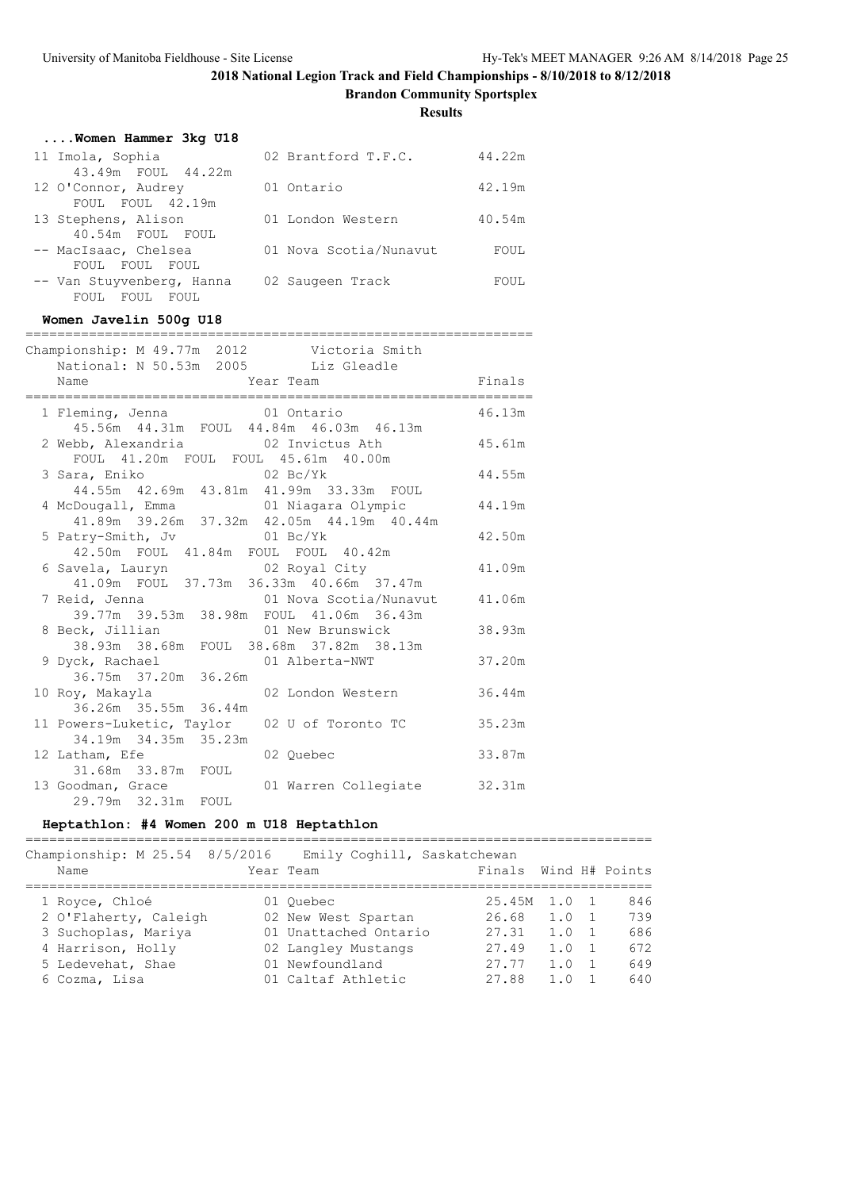## ....Women Hammer 3kg U18

| Place | Name | Year | Team | Finals |
|---|---|---|---|---|
| 11 | Imola, Sophia | 02 | Brantford T.F.C. | 44.22m |
| | 43.49m FOUL 44.22m | | | |
| 12 | O'Connor, Audrey | 01 | Ontario | 42.19m |
| | FOUL FOUL 42.19m | | | |
| 13 | Stephens, Alison | 01 | London Western | 40.54m |
| | 40.54m FOUL FOUL | | | |
| -- | MacIsaac, Chelsea | 01 | Nova Scotia/Nunavut | FOUL |
| | FOUL FOUL FOUL | | | |
| -- | Van Stuyvenberg, Hanna | 02 | Saugeen Track | FOUL |
| | FOUL FOUL FOUL | | | |

## Women Javelin 500g U18

Championship: M 49.77m 2012 Victoria Smith
National: N 50.53m 2005 Liz Gleadle

| Place | Name | Year | Team | Finals |
|---|---|---|---|---|
| 1 | Fleming, Jenna | 01 | Ontario | 46.13m |
| | 45.56m 44.31m FOUL 44.84m 46.03m 46.13m | | | |
| 2 | Webb, Alexandria | 02 | Invictus Ath | 45.61m |
| | FOUL 41.20m FOUL FOUL 45.61m 40.00m | | | |
| 3 | Sara, Eniko | 02 | Bc/Yk | 44.55m |
| | 44.55m 42.69m 43.81m 41.99m 33.33m FOUL | | | |
| 4 | McDougall, Emma | 01 | Niagara Olympic | 44.19m |
| | 41.89m 39.26m 37.32m 42.05m 44.19m 40.44m | | | |
| 5 | Patry-Smith, Jv | 01 | Bc/Yk | 42.50m |
| | 42.50m FOUL 41.84m FOUL FOUL 40.42m | | | |
| 6 | Savela, Lauryn | 02 | Royal City | 41.09m |
| | 41.09m FOUL 37.73m 36.33m 40.66m 37.47m | | | |
| 7 | Reid, Jenna | 01 | Nova Scotia/Nunavut | 41.06m |
| | 39.77m 39.53m 38.98m FOUL 41.06m 36.43m | | | |
| 8 | Beck, Jillian | 01 | New Brunswick | 38.93m |
| | 38.93m 38.68m FOUL 38.68m 37.82m 38.13m | | | |
| 9 | Dyck, Rachael | 01 | Alberta-NWT | 37.20m |
| | 36.75m 37.20m 36.26m | | | |
| 10 | Roy, Makayla | 02 | London Western | 36.44m |
| | 36.26m 35.55m 36.44m | | | |
| 11 | Powers-Luketic, Taylor | 02 | U of Toronto TC | 35.23m |
| | 34.19m 34.35m 35.23m | | | |
| 12 | Latham, Efe | 02 | Quebec | 33.87m |
| | 31.68m 33.87m FOUL | | | |
| 13 | Goodman, Grace | 01 | Warren Collegiate | 32.31m |
| | 29.79m 32.31m FOUL | | | |

## Heptathlon: #4 Women 200 m U18 Heptathlon

Championship: M 25.54 8/5/2016 Emily Coghill, Saskatchewan

| Place | Name | Year | Team | Finals | Wind | H# | Points |
|---|---|---|---|---|---|---|---|
| 1 | Royce, Chloé | 01 | Quebec | 25.45M | 1.0 | 1 | 846 |
| 2 | O'Flaherty, Caleigh | 02 | New West Spartan | 26.68 | 1.0 | 1 | 739 |
| 3 | Suchoplas, Mariya | 01 | Unattached Ontario | 27.31 | 1.0 | 1 | 686 |
| 4 | Harrison, Holly | 02 | Langley Mustangs | 27.49 | 1.0 | 1 | 672 |
| 5 | Ledevehat, Shae | 01 | Newfoundland | 27.77 | 1.0 | 1 | 649 |
| 6 | Cozma, Lisa | 01 | Caltaf Athletic | 27.88 | 1.0 | 1 | 640 |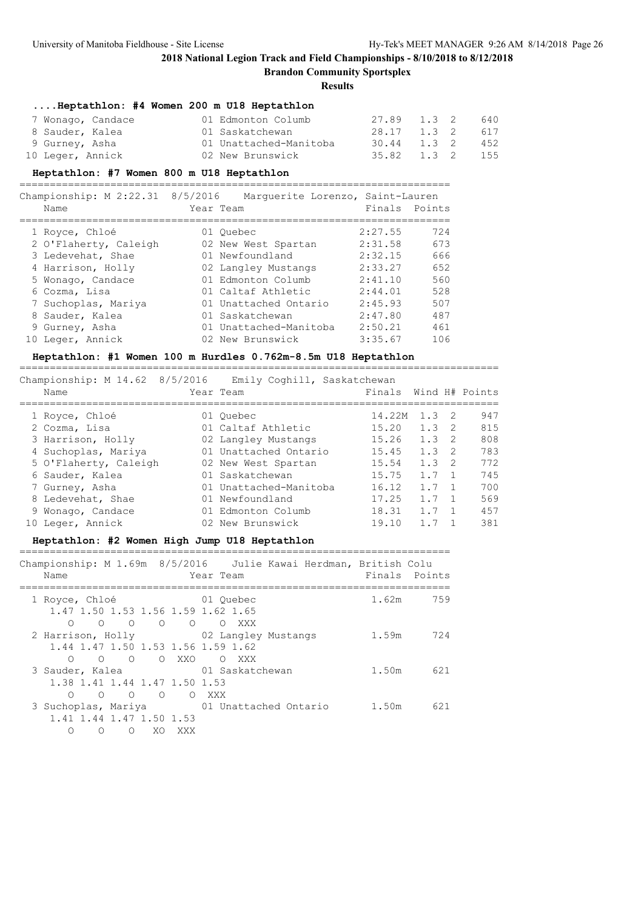## 2018 National Legion Track and Field Championships - 8/10/2018 to 8/12/2018

**Brandon Community Sportsplex**

**Results**

### ....Heptathlon: #4 Women 200 m U18 Heptathlon

| Place | Name | Year | Team | Finals | Wind | H# | Points |
|---|---|---|---|---|---|---|---|
| 7 | Wonago, Candace | 01 | Edmonton Columb | 27.89 | 1.3 | 2 | 640 |
| 8 | Sauder, Kalea | 01 | Saskatchewan | 28.17 | 1.3 | 2 | 617 |
| 9 | Gurney, Asha | 01 | Unattached-Manitoba | 30.44 | 1.3 | 2 | 452 |
| 10 | Leger, Annick | 02 | New Brunswick | 35.82 | 1.3 | 2 | 155 |

### Heptathlon: #7 Women 800 m U18 Heptathlon

Championship: M 2:22.31 8/5/2016 Marguerite Lorenzo, Saint-Lauren

| Place | Name | Year | Team | Finals | Points |
|---|---|---|---|---|---|
| 1 | Royce, Chloé | 01 | Quebec | 2:27.55 | 724 |
| 2 | O'Flaherty, Caleigh | 02 | New West Spartan | 2:31.58 | 673 |
| 3 | Ledevehat, Shae | 01 | Newfoundland | 2:32.15 | 666 |
| 4 | Harrison, Holly | 02 | Langley Mustangs | 2:33.27 | 652 |
| 5 | Wonago, Candace | 01 | Edmonton Columb | 2:41.10 | 560 |
| 6 | Cozma, Lisa | 01 | Caltaf Athletic | 2:44.01 | 528 |
| 7 | Suchoplas, Mariya | 01 | Unattached Ontario | 2:45.93 | 507 |
| 8 | Sauder, Kalea | 01 | Saskatchewan | 2:47.80 | 487 |
| 9 | Gurney, Asha | 01 | Unattached-Manitoba | 2:50.21 | 461 |
| 10 | Leger, Annick | 02 | New Brunswick | 3:35.67 | 106 |

### Heptathlon: #1 Women 100 m Hurdles 0.762m-8.5m U18 Heptathlon

Championship: M 14.62 8/5/2016 Emily Coghill, Saskatchewan

| Place | Name | Year | Team | Finals | Wind | H# | Points |
|---|---|---|---|---|---|---|---|
| 1 | Royce, Chloé | 01 | Quebec | 14.22M | 1.3 | 2 | 947 |
| 2 | Cozma, Lisa | 01 | Caltaf Athletic | 15.20 | 1.3 | 2 | 815 |
| 3 | Harrison, Holly | 02 | Langley Mustangs | 15.26 | 1.3 | 2 | 808 |
| 4 | Suchoplas, Mariya | 01 | Unattached Ontario | 15.45 | 1.3 | 2 | 783 |
| 5 | O'Flaherty, Caleigh | 02 | New West Spartan | 15.54 | 1.3 | 2 | 772 |
| 6 | Sauder, Kalea | 01 | Saskatchewan | 15.75 | 1.7 | 1 | 745 |
| 7 | Gurney, Asha | 01 | Unattached-Manitoba | 16.12 | 1.7 | 1 | 700 |
| 8 | Ledevehat, Shae | 01 | Newfoundland | 17.25 | 1.7 | 1 | 569 |
| 9 | Wonago, Candace | 01 | Edmonton Columb | 18.31 | 1.7 | 1 | 457 |
| 10 | Leger, Annick | 02 | New Brunswick | 19.10 | 1.7 | 1 | 381 |

### Heptathlon: #2 Women High Jump U18 Heptathlon

Championship: M 1.69m 8/5/2016 Julie Kawai Herdman, British Colu

| Place | Name | Year | Team | Finals | Points |
|---|---|---|---|---|---|
| 1 | Royce, Chloé | 01 | Quebec | 1.62m | 759 |
| | 1.47 1.50 1.53 1.56 1.59 1.62 1.65 | | | | |
| | O O O O O O XXX | | | | |
| 2 | Harrison, Holly | 02 | Langley Mustangs | 1.59m | 724 |
| | 1.44 1.47 1.50 1.53 1.56 1.59 1.62 | | | | |
| | O O O O XXO O XXX | | | | |
| 3 | Sauder, Kalea | 01 | Saskatchewan | 1.50m | 621 |
| | 1.38 1.41 1.44 1.47 1.50 1.53 | | | | |
| | O O O O O XXX | | | | |
| 3 | Suchoplas, Mariya | 01 | Unattached Ontario | 1.50m | 621 |
| | 1.41 1.44 1.47 1.50 1.53 | | | | |
| | O O O XO XXX | | | | |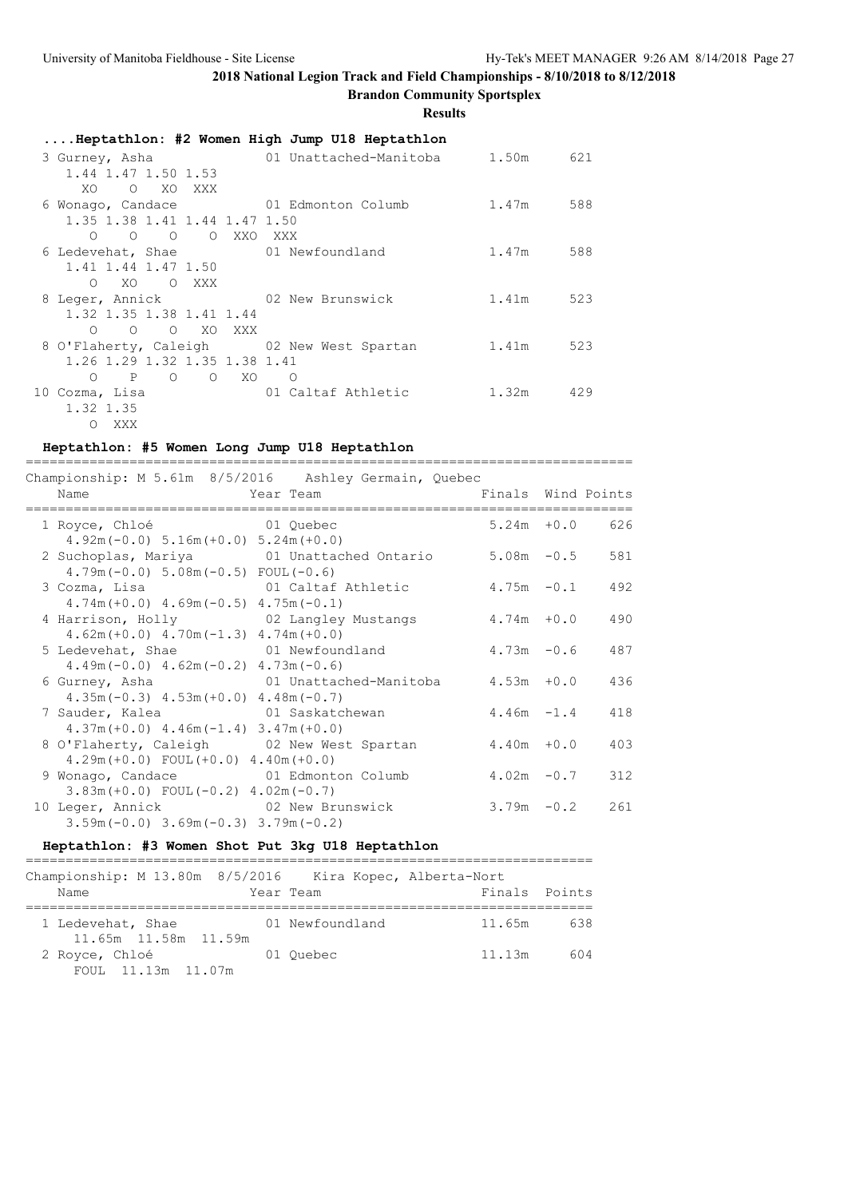## 2018 National Legion Track and Field Championships - 8/10/2018 to 8/12/2018

**Brandon Community Sportsplex**

**Results**

### ....Heptathlon: #2 Women High Jump U18 Heptathlon

```
  3 Gurney, Asha                 01 Unattached-Manitoba      1.50m      621 
     1.44 1.47 1.50 1.53
       XO    O   XO  XXX
  6 Wonago, Candace              01 Edmonton Columb          1.47m      588 
     1.35 1.38 1.41 1.44 1.47 1.50
        O    O    O    O  XXO  XXX
  6 Ledevehat, Shae              01 Newfoundland             1.47m      588 
     1.41 1.44 1.47 1.50
        O   XO    O  XXX
  8 Leger, Annick                02 New Brunswick            1.41m      523 
     1.32 1.35 1.38 1.41 1.44
        O    O    O   XO  XXX
  8 O'Flaherty, Caleigh          02 New West Spartan         1.41m      523 
     1.26 1.29 1.32 1.35 1.38 1.41
        O    P    O    O   XO    O
 10 Cozma, Lisa                  01 Caltaf Athletic          1.32m      429 
     1.32 1.35
        O  XXX
```

### Heptathlon: #5 Women Long Jump U18 Heptathlon

```
===========================================================================
Championship: M 5.61m  8/5/2016    Ashley Germain, Quebec                  
    Name                    Year Team                 Finals  Wind Points 
===========================================================================
  1 Royce, Chloé               01 Quebec                   5.24m  +0.0    626 
      4.92m(-0.0) 5.16m(+0.0) 5.24m(+0.0)
  2 Suchoplas, Mariya          01 Unattached Ontario       5.08m  -0.5    581 
      4.79m(-0.0) 5.08m(-0.5) FOUL(-0.6)
  3 Cozma, Lisa                01 Caltaf Athletic          4.75m  -0.1    492 
      4.74m(+0.0) 4.69m(-0.5) 4.75m(-0.1)
  4 Harrison, Holly            02 Langley Mustangs         4.74m  +0.0    490 
      4.62m(+0.0) 4.70m(-1.3) 4.74m(+0.0)
  5 Ledevehat, Shae            01 Newfoundland             4.73m  -0.6    487 
      4.49m(-0.0) 4.62m(-0.2) 4.73m(-0.6)
  6 Gurney, Asha               01 Unattached-Manitoba      4.53m  +0.0    436 
      4.35m(-0.3) 4.53m(+0.0) 4.48m(-0.7)
  7 Sauder, Kalea              01 Saskatchewan             4.46m  -1.4    418 
      4.37m(+0.0) 4.46m(-1.4) 3.47m(+0.0)
  8 O'Flaherty, Caleigh        02 New West Spartan         4.40m  +0.0    403 
      4.29m(+0.0) FOUL(+0.0) 4.40m(+0.0)
  9 Wonago, Candace            01 Edmonton Columb          4.02m  -0.7    312 
      3.83m(+0.0) FOUL(-0.2) 4.02m(-0.7)
 10 Leger, Annick              02 New Brunswick            3.79m  -0.2    261 
      3.59m(-0.0) 3.69m(-0.3) 3.79m(-0.2)
```

### Heptathlon: #3 Women Shot Put 3kg U18 Heptathlon

```
=======================================================================
Championship: M 13.80m  8/5/2016    Kira Kopec, Alberta-Nort           
    Name                    Year Team                 Finals  Points 
=======================================================================
  1 Ledevehat, Shae            01 Newfoundland            11.65m    638 
     11.65m  11.58m  11.59m
  2 Royce, Chloé               01 Quebec                  11.13m    604 
     FOUL  11.13m  11.07m
```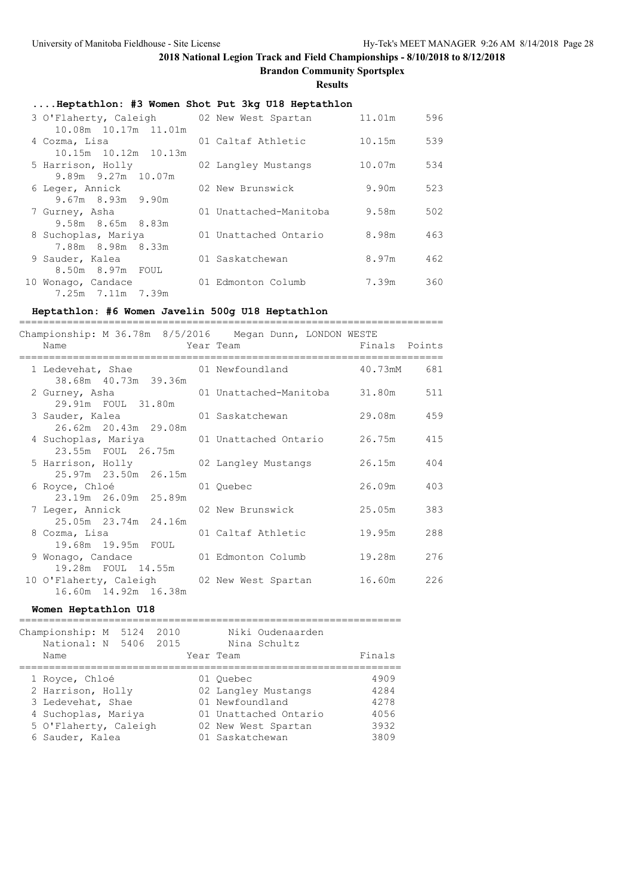# 2018 National Legion Track and Field Championships - 8/10/2018 to 8/12/2018

**Brandon Community Sportsplex**

**Results**

### ....Heptathlon: #3 Women Shot Put 3kg U18 Heptathlon

| Place | Name | Year | Team | Finals | Points |
|---|---|---|---|---|---|
| 3 | O'Flaherty, Caleigh | 02 | New West Spartan | 11.01m | 596 |
| | 10.08m 10.17m 11.01m | | | | |
| 4 | Cozma, Lisa | 01 | Caltaf Athletic | 10.15m | 539 |
| | 10.15m 10.12m 10.13m | | | | |
| 5 | Harrison, Holly | 02 | Langley Mustangs | 10.07m | 534 |
| | 9.89m 9.27m 10.07m | | | | |
| 6 | Leger, Annick | 02 | New Brunswick | 9.90m | 523 |
| | 9.67m 8.93m 9.90m | | | | |
| 7 | Gurney, Asha | 01 | Unattached-Manitoba | 9.58m | 502 |
| | 9.58m 8.65m 8.83m | | | | |
| 8 | Suchoplas, Mariya | 01 | Unattached Ontario | 8.98m | 463 |
| | 7.88m 8.98m 8.33m | | | | |
| 9 | Sauder, Kalea | 01 | Saskatchewan | 8.97m | 462 |
| | 8.50m 8.97m FOUL | | | | |
| 10 | Wonago, Candace | 01 | Edmonton Columb | 7.39m | 360 |
| | 7.25m 7.11m 7.39m | | | | |

### Heptathlon: #6 Women Javelin 500g U18 Heptathlon

Championship: M 36.78m 8/5/2016 Megan Dunn, LONDON WESTE

| Place | Name | Year | Team | Finals | Points |
|---|---|---|---|---|---|
| 1 | Ledevehat, Shae | 01 | Newfoundland | 40.73mM | 681 |
| | 38.68m 40.73m 39.36m | | | | |
| 2 | Gurney, Asha | 01 | Unattached-Manitoba | 31.80m | 511 |
| | 29.91m FOUL 31.80m | | | | |
| 3 | Sauder, Kalea | 01 | Saskatchewan | 29.08m | 459 |
| | 26.62m 20.43m 29.08m | | | | |
| 4 | Suchoplas, Mariya | 01 | Unattached Ontario | 26.75m | 415 |
| | 23.55m FOUL 26.75m | | | | |
| 5 | Harrison, Holly | 02 | Langley Mustangs | 26.15m | 404 |
| | 25.97m 23.50m 26.15m | | | | |
| 6 | Royce, Chloé | 01 | Quebec | 26.09m | 403 |
| | 23.19m 26.09m 25.89m | | | | |
| 7 | Leger, Annick | 02 | New Brunswick | 25.05m | 383 |
| | 25.05m 23.74m 24.16m | | | | |
| 8 | Cozma, Lisa | 01 | Caltaf Athletic | 19.95m | 288 |
| | 19.68m 19.95m FOUL | | | | |
| 9 | Wonago, Candace | 01 | Edmonton Columb | 19.28m | 276 |
| | 19.28m FOUL 14.55m | | | | |
| 10 | O'Flaherty, Caleigh | 02 | New West Spartan | 16.60m | 226 |
| | 16.60m 14.92m 16.38m | | | | |

### Women Heptathlon U18

Championship: M 5124 2010 Niki Oudenaarden
National: N 5406 2015 Nina Schultz

| Place | Name | Year | Team | Finals |
|---|---|---|---|---|
| 1 | Royce, Chloé | 01 | Quebec | 4909 |
| 2 | Harrison, Holly | 02 | Langley Mustangs | 4284 |
| 3 | Ledevehat, Shae | 01 | Newfoundland | 4278 |
| 4 | Suchoplas, Mariya | 01 | Unattached Ontario | 4056 |
| 5 | O'Flaherty, Caleigh | 02 | New West Spartan | 3932 |
| 6 | Sauder, Kalea | 01 | Saskatchewan | 3809 |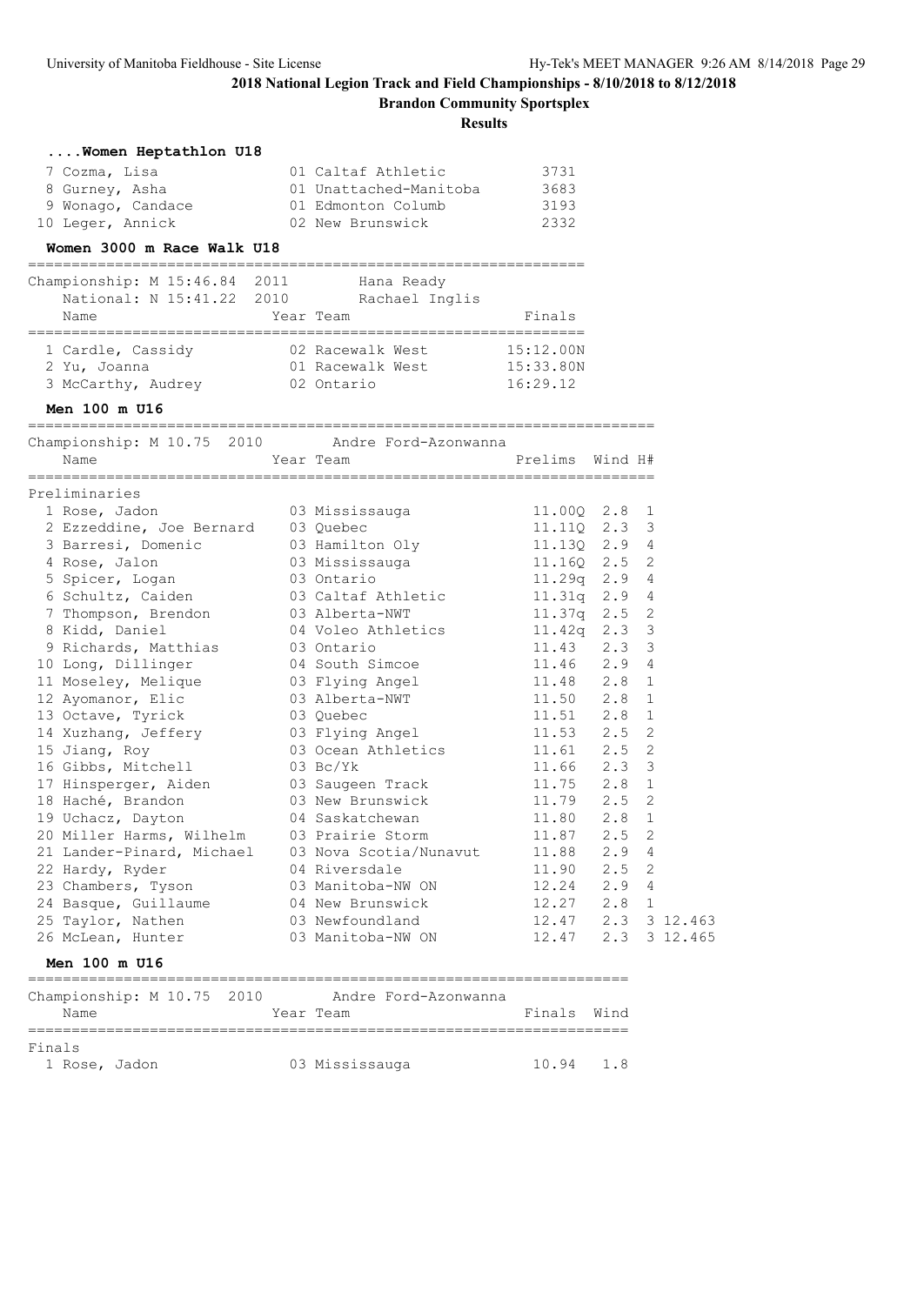## 2018 National Legion Track and Field Championships - 8/10/2018 to 8/12/2018

### Brandon Community Sportsplex

### Results

#### ....Women Heptathlon U18

| | Name | Year | Team | Finals |
|---|---|---|---|---|
| 7 | Cozma, Lisa | 01 | Caltaf Athletic | 3731 |
| 8 | Gurney, Asha | 01 | Unattached-Manitoba | 3683 |
| 9 | Wonago, Candace | 01 | Edmonton Columb | 3193 |
| 10 | Leger, Annick | 02 | New Brunswick | 2332 |

#### Women 3000 m Race Walk U18

Championship: M 15:46.84 2011 Hana Ready
National: N 15:41.22 2010 Rachael Inglis

| | Name | Year | Team | Finals |
|---|---|---|---|---|
| 1 | Cardle, Cassidy | 02 | Racewalk West | 15:12.00N |
| 2 | Yu, Joanna | 01 | Racewalk West | 15:33.80N |
| 3 | McCarthy, Audrey | 02 | Ontario | 16:29.12 |

#### Men 100 m U16

Championship: M 10.75 2010 Andre Ford-Azonwanna

Preliminaries

| | Name | Year | Team | Prelims | Wind | H# | |
|---|---|---|---|---|---|---|---|
| 1 | Rose, Jadon | 03 | Mississauga | 11.00Q | 2.8 | 1 | |
| 2 | Ezzeddine, Joe Bernard | 03 | Quebec | 11.11Q | 2.3 | 3 | |
| 3 | Barresi, Domenic | 03 | Hamilton Oly | 11.13Q | 2.9 | 4 | |
| 4 | Rose, Jalon | 03 | Mississauga | 11.16Q | 2.5 | 2 | |
| 5 | Spicer, Logan | 03 | Ontario | 11.29q | 2.9 | 4 | |
| 6 | Schultz, Caiden | 03 | Caltaf Athletic | 11.31q | 2.9 | 4 | |
| 7 | Thompson, Brendon | 03 | Alberta-NWT | 11.37q | 2.5 | 2 | |
| 8 | Kidd, Daniel | 04 | Voleo Athletics | 11.42q | 2.3 | 3 | |
| 9 | Richards, Matthias | 03 | Ontario | 11.43 | 2.3 | 3 | |
| 10 | Long, Dillinger | 04 | South Simcoe | 11.46 | 2.9 | 4 | |
| 11 | Moseley, Melique | 03 | Flying Angel | 11.48 | 2.8 | 1 | |
| 12 | Ayomanor, Elic | 03 | Alberta-NWT | 11.50 | 2.8 | 1 | |
| 13 | Octave, Tyrick | 03 | Quebec | 11.51 | 2.8 | 1 | |
| 14 | Xuzhang, Jeffery | 03 | Flying Angel | 11.53 | 2.5 | 2 | |
| 15 | Jiang, Roy | 03 | Ocean Athletics | 11.61 | 2.5 | 2 | |
| 16 | Gibbs, Mitchell | 03 | Bc/Yk | 11.66 | 2.3 | 3 | |
| 17 | Hinsperger, Aiden | 03 | Saugeen Track | 11.75 | 2.8 | 1 | |
| 18 | Haché, Brandon | 03 | New Brunswick | 11.79 | 2.5 | 2 | |
| 19 | Uchacz, Dayton | 04 | Saskatchewan | 11.80 | 2.8 | 1 | |
| 20 | Miller Harms, Wilhelm | 03 | Prairie Storm | 11.87 | 2.5 | 2 | |
| 21 | Lander-Pinard, Michael | 03 | Nova Scotia/Nunavut | 11.88 | 2.9 | 4 | |
| 22 | Hardy, Ryder | 04 | Riversdale | 11.90 | 2.5 | 2 | |
| 23 | Chambers, Tyson | 03 | Manitoba-NW ON | 12.24 | 2.9 | 4 | |
| 24 | Basque, Guillaume | 04 | New Brunswick | 12.27 | 2.8 | 1 | |
| 25 | Taylor, Nathen | 03 | Newfoundland | 12.47 | 2.3 | 3 | 12.463 |
| 26 | McLean, Hunter | 03 | Manitoba-NW ON | 12.47 | 2.3 | 3 | 12.465 |

#### Men 100 m U16

Championship: M 10.75 2010 Andre Ford-Azonwanna

Finals

| | Name | Year | Team | Finals | Wind |
|---|---|---|---|---|---|
| 1 | Rose, Jadon | 03 | Mississauga | 10.94 | 1.8 |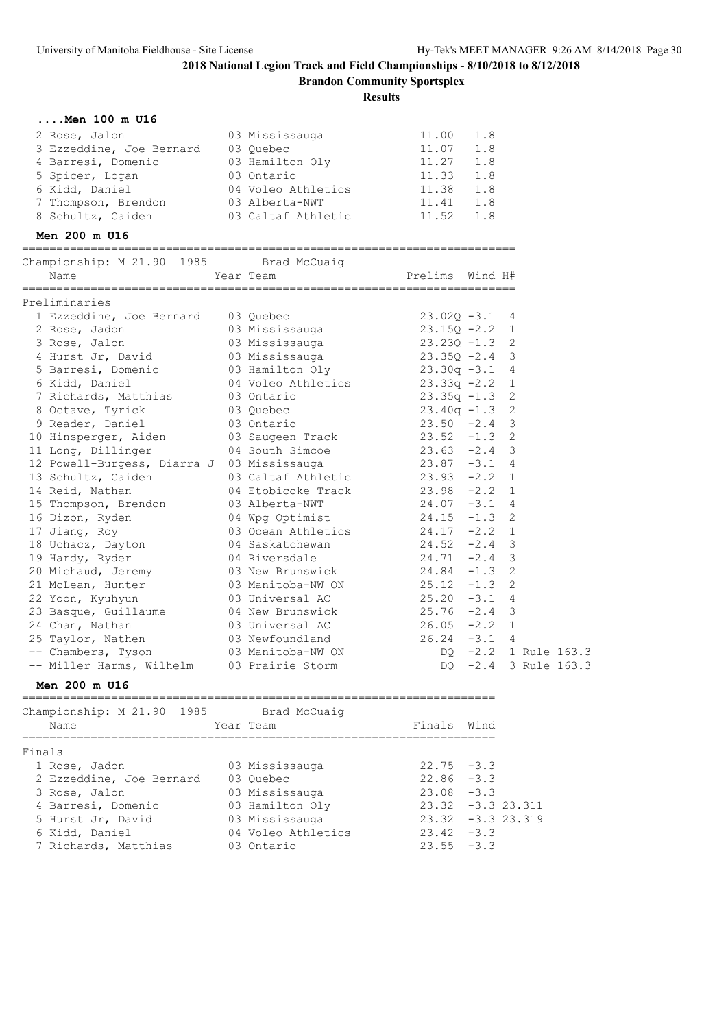**2018 National Legion Track and Field Championships - 8/10/2018 to 8/12/2018**

**Brandon Community Sportsplex**

**Results**

### ....Men 100 m U16

| Place | Name | Year | Team | Finals | Wind |
|---|---|---|---|---|---|
| 2 | Rose, Jalon | 03 | Mississauga | 11.00 | 1.8 |
| 3 | Ezzeddine, Joe Bernard | 03 | Quebec | 11.07 | 1.8 |
| 4 | Barresi, Domenic | 03 | Hamilton Oly | 11.27 | 1.8 |
| 5 | Spicer, Logan | 03 | Ontario | 11.33 | 1.8 |
| 6 | Kidd, Daniel | 04 | Voleo Athletics | 11.38 | 1.8 |
| 7 | Thompson, Brendon | 03 | Alberta-NWT | 11.41 | 1.8 |
| 8 | Schultz, Caiden | 03 | Caltaf Athletic | 11.52 | 1.8 |

### Men 200 m U16

Championship: M 21.90 1985 Brad McCuaig

Preliminaries

| Place | Name | Year | Team | Prelims | Wind | H# | |
|---|---|---|---|---|---|---|---|
| 1 | Ezzeddine, Joe Bernard | 03 | Quebec | 23.02Q | -3.1 | 4 | |
| 2 | Rose, Jadon | 03 | Mississauga | 23.15Q | -2.2 | 1 | |
| 3 | Rose, Jalon | 03 | Mississauga | 23.23Q | -1.3 | 2 | |
| 4 | Hurst Jr, David | 03 | Mississauga | 23.35Q | -2.4 | 3 | |
| 5 | Barresi, Domenic | 03 | Hamilton Oly | 23.30q | -3.1 | 4 | |
| 6 | Kidd, Daniel | 04 | Voleo Athletics | 23.33q | -2.2 | 1 | |
| 7 | Richards, Matthias | 03 | Ontario | 23.35q | -1.3 | 2 | |
| 8 | Octave, Tyrick | 03 | Quebec | 23.40q | -1.3 | 2 | |
| 9 | Reader, Daniel | 03 | Ontario | 23.50 | -2.4 | 3 | |
| 10 | Hinsperger, Aiden | 03 | Saugeen Track | 23.52 | -1.3 | 2 | |
| 11 | Long, Dillinger | 04 | South Simcoe | 23.63 | -2.4 | 3 | |
| 12 | Powell-Burgess, Diarra J | 03 | Mississauga | 23.87 | -3.1 | 4 | |
| 13 | Schultz, Caiden | 03 | Caltaf Athletic | 23.93 | -2.2 | 1 | |
| 14 | Reid, Nathan | 04 | Etobicoke Track | 23.98 | -2.2 | 1 | |
| 15 | Thompson, Brendon | 03 | Alberta-NWT | 24.07 | -3.1 | 4 | |
| 16 | Dizon, Ryden | 04 | Wpg Optimist | 24.15 | -1.3 | 2 | |
| 17 | Jiang, Roy | 03 | Ocean Athletics | 24.17 | -2.2 | 1 | |
| 18 | Uchacz, Dayton | 04 | Saskatchewan | 24.52 | -2.4 | 3 | |
| 19 | Hardy, Ryder | 04 | Riversdale | 24.71 | -2.4 | 3 | |
| 20 | Michaud, Jeremy | 03 | New Brunswick | 24.84 | -1.3 | 2 | |
| 21 | McLean, Hunter | 03 | Manitoba-NW ON | 25.12 | -1.3 | 2 | |
| 22 | Yoon, Kyuhyun | 03 | Universal AC | 25.20 | -3.1 | 4 | |
| 23 | Basque, Guillaume | 04 | New Brunswick | 25.76 | -2.4 | 3 | |
| 24 | Chan, Nathan | 03 | Universal AC | 26.05 | -2.2 | 1 | |
| 25 | Taylor, Nathen | 03 | Newfoundland | 26.24 | -3.1 | 4 | |
| -- | Chambers, Tyson | 03 | Manitoba-NW ON | DQ | -2.2 | 1 | Rule 163.3 |
| -- | Miller Harms, Wilhelm | 03 | Prairie Storm | DQ | -2.4 | 3 | Rule 163.3 |

### Men 200 m U16

Championship: M 21.90 1985 Brad McCuaig

Finals

| Place | Name | Year | Team | Finals | Wind | |
|---|---|---|---|---|---|---|
| 1 | Rose, Jadon | 03 | Mississauga | 22.75 | -3.3 | |
| 2 | Ezzeddine, Joe Bernard | 03 | Quebec | 22.86 | -3.3 | |
| 3 | Rose, Jalon | 03 | Mississauga | 23.08 | -3.3 | |
| 4 | Barresi, Domenic | 03 | Hamilton Oly | 23.32 | -3.3 | 23.311 |
| 5 | Hurst Jr, David | 03 | Mississauga | 23.32 | -3.3 | 23.319 |
| 6 | Kidd, Daniel | 04 | Voleo Athletics | 23.42 | -3.3 | |
| 7 | Richards, Matthias | 03 | Ontario | 23.55 | -3.3 | |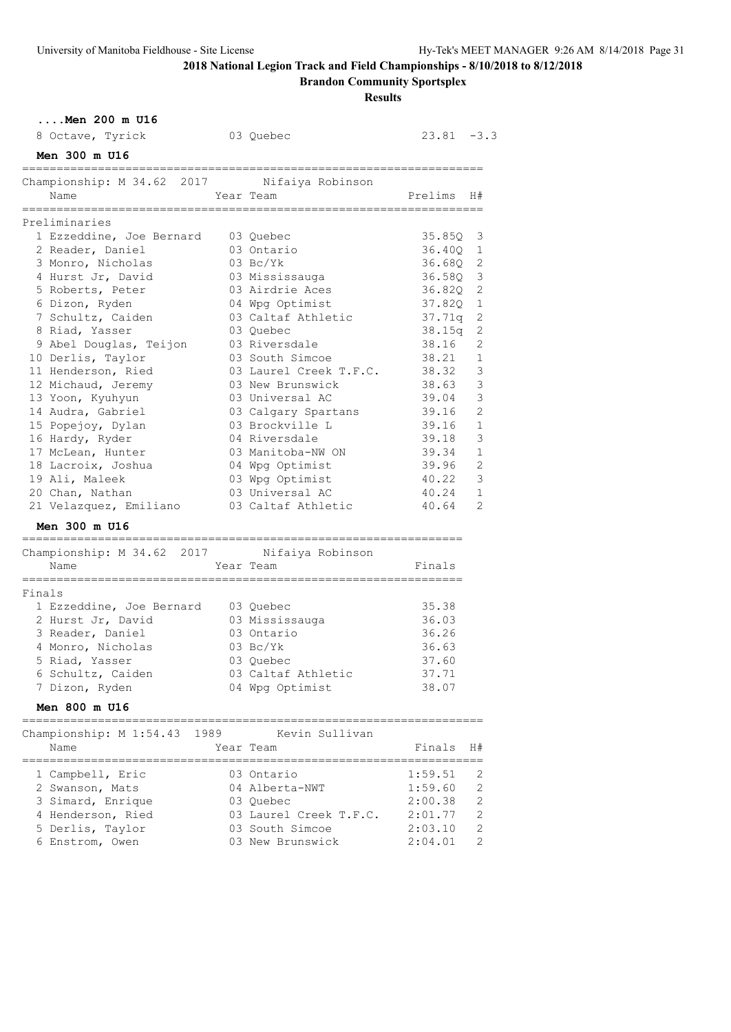**2018 National Legion Track and Field Championships - 8/10/2018 to 8/12/2018**

**Brandon Community Sportsplex**

**Results**

### ....Men 200 m U16

| Place | Name | Year | Team | Finals | Wind |
|---|---|---|---|---|---|
| 8 | Octave, Tyrick | 03 | Quebec | 23.81 | -3.3 |

### Men 300 m U16

Championship: M 34.62 2017 Nifaiya Robinson

**Preliminaries**

| Place | Name | Year | Team | Prelims | H# |
|---|---|---|---|---|---|
| 1 | Ezzeddine, Joe Bernard | 03 | Quebec | 35.85Q | 3 |
| 2 | Reader, Daniel | 03 | Ontario | 36.40Q | 1 |
| 3 | Monro, Nicholas | 03 | Bc/Yk | 36.68Q | 2 |
| 4 | Hurst Jr, David | 03 | Mississauga | 36.58Q | 3 |
| 5 | Roberts, Peter | 03 | Airdrie Aces | 36.82Q | 2 |
| 6 | Dizon, Ryden | 04 | Wpg Optimist | 37.82Q | 1 |
| 7 | Schultz, Caiden | 03 | Caltaf Athletic | 37.71q | 2 |
| 8 | Riad, Yasser | 03 | Quebec | 38.15q | 2 |
| 9 | Abel Douglas, Teijon | 03 | Riversdale | 38.16 | 2 |
| 10 | Derlis, Taylor | 03 | South Simcoe | 38.21 | 1 |
| 11 | Henderson, Ried | 03 | Laurel Creek T.F.C. | 38.32 | 3 |
| 12 | Michaud, Jeremy | 03 | New Brunswick | 38.63 | 3 |
| 13 | Yoon, Kyuhyun | 03 | Universal AC | 39.04 | 3 |
| 14 | Audra, Gabriel | 03 | Calgary Spartans | 39.16 | 2 |
| 15 | Popejoy, Dylan | 03 | Brockville L | 39.16 | 1 |
| 16 | Hardy, Ryder | 04 | Riversdale | 39.18 | 3 |
| 17 | McLean, Hunter | 03 | Manitoba-NW ON | 39.34 | 1 |
| 18 | Lacroix, Joshua | 04 | Wpg Optimist | 39.96 | 2 |
| 19 | Ali, Maleek | 03 | Wpg Optimist | 40.22 | 3 |
| 20 | Chan, Nathan | 03 | Universal AC | 40.24 | 1 |
| 21 | Velazquez, Emiliano | 03 | Caltaf Athletic | 40.64 | 2 |

### Men 300 m U16

Championship: M 34.62 2017 Nifaiya Robinson

**Finals**

| Place | Name | Year | Team | Finals |
|---|---|---|---|---|
| 1 | Ezzeddine, Joe Bernard | 03 | Quebec | 35.38 |
| 2 | Hurst Jr, David | 03 | Mississauga | 36.03 |
| 3 | Reader, Daniel | 03 | Ontario | 36.26 |
| 4 | Monro, Nicholas | 03 | Bc/Yk | 36.63 |
| 5 | Riad, Yasser | 03 | Quebec | 37.60 |
| 6 | Schultz, Caiden | 03 | Caltaf Athletic | 37.71 |
| 7 | Dizon, Ryden | 04 | Wpg Optimist | 38.07 |

### Men 800 m U16

Championship: M 1:54.43 1989 Kevin Sullivan

| Place | Name | Year | Team | Finals | H# |
|---|---|---|---|---|---|
| 1 | Campbell, Eric | 03 | Ontario | 1:59.51 | 2 |
| 2 | Swanson, Mats | 04 | Alberta-NWT | 1:59.60 | 2 |
| 3 | Simard, Enrique | 03 | Quebec | 2:00.38 | 2 |
| 4 | Henderson, Ried | 03 | Laurel Creek T.F.C. | 2:01.77 | 2 |
| 5 | Derlis, Taylor | 03 | South Simcoe | 2:03.10 | 2 |
| 6 | Enstrom, Owen | 03 | New Brunswick | 2:04.01 | 2 |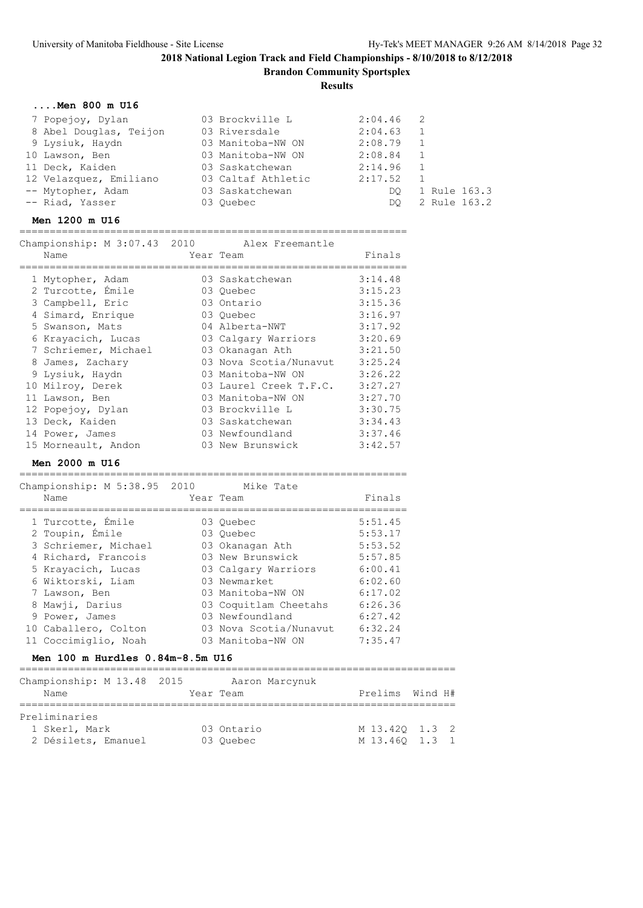## 2018 National Legion Track and Field Championships - 8/10/2018 to 8/12/2018

**Brandon Community Sportsplex**

**Results**

### ....Men 800 m U16

| Place | Name | Year | Team | Finals | H# | Note |
|---|---|---|---|---|---|---|
| 7 | Popejoy, Dylan | 03 | Brockville L | 2:04.46 | 2 | |
| 8 | Abel Douglas, Teijon | 03 | Riversdale | 2:04.63 | 1 | |
| 9 | Lysiuk, Haydn | 03 | Manitoba-NW ON | 2:08.79 | 1 | |
| 10 | Lawson, Ben | 03 | Manitoba-NW ON | 2:08.84 | 1 | |
| 11 | Deck, Kaiden | 03 | Saskatchewan | 2:14.96 | 1 | |
| 12 | Velazquez, Emiliano | 03 | Caltaf Athletic | 2:17.52 | 1 | |
| -- | Mytopher, Adam | 03 | Saskatchewan | DQ | 1 | Rule 163.3 |
| -- | Riad, Yasser | 03 | Quebec | DQ | 2 | Rule 163.2 |

### Men 1200 m U16

Championship: M 3:07.43 2010 Alex Freemantle

| Place | Name | Year | Team | Finals |
|---|---|---|---|---|
| 1 | Mytopher, Adam | 03 | Saskatchewan | 3:14.48 |
| 2 | Turcotte, Émile | 03 | Quebec | 3:15.23 |
| 3 | Campbell, Eric | 03 | Ontario | 3:15.36 |
| 4 | Simard, Enrique | 03 | Quebec | 3:16.97 |
| 5 | Swanson, Mats | 04 | Alberta-NWT | 3:17.92 |
| 6 | Krayacich, Lucas | 03 | Calgary Warriors | 3:20.69 |
| 7 | Schriemer, Michael | 03 | Okanagan Ath | 3:21.50 |
| 8 | James, Zachary | 03 | Nova Scotia/Nunavut | 3:25.24 |
| 9 | Lysiuk, Haydn | 03 | Manitoba-NW ON | 3:26.22 |
| 10 | Milroy, Derek | 03 | Laurel Creek T.F.C. | 3:27.27 |
| 11 | Lawson, Ben | 03 | Manitoba-NW ON | 3:27.70 |
| 12 | Popejoy, Dylan | 03 | Brockville L | 3:30.75 |
| 13 | Deck, Kaiden | 03 | Saskatchewan | 3:34.43 |
| 14 | Power, James | 03 | Newfoundland | 3:37.46 |
| 15 | Morneault, Andon | 03 | New Brunswick | 3:42.57 |

### Men 2000 m U16

Championship: M 5:38.95 2010 Mike Tate

| Place | Name | Year | Team | Finals |
|---|---|---|---|---|
| 1 | Turcotte, Émile | 03 | Quebec | 5:51.45 |
| 2 | Toupin, Émile | 03 | Quebec | 5:53.17 |
| 3 | Schriemer, Michael | 03 | Okanagan Ath | 5:53.52 |
| 4 | Richard, Francois | 03 | New Brunswick | 5:57.85 |
| 5 | Krayacich, Lucas | 03 | Calgary Warriors | 6:00.41 |
| 6 | Wiktorski, Liam | 03 | Newmarket | 6:02.60 |
| 7 | Lawson, Ben | 03 | Manitoba-NW ON | 6:17.02 |
| 8 | Mawji, Darius | 03 | Coquitlam Cheetahs | 6:26.36 |
| 9 | Power, James | 03 | Newfoundland | 6:27.42 |
| 10 | Caballero, Colton | 03 | Nova Scotia/Nunavut | 6:32.24 |
| 11 | Coccimiglio, Noah | 03 | Manitoba-NW ON | 7:35.47 |

### Men 100 m Hurdles 0.84m-8.5m U16

Championship: M 13.48 2015 Aaron Marcynuk

Preliminaries

| Place | Name | Year | Team | Prelims | Wind | H# |
|---|---|---|---|---|---|---|
| 1 | Skerl, Mark | 03 | Ontario | M 13.42Q | 1.3 | 2 |
| 2 | Désilets, Emanuel | 03 | Quebec | M 13.46Q | 1.3 | 1 |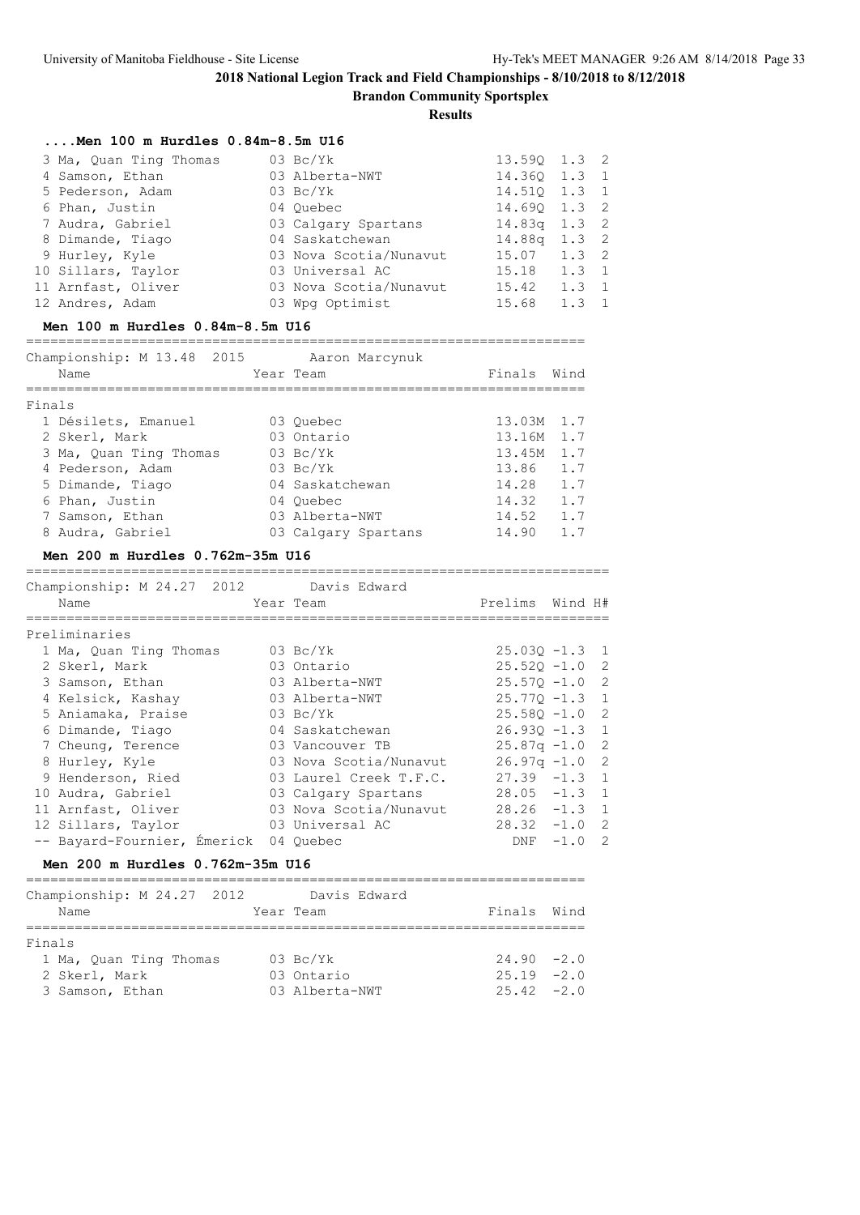## 2018 National Legion Track and Field Championships - 8/10/2018 to 8/12/2018

**Brandon Community Sportsplex**

**Results**

### ....Men 100 m Hurdles 0.84m-8.5m U16

| | Name | Year | Team | Prelims | Wind | H# |
|---|---|---|---|---|---|---|
| 3 | Ma, Quan Ting Thomas | 03 | Bc/Yk | 13.59Q | 1.3 | 2 |
| 4 | Samson, Ethan | 03 | Alberta-NWT | 14.36Q | 1.3 | 1 |
| 5 | Pederson, Adam | 03 | Bc/Yk | 14.51Q | 1.3 | 1 |
| 6 | Phan, Justin | 04 | Quebec | 14.69Q | 1.3 | 2 |
| 7 | Audra, Gabriel | 03 | Calgary Spartans | 14.83q | 1.3 | 2 |
| 8 | Dimande, Tiago | 04 | Saskatchewan | 14.88q | 1.3 | 2 |
| 9 | Hurley, Kyle | 03 | Nova Scotia/Nunavut | 15.07 | 1.3 | 2 |
| 10 | Sillars, Taylor | 03 | Universal AC | 15.18 | 1.3 | 1 |
| 11 | Arnfast, Oliver | 03 | Nova Scotia/Nunavut | 15.42 | 1.3 | 1 |
| 12 | Andres, Adam | 03 | Wpg Optimist | 15.68 | 1.3 | 1 |

### Men 100 m Hurdles 0.84m-8.5m U16

Championship: M 13.48 2015 Aaron Marcynuk

Finals

| | Name | Year | Team | Finals | Wind |
|---|---|---|---|---|---|
| 1 | Désilets, Emanuel | 03 | Quebec | 13.03M | 1.7 |
| 2 | Skerl, Mark | 03 | Ontario | 13.16M | 1.7 |
| 3 | Ma, Quan Ting Thomas | 03 | Bc/Yk | 13.45M | 1.7 |
| 4 | Pederson, Adam | 03 | Bc/Yk | 13.86 | 1.7 |
| 5 | Dimande, Tiago | 04 | Saskatchewan | 14.28 | 1.7 |
| 6 | Phan, Justin | 04 | Quebec | 14.32 | 1.7 |
| 7 | Samson, Ethan | 03 | Alberta-NWT | 14.52 | 1.7 |
| 8 | Audra, Gabriel | 03 | Calgary Spartans | 14.90 | 1.7 |

### Men 200 m Hurdles 0.762m-35m U16

Championship: M 24.27 2012 Davis Edward

Preliminaries

| | Name | Year | Team | Prelims | Wind | H# |
|---|---|---|---|---|---|---|
| 1 | Ma, Quan Ting Thomas | 03 | Bc/Yk | 25.03Q | -1.3 | 1 |
| 2 | Skerl, Mark | 03 | Ontario | 25.52Q | -1.0 | 2 |
| 3 | Samson, Ethan | 03 | Alberta-NWT | 25.57Q | -1.0 | 2 |
| 4 | Kelsick, Kashay | 03 | Alberta-NWT | 25.77Q | -1.3 | 1 |
| 5 | Aniamaka, Praise | 03 | Bc/Yk | 25.58Q | -1.0 | 2 |
| 6 | Dimande, Tiago | 04 | Saskatchewan | 26.93Q | -1.3 | 1 |
| 7 | Cheung, Terence | 03 | Vancouver TB | 25.87q | -1.0 | 2 |
| 8 | Hurley, Kyle | 03 | Nova Scotia/Nunavut | 26.97q | -1.0 | 2 |
| 9 | Henderson, Ried | 03 | Laurel Creek T.F.C. | 27.39 | -1.3 | 1 |
| 10 | Audra, Gabriel | 03 | Calgary Spartans | 28.05 | -1.3 | 1 |
| 11 | Arnfast, Oliver | 03 | Nova Scotia/Nunavut | 28.26 | -1.3 | 1 |
| 12 | Sillars, Taylor | 03 | Universal AC | 28.32 | -1.0 | 2 |
| -- | Bayard-Fournier, Émerick | 04 | Quebec | DNF | -1.0 | 2 |

### Men 200 m Hurdles 0.762m-35m U16

Championship: M 24.27 2012 Davis Edward

Finals

| | Name | Year | Team | Finals | Wind |
|---|---|---|---|---|---|
| 1 | Ma, Quan Ting Thomas | 03 | Bc/Yk | 24.90 | -2.0 |
| 2 | Skerl, Mark | 03 | Ontario | 25.19 | -2.0 |
| 3 | Samson, Ethan | 03 | Alberta-NWT | 25.42 | -2.0 |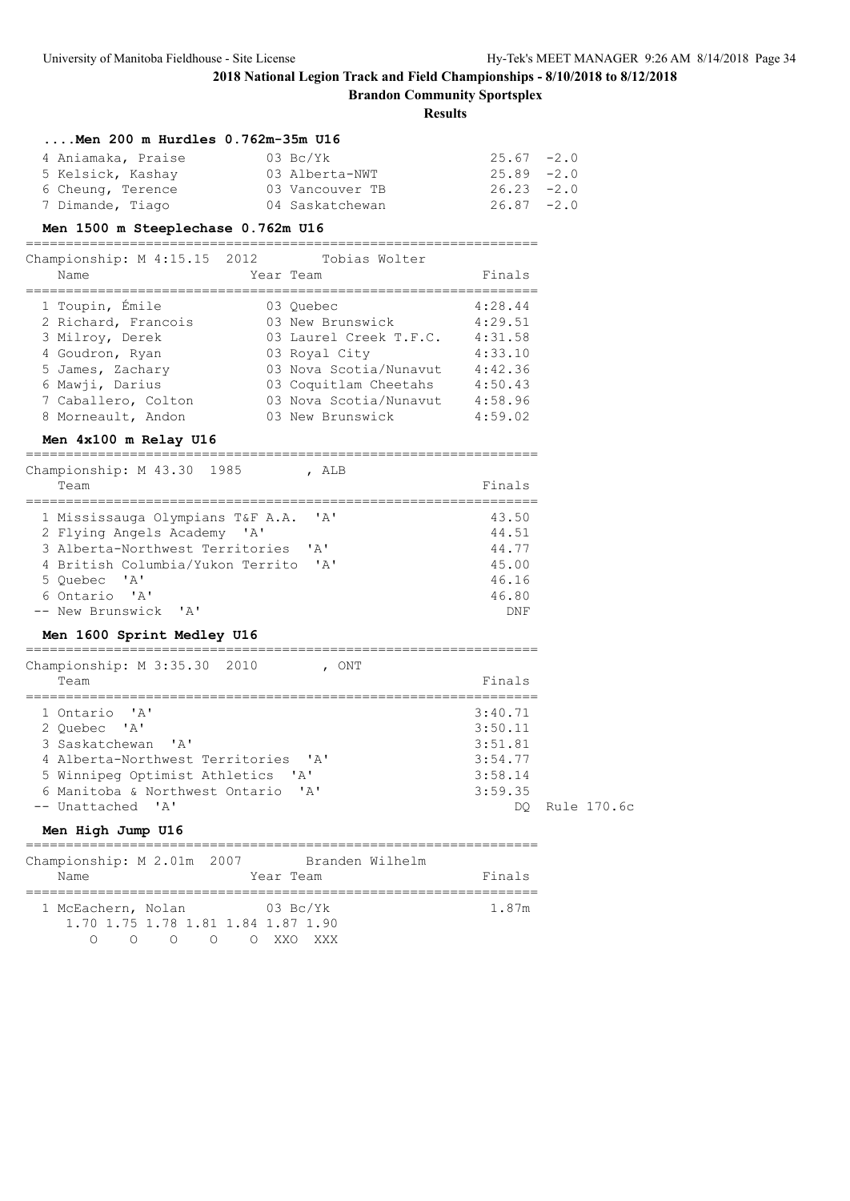**2018 National Legion Track and Field Championships - 8/10/2018 to 8/12/2018**

**Brandon Community Sportsplex**

**Results**

### ....Men 200 m Hurdles 0.762m-35m U16

| Place | Name | Year | Team | Finals | Wind |
|---|---|---|---|---|---|
| 4 | Aniamaka, Praise | 03 | Bc/Yk | 25.67 | -2.0 |
| 5 | Kelsick, Kashay | 03 | Alberta-NWT | 25.89 | -2.0 |
| 6 | Cheung, Terence | 03 | Vancouver TB | 26.23 | -2.0 |
| 7 | Dimande, Tiago | 04 | Saskatchewan | 26.87 | -2.0 |

### Men 1500 m Steeplechase 0.762m U16

Championship: M 4:15.15 2012 Tobias Wolter

| Place | Name | Year | Team | Finals |
|---|---|---|---|---|
| 1 | Toupin, Émile | 03 | Quebec | 4:28.44 |
| 2 | Richard, Francois | 03 | New Brunswick | 4:29.51 |
| 3 | Milroy, Derek | 03 | Laurel Creek T.F.C. | 4:31.58 |
| 4 | Goudron, Ryan | 03 | Royal City | 4:33.10 |
| 5 | James, Zachary | 03 | Nova Scotia/Nunavut | 4:42.36 |
| 6 | Mawji, Darius | 03 | Coquitlam Cheetahs | 4:50.43 |
| 7 | Caballero, Colton | 03 | Nova Scotia/Nunavut | 4:58.96 |
| 8 | Morneault, Andon | 03 | New Brunswick | 4:59.02 |

### Men 4x100 m Relay U16

Championship: M 43.30 1985 , ALB

| Place | Team | Finals |
|---|---|---|
| 1 | Mississauga Olympians T&F A.A. 'A' | 43.50 |
| 2 | Flying Angels Academy 'A' | 44.51 |
| 3 | Alberta-Northwest Territories 'A' | 44.77 |
| 4 | British Columbia/Yukon Territo 'A' | 45.00 |
| 5 | Quebec 'A' | 46.16 |
| 6 | Ontario 'A' | 46.80 |
| -- | New Brunswick 'A' | DNF |

### Men 1600 Sprint Medley U16

Championship: M 3:35.30 2010 , ONT

| Place | Team | Finals | |
|---|---|---|---|
| 1 | Ontario 'A' | 3:40.71 | |
| 2 | Quebec 'A' | 3:50.11 | |
| 3 | Saskatchewan 'A' | 3:51.81 | |
| 4 | Alberta-Northwest Territories 'A' | 3:54.77 | |
| 5 | Winnipeg Optimist Athletics 'A' | 3:58.14 | |
| 6 | Manitoba & Northwest Ontario 'A' | 3:59.35 | |
| -- | Unattached 'A' | DQ | Rule 170.6c |

### Men High Jump U16

Championship: M 2.01m 2007 Branden Wilhelm

| Place | Name | Year | Team | Finals |
|---|---|---|---|---|
| 1 | McEachern, Nolan | 03 | Bc/Yk | 1.87m |

| 1.70 | 1.75 | 1.78 | 1.81 | 1.84 | 1.87 | 1.90 |
|---|---|---|---|---|---|---|
| O | O | O | O | O | XXO | XXX |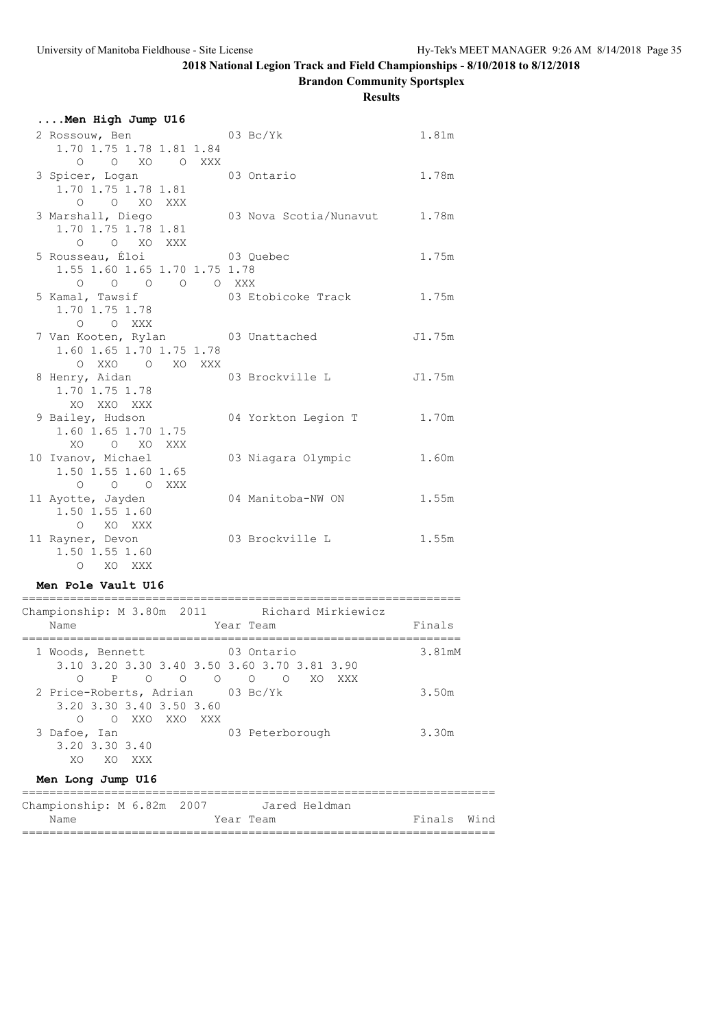# 2018 National Legion Track and Field Championships - 8/10/2018 to 8/12/2018

## Brandon Community Sportsplex

### Results

#### ....Men High Jump U16

```
  2 Rossouw, Ben               03 Bc/Yk                    1.81m 
     1.70 1.75 1.78 1.81 1.84
        O    O   XO    O  XXX
  3 Spicer, Logan              03 Ontario                  1.78m 
     1.70 1.75 1.78 1.81
        O    O   XO  XXX
  3 Marshall, Diego            03 Nova Scotia/Nunavut      1.78m 
     1.70 1.75 1.78 1.81
        O    O   XO  XXX
  5 Rousseau, Éloi             03 Quebec                   1.75m 
     1.55 1.60 1.65 1.70 1.75 1.78
        O    O    O    O    O  XXX
  5 Kamal, Tawsif              03 Etobicoke Track          1.75m 
     1.70 1.75 1.78
        O    O  XXX
  7 Van Kooten, Rylan          03 Unattached              J1.75m 
     1.60 1.65 1.70 1.75 1.78
        O  XXO    O   XO  XXX
  8 Henry, Aidan               03 Brockville L            J1.75m 
     1.70 1.75 1.78
       XO  XXO  XXX
  9 Bailey, Hudson             04 Yorkton Legion T         1.70m 
     1.60 1.65 1.70 1.75
       XO    O   XO  XXX
 10 Ivanov, Michael            03 Niagara Olympic          1.60m 
     1.50 1.55 1.60 1.65
        O    O    O  XXX
 11 Ayotte, Jayden             04 Manitoba-NW ON           1.55m 
     1.50 1.55 1.60
        O   XO  XXX
 11 Rayner, Devon              03 Brockville L             1.55m 
     1.50 1.55 1.60
        O   XO  XXX
```

#### Men Pole Vault U16

```
================================================================
Championship: M 3.80m  2011          Richard Mirkiewicz
    Name                    Year Team                    Finals
================================================================
  1 Woods, Bennett             03 Ontario                 3.81mM 
     3.10 3.20 3.30 3.40 3.50 3.60 3.70 3.81 3.90
        O    P    O    O    O    O    O   XO  XXX
  2 Price-Roberts, Adrian      03 Bc/Yk                    3.50m 
     3.20 3.30 3.40 3.50 3.60
        O    O  XXO  XXO  XXX
  3 Dafoe, Ian                 03 Peterborough             3.30m 
     3.20 3.30 3.40
       XO   XO  XXX
```

#### Men Long Jump U16

```
=====================================================================
Championship: M 6.82m  2007          Jared Heldman
    Name                    Year Team                    Finals  Wind
=====================================================================
```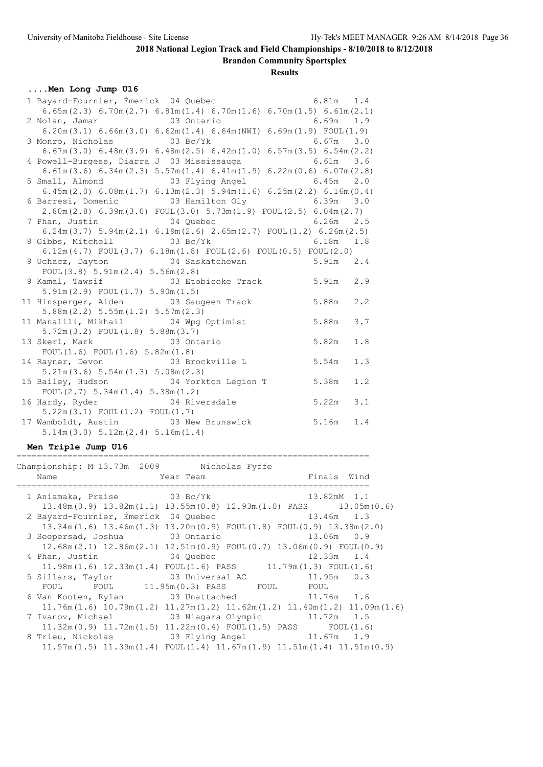**2018 National Legion Track and Field Championships - 8/10/2018 to 8/12/2018**

**Brandon Community Sportsplex**

**Results**

### ....Men Long Jump U16

| Place | Name | Year | Team | Finals | Wind |
|---|---|---|---|---|---|
| 1 | Bayard-Fournier, Émerick | 04 | Quebec | 6.81m | 1.4 |
| | 6.65m(2.3) 6.70m(2.7) 6.81m(1.4) 6.70m(1.6) 6.70m(1.5) 6.61m(2.1) | | | | |
| 2 | Nolan, Jamar | 03 | Ontario | 6.69m | 1.9 |
| | 6.20m(3.1) 6.66m(3.0) 6.62m(1.4) 6.64m(NWI) 6.69m(1.9) FOUL(1.9) | | | | |
| 3 | Monro, Nicholas | 03 | Bc/Yk | 6.67m | 3.0 |
| | 6.67m(3.0) 6.48m(3.9) 6.48m(2.5) 6.42m(1.0) 6.57m(3.5) 6.54m(2.2) | | | | |
| 4 | Powell-Burgess, Diarra J | 03 | Mississauga | 6.61m | 3.6 |
| | 6.61m(3.6) 6.34m(2.3) 5.57m(1.4) 6.41m(1.9) 6.22m(0.6) 6.07m(2.8) | | | | |
| 5 | Small, Almond | 03 | Flying Angel | 6.45m | 2.0 |
| | 6.45m(2.0) 6.08m(1.7) 6.13m(2.3) 5.94m(1.6) 6.25m(2.2) 6.16m(0.4) | | | | |
| 6 | Barresi, Domenic | 03 | Hamilton Oly | 6.39m | 3.0 |
| | 2.80m(2.8) 6.39m(3.0) FOUL(3.0) 5.73m(1.9) FOUL(2.5) 6.04m(2.7) | | | | |
| 7 | Phan, Justin | 04 | Quebec | 6.26m | 2.5 |
| | 6.24m(3.7) 5.94m(2.1) 6.19m(2.6) 2.65m(2.7) FOUL(1.2) 6.26m(2.5) | | | | |
| 8 | Gibbs, Mitchell | 03 | Bc/Yk | 6.18m | 1.8 |
| | 6.12m(4.7) FOUL(3.7) 6.18m(1.8) FOUL(2.6) FOUL(0.5) FOUL(2.0) | | | | |
| 9 | Uchacz, Dayton | 04 | Saskatchewan | 5.91m | 2.4 |
| | FOUL(3.8) 5.91m(2.4) 5.56m(2.8) | | | | |
| 9 | Kamal, Tawsif | 03 | Etobicoke Track | 5.91m | 2.9 |
| | 5.91m(2.9) FOUL(1.7) 5.90m(1.5) | | | | |
| 11 | Hinsperger, Aiden | 03 | Saugeen Track | 5.88m | 2.2 |
| | 5.88m(2.2) 5.55m(1.2) 5.57m(2.3) | | | | |
| 11 | Manalili, Mikhail | 04 | Wpg Optimist | 5.88m | 3.7 |
| | 5.72m(3.2) FOUL(1.8) 5.88m(3.7) | | | | |
| 13 | Skerl, Mark | 03 | Ontario | 5.82m | 1.8 |
| | FOUL(1.6) FOUL(1.6) 5.82m(1.8) | | | | |
| 14 | Rayner, Devon | 03 | Brockville L | 5.54m | 1.3 |
| | 5.21m(3.6) 5.54m(1.3) 5.08m(2.3) | | | | |
| 15 | Bailey, Hudson | 04 | Yorkton Legion T | 5.38m | 1.2 |
| | FOUL(2.7) 5.34m(1.4) 5.38m(1.2) | | | | |
| 16 | Hardy, Ryder | 04 | Riversdale | 5.22m | 3.1 |
| | 5.22m(3.1) FOUL(1.2) FOUL(1.7) | | | | |
| 17 | Wamboldt, Austin | 03 | New Brunswick | 5.16m | 1.4 |
| | 5.14m(3.0) 5.12m(2.4) 5.16m(1.4) | | | | |

### Men Triple Jump U16

Championship: M 13.73m 2009 Nicholas Fyffe

| Place | Name | Year | Team | Finals | Wind |
|---|---|---|---|---|---|
| 1 | Aniamaka, Praise | 03 | Bc/Yk | 13.82mM | 1.1 |
| | 13.48m(0.9) 13.82m(1.1) 13.55m(0.8) 12.93m(1.0) PASS 13.05m(0.6) | | | | |
| 2 | Bayard-Fournier, Émerick | 04 | Quebec | 13.46m | 1.3 |
| | 13.34m(1.6) 13.46m(1.3) 13.20m(0.9) FOUL(1.8) FOUL(0.9) 13.38m(2.0) | | | | |
| 3 | Seepersad, Joshua | 03 | Ontario | 13.06m | 0.9 |
| | 12.68m(2.1) 12.86m(2.1) 12.51m(0.9) FOUL(0.7) 13.06m(0.9) FOUL(0.9) | | | | |
| 4 | Phan, Justin | 04 | Quebec | 12.33m | 1.4 |
| | 11.98m(1.6) 12.33m(1.4) FOUL(1.6) PASS 11.79m(1.3) FOUL(1.6) | | | | |
| 5 | Sillars, Taylor | 03 | Universal AC | 11.95m | 0.3 |
| | FOUL FOUL 11.95m(0.3) PASS FOUL FOUL | | | | |
| 6 | Van Kooten, Rylan | 03 | Unattached | 11.76m | 1.6 |
| | 11.76m(1.6) 10.79m(1.2) 11.27m(1.2) 11.62m(1.2) 11.40m(1.2) 11.09m(1.6) | | | | |
| 7 | Ivanov, Michael | 03 | Niagara Olympic | 11.72m | 1.5 |
| | 11.32m(0.9) 11.72m(1.5) 11.22m(0.4) FOUL(1.5) PASS FOUL(1.6) | | | | |
| 8 | Trieu, Nickolas | 03 | Flying Angel | 11.67m | 1.9 |
| | 11.57m(1.5) 11.39m(1.4) FOUL(1.4) 11.67m(1.9) 11.51m(1.4) 11.51m(0.9) | | | | |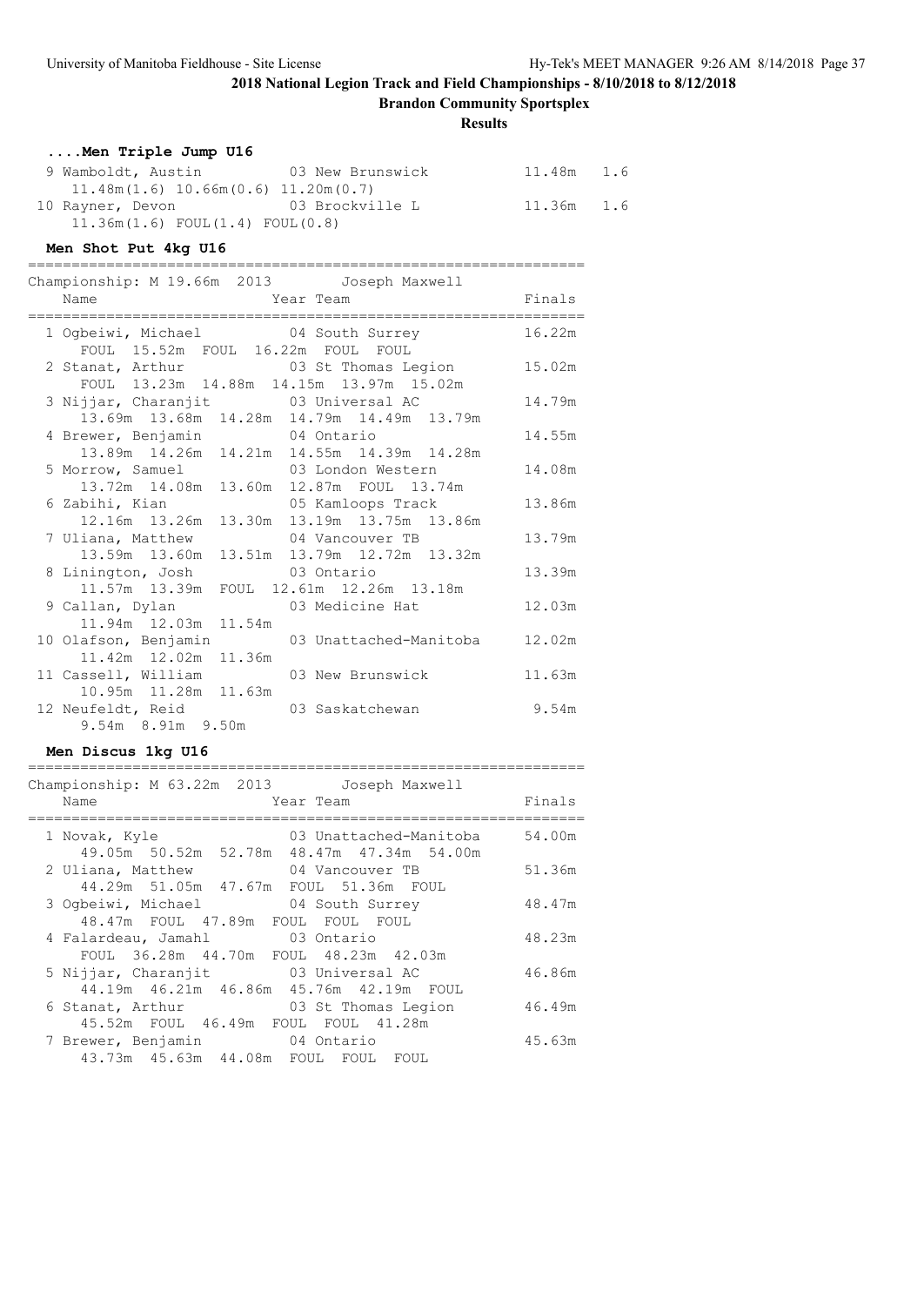## 2018 National Legion Track and Field Championships - 8/10/2018 to 8/12/2018

**Brandon Community Sportsplex**

**Results**

### ....Men Triple Jump U16

| Place | Name | Year | Team | Finals | Wind |
|---|---|---|---|---|---|
| 9 | Wamboldt, Austin | 03 | New Brunswick | 11.48m | 1.6 |
| | 11.48m(1.6) 10.66m(0.6) 11.20m(0.7) | | | | |
| 10 | Rayner, Devon | 03 | Brockville L | 11.36m | 1.6 |
| | 11.36m(1.6) FOUL(1.4) FOUL(0.8) | | | | |

### Men Shot Put 4kg U16

Championship: M 19.66m 2013 Joseph Maxwell

| Place | Name | Year | Team | Finals |
|---|---|---|---|---|
| 1 | Ogbeiwi, Michael | 04 | South Surrey | 16.22m |
| | FOUL 15.52m FOUL 16.22m FOUL FOUL | | | |
| 2 | Stanat, Arthur | 03 | St Thomas Legion | 15.02m |
| | FOUL 13.23m 14.88m 14.15m 13.97m 15.02m | | | |
| 3 | Nijjar, Charanjit | 03 | Universal AC | 14.79m |
| | 13.69m 13.68m 14.28m 14.79m 14.49m 13.79m | | | |
| 4 | Brewer, Benjamin | 04 | Ontario | 14.55m |
| | 13.89m 14.26m 14.21m 14.55m 14.39m 14.28m | | | |
| 5 | Morrow, Samuel | 03 | London Western | 14.08m |
| | 13.72m 14.08m 13.60m 12.87m FOUL 13.74m | | | |
| 6 | Zabihi, Kian | 05 | Kamloops Track | 13.86m |
| | 12.16m 13.26m 13.30m 13.19m 13.75m 13.86m | | | |
| 7 | Uliana, Matthew | 04 | Vancouver TB | 13.79m |
| | 13.59m 13.60m 13.51m 13.79m 12.72m 13.32m | | | |
| 8 | Linington, Josh | 03 | Ontario | 13.39m |
| | 11.57m 13.39m FOUL 12.61m 12.26m 13.18m | | | |
| 9 | Callan, Dylan | 03 | Medicine Hat | 12.03m |
| | 11.94m 12.03m 11.54m | | | |
| 10 | Olafson, Benjamin | 03 | Unattached-Manitoba | 12.02m |
| | 11.42m 12.02m 11.36m | | | |
| 11 | Cassell, William | 03 | New Brunswick | 11.63m |
| | 10.95m 11.28m 11.63m | | | |
| 12 | Neufeldt, Reid | 03 | Saskatchewan | 9.54m |
| | 9.54m 8.91m 9.50m | | | |

### Men Discus 1kg U16

Championship: M 63.22m 2013 Joseph Maxwell

| Place | Name | Year | Team | Finals |
|---|---|---|---|---|
| 1 | Novak, Kyle | 03 | Unattached-Manitoba | 54.00m |
| | 49.05m 50.52m 52.78m 48.47m 47.34m 54.00m | | | |
| 2 | Uliana, Matthew | 04 | Vancouver TB | 51.36m |
| | 44.29m 51.05m 47.67m FOUL 51.36m FOUL | | | |
| 3 | Ogbeiwi, Michael | 04 | South Surrey | 48.47m |
| | 48.47m FOUL 47.89m FOUL FOUL FOUL | | | |
| 4 | Falardeau, Jamahl | 03 | Ontario | 48.23m |
| | FOUL 36.28m 44.70m FOUL 48.23m 42.03m | | | |
| 5 | Nijjar, Charanjit | 03 | Universal AC | 46.86m |
| | 44.19m 46.21m 46.86m 45.76m 42.19m FOUL | | | |
| 6 | Stanat, Arthur | 03 | St Thomas Legion | 46.49m |
| | 45.52m FOUL 46.49m FOUL FOUL 41.28m | | | |
| 7 | Brewer, Benjamin | 04 | Ontario | 45.63m |
| | 43.73m 45.63m 44.08m FOUL FOUL FOUL | | | |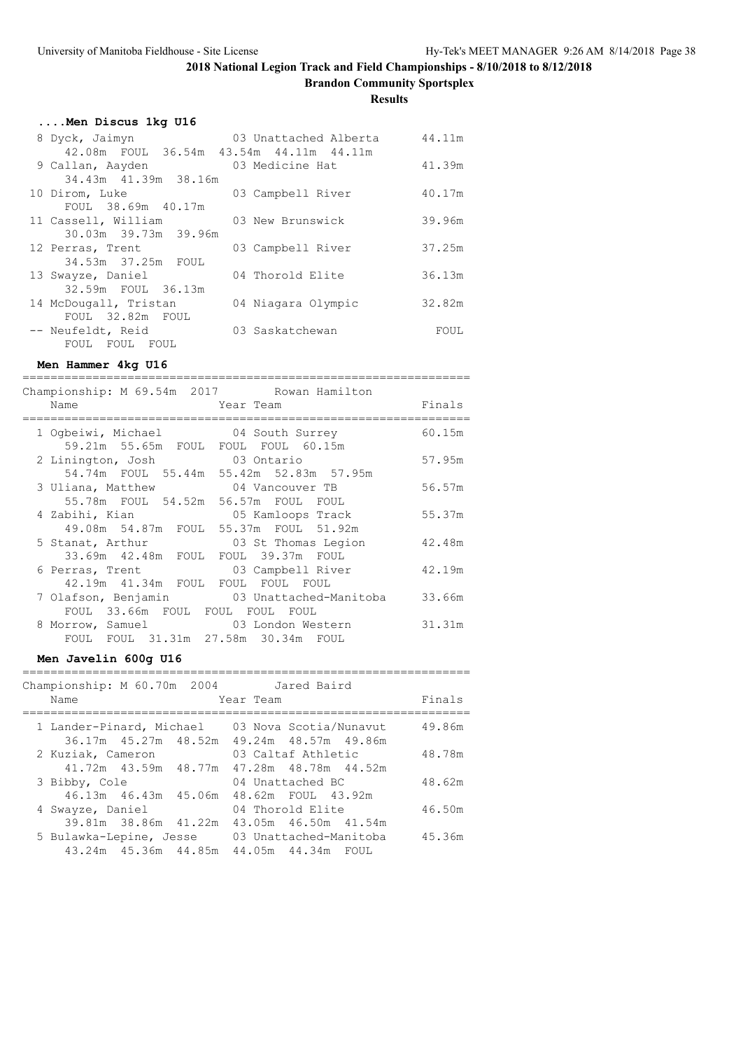# 2018 National Legion Track and Field Championships - 8/10/2018 to 8/12/2018

**Brandon Community Sportsplex**

**Results**

### ....Men Discus 1kg U16

| Place | Name | Year | Team | Finals |
|---|---|---|---|---|
| 8 | Dyck, Jaimyn | 03 | Unattached Alberta | 44.11m |
| | 42.08m FOUL 36.54m 43.54m 44.11m 44.11m | | | |
| 9 | Callan, Aayden | 03 | Medicine Hat | 41.39m |
| | 34.43m 41.39m 38.16m | | | |
| 10 | Dirom, Luke | 03 | Campbell River | 40.17m |
| | FOUL 38.69m 40.17m | | | |
| 11 | Cassell, William | 03 | New Brunswick | 39.96m |
| | 30.03m 39.73m 39.96m | | | |
| 12 | Perras, Trent | 03 | Campbell River | 37.25m |
| | 34.53m 37.25m FOUL | | | |
| 13 | Swayze, Daniel | 04 | Thorold Elite | 36.13m |
| | 32.59m FOUL 36.13m | | | |
| 14 | McDougall, Tristan | 04 | Niagara Olympic | 32.82m |
| | FOUL 32.82m FOUL | | | |
| -- | Neufeldt, Reid | 03 | Saskatchewan | FOUL |
| | FOUL FOUL FOUL | | | |

### Men Hammer 4kg U16

Championship: M 69.54m 2017 Rowan Hamilton

| Place | Name | Year | Team | Finals |
|---|---|---|---|---|
| 1 | Ogbeiwi, Michael | 04 | South Surrey | 60.15m |
| | 59.21m 55.65m FOUL FOUL FOUL 60.15m | | | |
| 2 | Linington, Josh | 03 | Ontario | 57.95m |
| | 54.74m FOUL 55.44m 55.42m 52.83m 57.95m | | | |
| 3 | Uliana, Matthew | 04 | Vancouver TB | 56.57m |
| | 55.78m FOUL 54.52m 56.57m FOUL FOUL | | | |
| 4 | Zabihi, Kian | 05 | Kamloops Track | 55.37m |
| | 49.08m 54.87m FOUL 55.37m FOUL 51.92m | | | |
| 5 | Stanat, Arthur | 03 | St Thomas Legion | 42.48m |
| | 33.69m 42.48m FOUL FOUL 39.37m FOUL | | | |
| 6 | Perras, Trent | 03 | Campbell River | 42.19m |
| | 42.19m 41.34m FOUL FOUL FOUL FOUL | | | |
| 7 | Olafson, Benjamin | 03 | Unattached-Manitoba | 33.66m |
| | FOUL 33.66m FOUL FOUL FOUL FOUL | | | |
| 8 | Morrow, Samuel | 03 | London Western | 31.31m |
| | FOUL FOUL 31.31m 27.58m 30.34m FOUL | | | |

### Men Javelin 600g U16

Championship: M 60.70m 2004 Jared Baird

| Place | Name | Year | Team | Finals |
|---|---|---|---|---|
| 1 | Lander-Pinard, Michael | 03 | Nova Scotia/Nunavut | 49.86m |
| | 36.17m 45.27m 48.52m 49.24m 48.57m 49.86m | | | |
| 2 | Kuziak, Cameron | 03 | Caltaf Athletic | 48.78m |
| | 41.72m 43.59m 48.77m 47.28m 48.78m 44.52m | | | |
| 3 | Bibby, Cole | 04 | Unattached BC | 48.62m |
| | 46.13m 46.43m 45.06m 48.62m FOUL 43.92m | | | |
| 4 | Swayze, Daniel | 04 | Thorold Elite | 46.50m |
| | 39.81m 38.86m 41.22m 43.05m 46.50m 41.54m | | | |
| 5 | Bulawka-Lepine, Jesse | 03 | Unattached-Manitoba | 45.36m |
| | 43.24m 45.36m 44.85m 44.05m 44.34m FOUL | | | |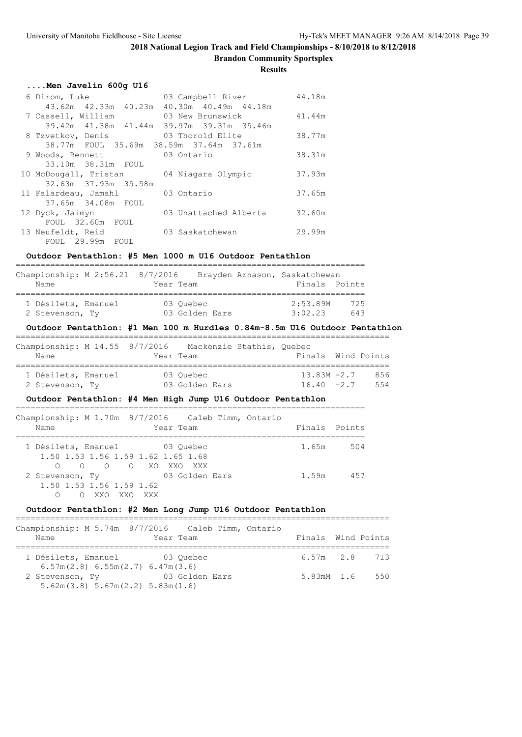# 2018 National Legion Track and Field Championships - 8/10/2018 to 8/12/2018

## Brandon Community Sportsplex

### Results

#### ....Men Javelin 600g U16

| Place | Name | Year | Team | Finals |
|---|---|---|---|---|
| 6 | Dirom, Luke | 03 | Campbell River | 44.18m |
| | 43.62m 42.33m 40.23m 40.30m 40.49m 44.18m | | | |
| 7 | Cassell, William | 03 | New Brunswick | 41.44m |
| | 39.42m 41.38m 41.44m 39.97m 39.31m 35.46m | | | |
| 8 | Tzvetkov, Denis | 03 | Thorold Elite | 38.77m |
| | 38.77m FOUL 35.69m 38.59m 37.64m 37.61m | | | |
| 9 | Woods, Bennett | 03 | Ontario | 38.31m |
| | 33.10m 38.31m FOUL | | | |
| 10 | McDougall, Tristan | 04 | Niagara Olympic | 37.93m |
| | 32.63m 37.93m 35.58m | | | |
| 11 | Falardeau, Jamahl | 03 | Ontario | 37.65m |
| | 37.65m 34.08m FOUL | | | |
| 12 | Dyck, Jaimyn | 03 | Unattached Alberta | 32.60m |
| | FOUL 32.60m FOUL | | | |
| 13 | Neufeldt, Reid | 03 | Saskatchewan | 29.99m |
| | FOUL 29.99m FOUL | | | |

#### Outdoor Pentathlon: #5 Men 1000 m U16 Outdoor Pentathlon

Championship: M 2:56.21 8/7/2016 Brayden Arnason, Saskatchewan

| Place | Name | Year | Team | Finals | Points |
|---|---|---|---|---|---|
| 1 | Désilets, Emanuel | 03 | Quebec | 2:53.89M | 725 |
| 2 | Stevenson, Ty | 03 | Golden Ears | 3:02.23 | 643 |

#### Outdoor Pentathlon: #1 Men 100 m Hurdles 0.84m-8.5m U16 Outdoor Pentathlon

Championship: M 14.55 8/7/2016 Mackenzie Stathis, Quebec

| Place | Name | Year | Team | Finals | Wind | Points |
|---|---|---|---|---|---|---|
| 1 | Désilets, Emanuel | 03 | Quebec | 13.83M | -2.7 | 856 |
| 2 | Stevenson, Ty | 03 | Golden Ears | 16.40 | -2.7 | 554 |

#### Outdoor Pentathlon: #4 Men High Jump U16 Outdoor Pentathlon

Championship: M 1.70m 8/7/2016 Caleb Timm, Ontario

| Place | Name | Year | Team | Finals | Points |
|---|---|---|---|---|---|
| 1 | Désilets, Emanuel | 03 | Quebec | 1.65m | 504 |
| | 1.50 1.53 1.56 1.59 1.62 1.65 1.68 | | | | |
| | O O O O XO XXO XXX | | | | |
| 2 | Stevenson, Ty | 03 | Golden Ears | 1.59m | 457 |
| | 1.50 1.53 1.56 1.59 1.62 | | | | |
| | O O XXO XXO XXX | | | | |

#### Outdoor Pentathlon: #2 Men Long Jump U16 Outdoor Pentathlon

Championship: M 5.74m 8/7/2016 Caleb Timm, Ontario

| Place | Name | Year | Team | Finals | Wind | Points |
|---|---|---|---|---|---|---|
| 1 | Désilets, Emanuel | 03 | Quebec | 6.57m | 2.8 | 713 |
| | 6.57m(2.8) 6.55m(2.7) 6.47m(3.6) | | | | | |
| 2 | Stevenson, Ty | 03 | Golden Ears | 5.83mM | 1.6 | 550 |
| | 5.62m(3.8) 5.67m(2.2) 5.83m(1.6) | | | | | |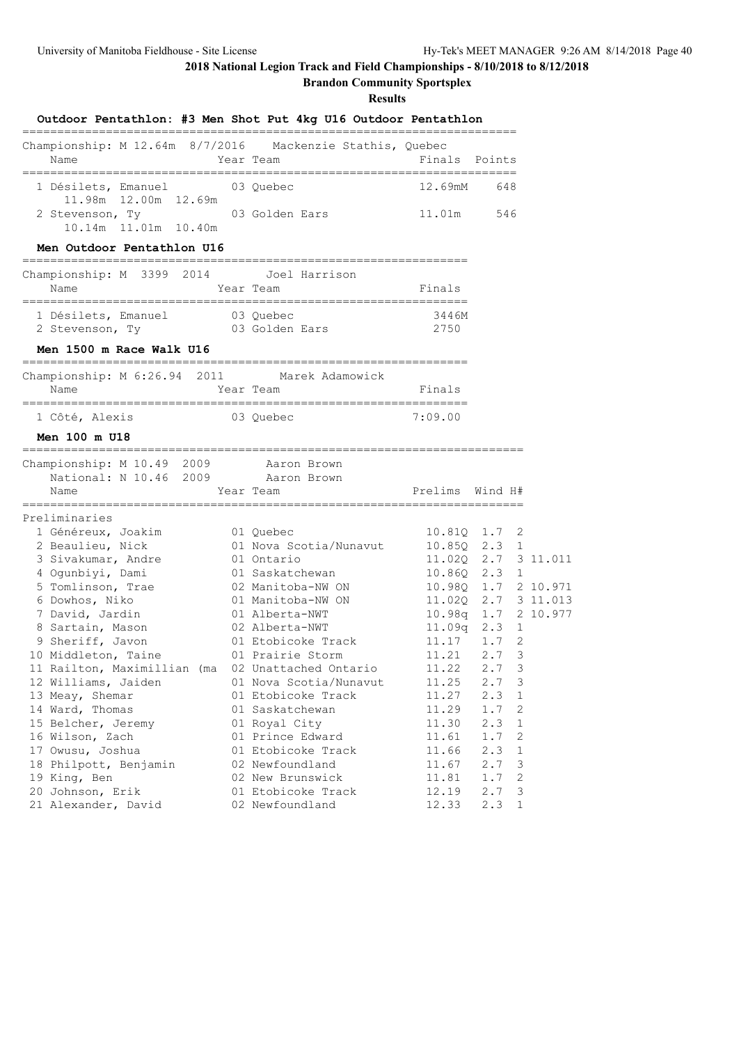# 2018 National Legion Track and Field Championships - 8/10/2018 to 8/12/2018

**Brandon Community Sportsplex**

**Results**

## Outdoor Pentathlon: #3 Men Shot Put 4kg U16 Outdoor Pentathlon

Championship: M 12.64m 8/7/2016 Mackenzie Stathis, Quebec

| | Name | Year | Team | Finals | Points |
|---|---|---|---|---|---|
| 1 | Désilets, Emanuel | 03 | Quebec | 12.69mM | 648 |
| | 11.98m 12.00m 12.69m | | | | |
| 2 | Stevenson, Ty | 03 | Golden Ears | 11.01m | 546 |
| | 10.14m 11.01m 10.40m | | | | |

## Men Outdoor Pentathlon U16

Championship: M 3399 2014 Joel Harrison

| | Name | Year | Team | Finals |
|---|---|---|---|---|
| 1 | Désilets, Emanuel | 03 | Quebec | 3446M |
| 2 | Stevenson, Ty | 03 | Golden Ears | 2750 |

## Men 1500 m Race Walk U16

Championship: M 6:26.94 2011 Marek Adamowick

| | Name | Year | Team | Finals |
|---|---|---|---|---|
| 1 | Côté, Alexis | 03 | Quebec | 7:09.00 |

## Men 100 m U18

Championship: M 10.49 2009 Aaron Brown
National: N 10.46 2009 Aaron Brown

Preliminaries

| | Name | Year | Team | Prelims | Wind | H# | |
|---|---|---|---|---|---|---|---|
| 1 | Généreux, Joakim | 01 | Quebec | 10.81Q | 1.7 | 2 | |
| 2 | Beaulieu, Nick | 01 | Nova Scotia/Nunavut | 10.85Q | 2.3 | 1 | |
| 3 | Sivakumar, Andre | 01 | Ontario | 11.02Q | 2.7 | 3 | 11.011 |
| 4 | Ogunbiyi, Dami | 01 | Saskatchewan | 10.86Q | 2.3 | 1 | |
| 5 | Tomlinson, Trae | 02 | Manitoba-NW ON | 10.98Q | 1.7 | 2 | 10.971 |
| 6 | Dowhos, Niko | 01 | Manitoba-NW ON | 11.02Q | 2.7 | 3 | 11.013 |
| 7 | David, Jardin | 01 | Alberta-NWT | 10.98q | 1.7 | 2 | 10.977 |
| 8 | Sartain, Mason | 02 | Alberta-NWT | 11.09q | 2.3 | 1 | |
| 9 | Sheriff, Javon | 01 | Etobicoke Track | 11.17 | 1.7 | 2 | |
| 10 | Middleton, Taine | 01 | Prairie Storm | 11.21 | 2.7 | 3 | |
| 11 | Railton, Maximillian (ma | 02 | Unattached Ontario | 11.22 | 2.7 | 3 | |
| 12 | Williams, Jaiden | 01 | Nova Scotia/Nunavut | 11.25 | 2.7 | 3 | |
| 13 | Meay, Shemar | 01 | Etobicoke Track | 11.27 | 2.3 | 1 | |
| 14 | Ward, Thomas | 01 | Saskatchewan | 11.29 | 1.7 | 2 | |
| 15 | Belcher, Jeremy | 01 | Royal City | 11.30 | 2.3 | 1 | |
| 16 | Wilson, Zach | 01 | Prince Edward | 11.61 | 1.7 | 2 | |
| 17 | Owusu, Joshua | 01 | Etobicoke Track | 11.66 | 2.3 | 1 | |
| 18 | Philpott, Benjamin | 02 | Newfoundland | 11.67 | 2.7 | 3 | |
| 19 | King, Ben | 02 | New Brunswick | 11.81 | 1.7 | 2 | |
| 20 | Johnson, Erik | 01 | Etobicoke Track | 12.19 | 2.7 | 3 | |
| 21 | Alexander, David | 02 | Newfoundland | 12.33 | 2.3 | 1 | |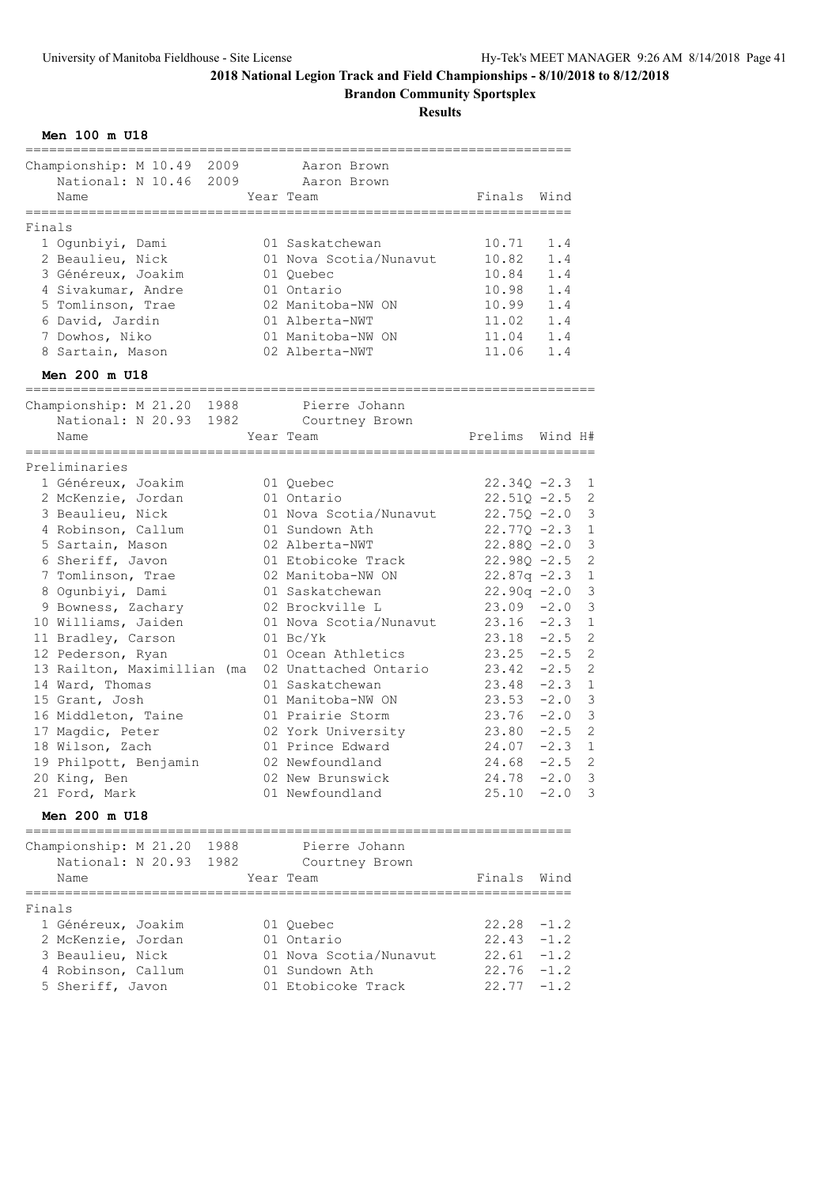# 2018 National Legion Track and Field Championships - 8/10/2018 to 8/12/2018

## Brandon Community Sportsplex

### Results

### Men 100 m U18

Championship: M 10.49 2009 Aaron Brown
National: N 10.46 2009 Aaron Brown

**Finals**

| Place | Name | Year | Team | Finals | Wind |
|---|---|---|---|---|---|
| 1 | Ogunbiyi, Dami | 01 | Saskatchewan | 10.71 | 1.4 |
| 2 | Beaulieu, Nick | 01 | Nova Scotia/Nunavut | 10.82 | 1.4 |
| 3 | Généreux, Joakim | 01 | Quebec | 10.84 | 1.4 |
| 4 | Sivakumar, Andre | 01 | Ontario | 10.98 | 1.4 |
| 5 | Tomlinson, Trae | 02 | Manitoba-NW ON | 10.99 | 1.4 |
| 6 | David, Jardin | 01 | Alberta-NWT | 11.02 | 1.4 |
| 7 | Dowhos, Niko | 01 | Manitoba-NW ON | 11.04 | 1.4 |
| 8 | Sartain, Mason | 02 | Alberta-NWT | 11.06 | 1.4 |

### Men 200 m U18

Championship: M 21.20 1988 Pierre Johann
National: N 20.93 1982 Courtney Brown

**Preliminaries**

| Place | Name | Year | Team | Prelims | Wind | H# |
|---|---|---|---|---|---|---|
| 1 | Généreux, Joakim | 01 | Quebec | 22.34Q | -2.3 | 1 |
| 2 | McKenzie, Jordan | 01 | Ontario | 22.51Q | -2.5 | 2 |
| 3 | Beaulieu, Nick | 01 | Nova Scotia/Nunavut | 22.75Q | -2.0 | 3 |
| 4 | Robinson, Callum | 01 | Sundown Ath | 22.77Q | -2.3 | 1 |
| 5 | Sartain, Mason | 02 | Alberta-NWT | 22.88Q | -2.0 | 3 |
| 6 | Sheriff, Javon | 01 | Etobicoke Track | 22.98Q | -2.5 | 2 |
| 7 | Tomlinson, Trae | 02 | Manitoba-NW ON | 22.87q | -2.3 | 1 |
| 8 | Ogunbiyi, Dami | 01 | Saskatchewan | 22.90q | -2.0 | 3 |
| 9 | Bowness, Zachary | 02 | Brockville L | 23.09 | -2.0 | 3 |
| 10 | Williams, Jaiden | 01 | Nova Scotia/Nunavut | 23.16 | -2.3 | 1 |
| 11 | Bradley, Carson | 01 | Bc/Yk | 23.18 | -2.5 | 2 |
| 12 | Pederson, Ryan | 01 | Ocean Athletics | 23.25 | -2.5 | 2 |
| 13 | Railton, Maximillian (ma | 02 | Unattached Ontario | 23.42 | -2.5 | 2 |
| 14 | Ward, Thomas | 01 | Saskatchewan | 23.48 | -2.3 | 1 |
| 15 | Grant, Josh | 01 | Manitoba-NW ON | 23.53 | -2.0 | 3 |
| 16 | Middleton, Taine | 01 | Prairie Storm | 23.76 | -2.0 | 3 |
| 17 | Magdic, Peter | 02 | York University | 23.80 | -2.5 | 2 |
| 18 | Wilson, Zach | 01 | Prince Edward | 24.07 | -2.3 | 1 |
| 19 | Philpott, Benjamin | 02 | Newfoundland | 24.68 | -2.5 | 2 |
| 20 | King, Ben | 02 | New Brunswick | 24.78 | -2.0 | 3 |
| 21 | Ford, Mark | 01 | Newfoundland | 25.10 | -2.0 | 3 |

### Men 200 m U18

Championship: M 21.20 1988 Pierre Johann
National: N 20.93 1982 Courtney Brown

**Finals**

| Place | Name | Year | Team | Finals | Wind |
|---|---|---|---|---|---|
| 1 | Généreux, Joakim | 01 | Quebec | 22.28 | -1.2 |
| 2 | McKenzie, Jordan | 01 | Ontario | 22.43 | -1.2 |
| 3 | Beaulieu, Nick | 01 | Nova Scotia/Nunavut | 22.61 | -1.2 |
| 4 | Robinson, Callum | 01 | Sundown Ath | 22.76 | -1.2 |
| 5 | Sheriff, Javon | 01 | Etobicoke Track | 22.77 | -1.2 |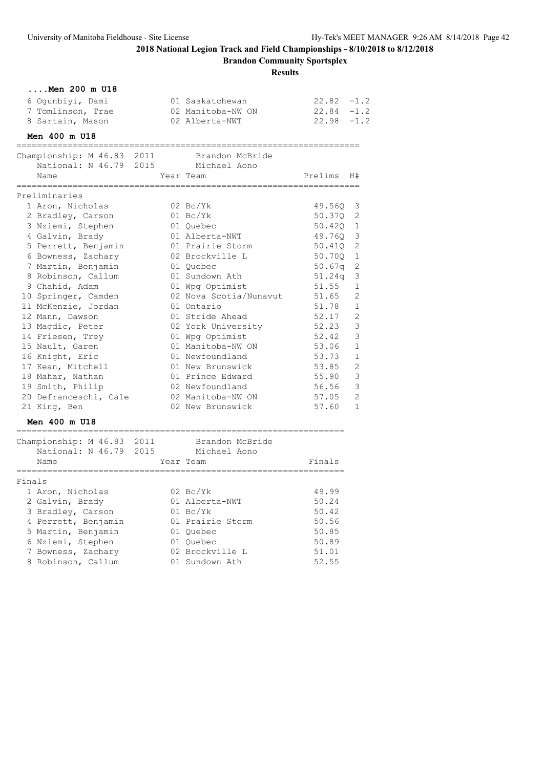# 2018 National Legion Track and Field Championships - 8/10/2018 to 8/12/2018

## Brandon Community Sportsplex

### Results

### ....Men 200 m U18

| Place | Name | Year | Team | Finals | Wind |
|---|---|---|---|---|---|
| 6 | Ogunbiyi, Dami | 01 | Saskatchewan | 22.82 | -1.2 |
| 7 | Tomlinson, Trae | 02 | Manitoba-NW ON | 22.84 | -1.2 |
| 8 | Sartain, Mason | 02 | Alberta-NWT | 22.98 | -1.2 |

### Men 400 m U18

Championship: M 46.83 2011 Brandon McBride
National: N 46.79 2015 Michael Aono

Preliminaries

| Place | Name | Year | Team | Prelims | H# |
|---|---|---|---|---|---|
| 1 | Aron, Nicholas | 02 | Bc/Yk | 49.56Q | 3 |
| 2 | Bradley, Carson | 01 | Bc/Yk | 50.37Q | 2 |
| 3 | Nziemi, Stephen | 01 | Quebec | 50.42Q | 1 |
| 4 | Galvin, Brady | 01 | Alberta-NWT | 49.76Q | 3 |
| 5 | Perrett, Benjamin | 01 | Prairie Storm | 50.41Q | 2 |
| 6 | Bowness, Zachary | 02 | Brockville L | 50.70Q | 1 |
| 7 | Martin, Benjamin | 01 | Quebec | 50.67q | 2 |
| 8 | Robinson, Callum | 01 | Sundown Ath | 51.24q | 3 |
| 9 | Chahid, Adam | 01 | Wpg Optimist | 51.55 | 1 |
| 10 | Springer, Camden | 02 | Nova Scotia/Nunavut | 51.65 | 2 |
| 11 | McKenzie, Jordan | 01 | Ontario | 51.78 | 1 |
| 12 | Mann, Dawson | 01 | Stride Ahead | 52.17 | 2 |
| 13 | Magdic, Peter | 02 | York University | 52.23 | 3 |
| 14 | Friesen, Trey | 01 | Wpg Optimist | 52.42 | 3 |
| 15 | Nault, Garen | 01 | Manitoba-NW ON | 53.06 | 1 |
| 16 | Knight, Eric | 01 | Newfoundland | 53.73 | 1 |
| 17 | Kean, Mitchell | 01 | New Brunswick | 53.85 | 2 |
| 18 | Mahar, Nathan | 01 | Prince Edward | 55.90 | 3 |
| 19 | Smith, Philip | 02 | Newfoundland | 56.56 | 3 |
| 20 | Defranceschi, Cale | 02 | Manitoba-NW ON | 57.05 | 2 |
| 21 | King, Ben | 02 | New Brunswick | 57.60 | 1 |

### Men 400 m U18

Championship: M 46.83 2011 Brandon McBride
National: N 46.79 2015 Michael Aono

Finals

| Place | Name | Year | Team | Finals |
|---|---|---|---|---|
| 1 | Aron, Nicholas | 02 | Bc/Yk | 49.99 |
| 2 | Galvin, Brady | 01 | Alberta-NWT | 50.24 |
| 3 | Bradley, Carson | 01 | Bc/Yk | 50.42 |
| 4 | Perrett, Benjamin | 01 | Prairie Storm | 50.56 |
| 5 | Martin, Benjamin | 01 | Quebec | 50.85 |
| 6 | Nziemi, Stephen | 01 | Quebec | 50.89 |
| 7 | Bowness, Zachary | 02 | Brockville L | 51.01 |
| 8 | Robinson, Callum | 01 | Sundown Ath | 52.55 |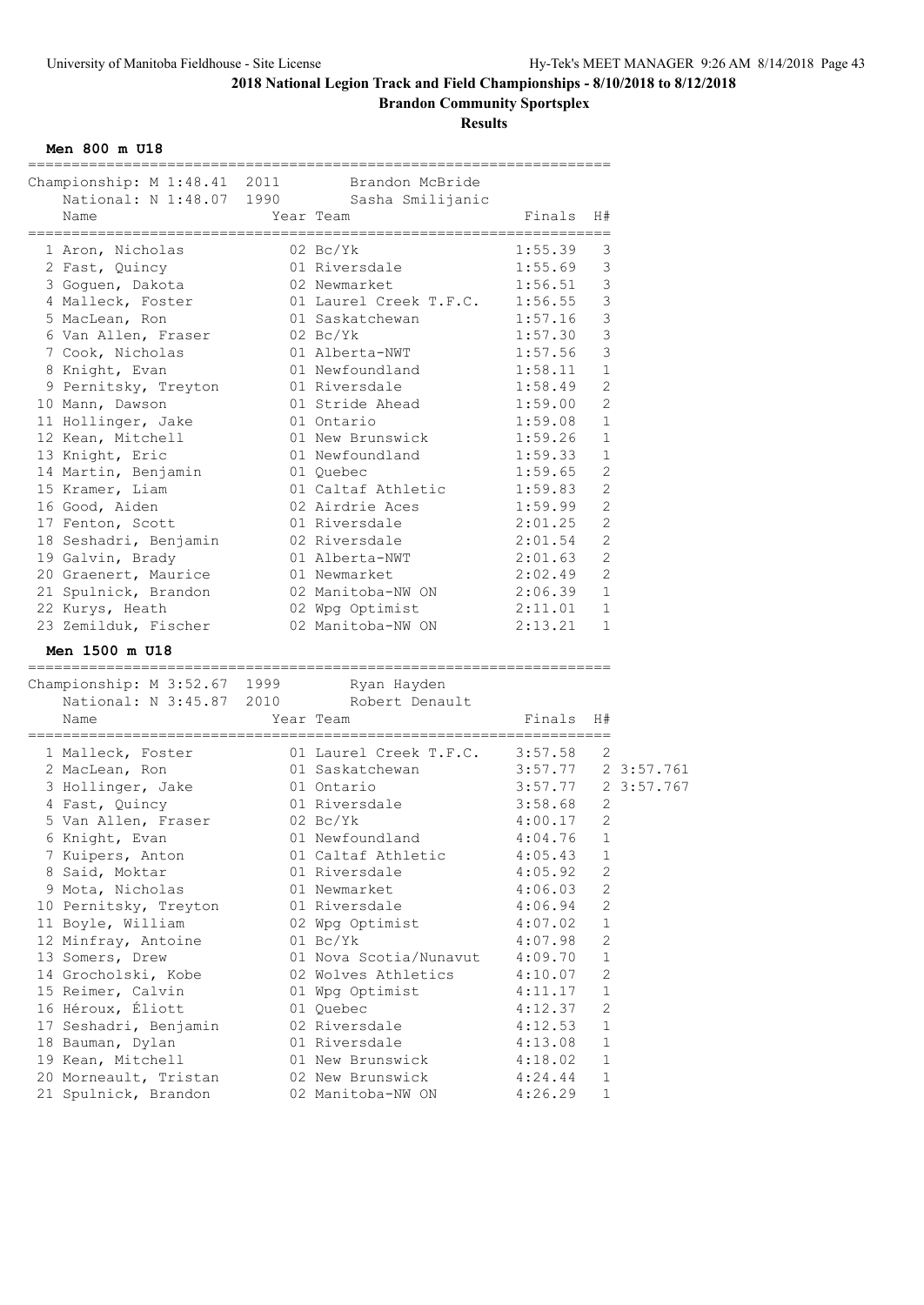# 2018 National Legion Track and Field Championships - 8/10/2018 to 8/12/2018

## Brandon Community Sportsplex

### Results

### Men 800 m U18

Championship: M 1:48.41 2011 Brandon McBride
National: N 1:48.07 1990 Sasha Smilijanic

| Place | Name | Year | Team | Finals | H# |
|---|---|---|---|---|---|
| 1 | Aron, Nicholas | 02 | Bc/Yk | 1:55.39 | 3 |
| 2 | Fast, Quincy | 01 | Riversdale | 1:55.69 | 3 |
| 3 | Goguen, Dakota | 02 | Newmarket | 1:56.51 | 3 |
| 4 | Malleck, Foster | 01 | Laurel Creek T.F.C. | 1:56.55 | 3 |
| 5 | MacLean, Ron | 01 | Saskatchewan | 1:57.16 | 3 |
| 6 | Van Allen, Fraser | 02 | Bc/Yk | 1:57.30 | 3 |
| 7 | Cook, Nicholas | 01 | Alberta-NWT | 1:57.56 | 3 |
| 8 | Knight, Evan | 01 | Newfoundland | 1:58.11 | 1 |
| 9 | Pernitsky, Treyton | 01 | Riversdale | 1:58.49 | 2 |
| 10 | Mann, Dawson | 01 | Stride Ahead | 1:59.00 | 2 |
| 11 | Hollinger, Jake | 01 | Ontario | 1:59.08 | 1 |
| 12 | Kean, Mitchell | 01 | New Brunswick | 1:59.26 | 1 |
| 13 | Knight, Eric | 01 | Newfoundland | 1:59.33 | 1 |
| 14 | Martin, Benjamin | 01 | Quebec | 1:59.65 | 2 |
| 15 | Kramer, Liam | 01 | Caltaf Athletic | 1:59.83 | 2 |
| 16 | Good, Aiden | 02 | Airdrie Aces | 1:59.99 | 2 |
| 17 | Fenton, Scott | 01 | Riversdale | 2:01.25 | 2 |
| 18 | Seshadri, Benjamin | 02 | Riversdale | 2:01.54 | 2 |
| 19 | Galvin, Brady | 01 | Alberta-NWT | 2:01.63 | 2 |
| 20 | Graenert, Maurice | 01 | Newmarket | 2:02.49 | 2 |
| 21 | Spulnick, Brandon | 02 | Manitoba-NW ON | 2:06.39 | 1 |
| 22 | Kurys, Heath | 02 | Wpg Optimist | 2:11.01 | 1 |
| 23 | Zemilduk, Fischer | 02 | Manitoba-NW ON | 2:13.21 | 1 |

### Men 1500 m U18

Championship: M 3:52.67 1999 Ryan Hayden
National: N 3:45.87 2010 Robert Denault

| Place | Name | Year | Team | Finals | H# | |
|---|---|---|---|---|---|---|
| 1 | Malleck, Foster | 01 | Laurel Creek T.F.C. | 3:57.58 | 2 | |
| 2 | MacLean, Ron | 01 | Saskatchewan | 3:57.77 | 2 | 3:57.761 |
| 3 | Hollinger, Jake | 01 | Ontario | 3:57.77 | 2 | 3:57.767 |
| 4 | Fast, Quincy | 01 | Riversdale | 3:58.68 | 2 | |
| 5 | Van Allen, Fraser | 02 | Bc/Yk | 4:00.17 | 2 | |
| 6 | Knight, Evan | 01 | Newfoundland | 4:04.76 | 1 | |
| 7 | Kuipers, Anton | 01 | Caltaf Athletic | 4:05.43 | 1 | |
| 8 | Said, Moktar | 01 | Riversdale | 4:05.92 | 2 | |
| 9 | Mota, Nicholas | 01 | Newmarket | 4:06.03 | 2 | |
| 10 | Pernitsky, Treyton | 01 | Riversdale | 4:06.94 | 2 | |
| 11 | Boyle, William | 02 | Wpg Optimist | 4:07.02 | 1 | |
| 12 | Minfray, Antoine | 01 | Bc/Yk | 4:07.98 | 2 | |
| 13 | Somers, Drew | 01 | Nova Scotia/Nunavut | 4:09.70 | 1 | |
| 14 | Grocholski, Kobe | 02 | Wolves Athletics | 4:10.07 | 2 | |
| 15 | Reimer, Calvin | 01 | Wpg Optimist | 4:11.17 | 1 | |
| 16 | Héroux, Éliott | 01 | Quebec | 4:12.37 | 2 | |
| 17 | Seshadri, Benjamin | 02 | Riversdale | 4:12.53 | 1 | |
| 18 | Bauman, Dylan | 01 | Riversdale | 4:13.08 | 1 | |
| 19 | Kean, Mitchell | 01 | New Brunswick | 4:18.02 | 1 | |
| 20 | Morneault, Tristan | 02 | New Brunswick | 4:24.44 | 1 | |
| 21 | Spulnick, Brandon | 02 | Manitoba-NW ON | 4:26.29 | 1 | |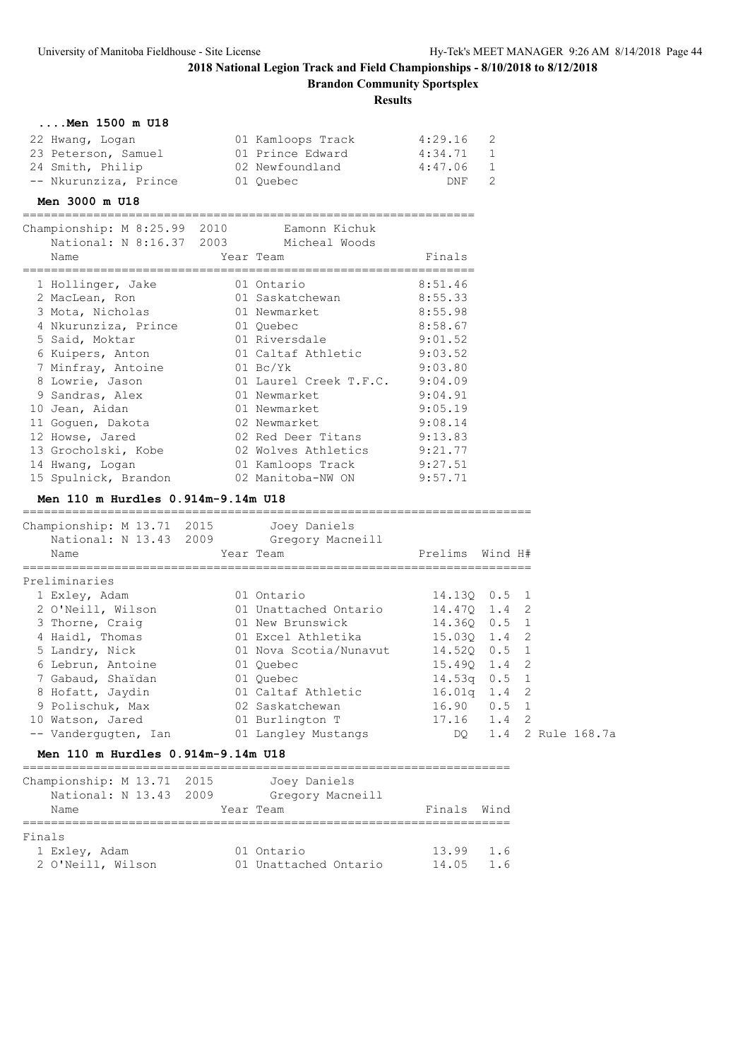# 2018 National Legion Track and Field Championships - 8/10/2018 to 8/12/2018

**Brandon Community Sportsplex**

**Results**

### ....Men 1500 m U18

| Place | Name | Year | Team | Finals | H# |
|---|---|---|---|---|---|
| 22 | Hwang, Logan | 01 | Kamloops Track | 4:29.16 | 2 |
| 23 | Peterson, Samuel | 01 | Prince Edward | 4:34.71 | 1 |
| 24 | Smith, Philip | 02 | Newfoundland | 4:47.06 | 1 |
| -- | Nkurunziza, Prince | 01 | Quebec | DNF | 2 |

### Men 3000 m U18

Championship: M 8:25.99 2010 Eamonn Kichuk
National: N 8:16.37 2003 Micheal Woods

| Place | Name | Year | Team | Finals |
|---|---|---|---|---|
| 1 | Hollinger, Jake | 01 | Ontario | 8:51.46 |
| 2 | MacLean, Ron | 01 | Saskatchewan | 8:55.33 |
| 3 | Mota, Nicholas | 01 | Newmarket | 8:55.98 |
| 4 | Nkurunziza, Prince | 01 | Quebec | 8:58.67 |
| 5 | Said, Moktar | 01 | Riversdale | 9:01.52 |
| 6 | Kuipers, Anton | 01 | Caltaf Athletic | 9:03.52 |
| 7 | Minfray, Antoine | 01 | Bc/Yk | 9:03.80 |
| 8 | Lowrie, Jason | 01 | Laurel Creek T.F.C. | 9:04.09 |
| 9 | Sandras, Alex | 01 | Newmarket | 9:04.91 |
| 10 | Jean, Aidan | 01 | Newmarket | 9:05.19 |
| 11 | Goguen, Dakota | 02 | Newmarket | 9:08.14 |
| 12 | Howse, Jared | 02 | Red Deer Titans | 9:13.83 |
| 13 | Grocholski, Kobe | 02 | Wolves Athletics | 9:21.77 |
| 14 | Hwang, Logan | 01 | Kamloops Track | 9:27.51 |
| 15 | Spulnick, Brandon | 02 | Manitoba-NW ON | 9:57.71 |

### Men 110 m Hurdles 0.914m-9.14m U18

Championship: M 13.71 2015 Joey Daniels
National: N 13.43 2009 Gregory Macneill

Preliminaries

| Place | Name | Year | Team | Prelims | Wind | H# | |
|---|---|---|---|---|---|---|---|
| 1 | Exley, Adam | 01 | Ontario | 14.13Q | 0.5 | 1 | |
| 2 | O'Neill, Wilson | 01 | Unattached Ontario | 14.47Q | 1.4 | 2 | |
| 3 | Thorne, Craig | 01 | New Brunswick | 14.36Q | 0.5 | 1 | |
| 4 | Haidl, Thomas | 01 | Excel Athletika | 15.03Q | 1.4 | 2 | |
| 5 | Landry, Nick | 01 | Nova Scotia/Nunavut | 14.52Q | 0.5 | 1 | |
| 6 | Lebrun, Antoine | 01 | Quebec | 15.49Q | 1.4 | 2 | |
| 7 | Gabaud, Shaïdan | 01 | Quebec | 14.53q | 0.5 | 1 | |
| 8 | Hofatt, Jaydin | 01 | Caltaf Athletic | 16.01q | 1.4 | 2 | |
| 9 | Polischuk, Max | 02 | Saskatchewan | 16.90 | 0.5 | 1 | |
| 10 | Watson, Jared | 01 | Burlington T | 17.16 | 1.4 | 2 | |
| -- | Vandergugten, Ian | 01 | Langley Mustangs | DQ | 1.4 | 2 | Rule 168.7a |

### Men 110 m Hurdles 0.914m-9.14m U18

Championship: M 13.71 2015 Joey Daniels
National: N 13.43 2009 Gregory Macneill

Finals

| Place | Name | Year | Team | Finals | Wind |
|---|---|---|---|---|---|
| 1 | Exley, Adam | 01 | Ontario | 13.99 | 1.6 |
| 2 | O'Neill, Wilson | 01 | Unattached Ontario | 14.05 | 1.6 |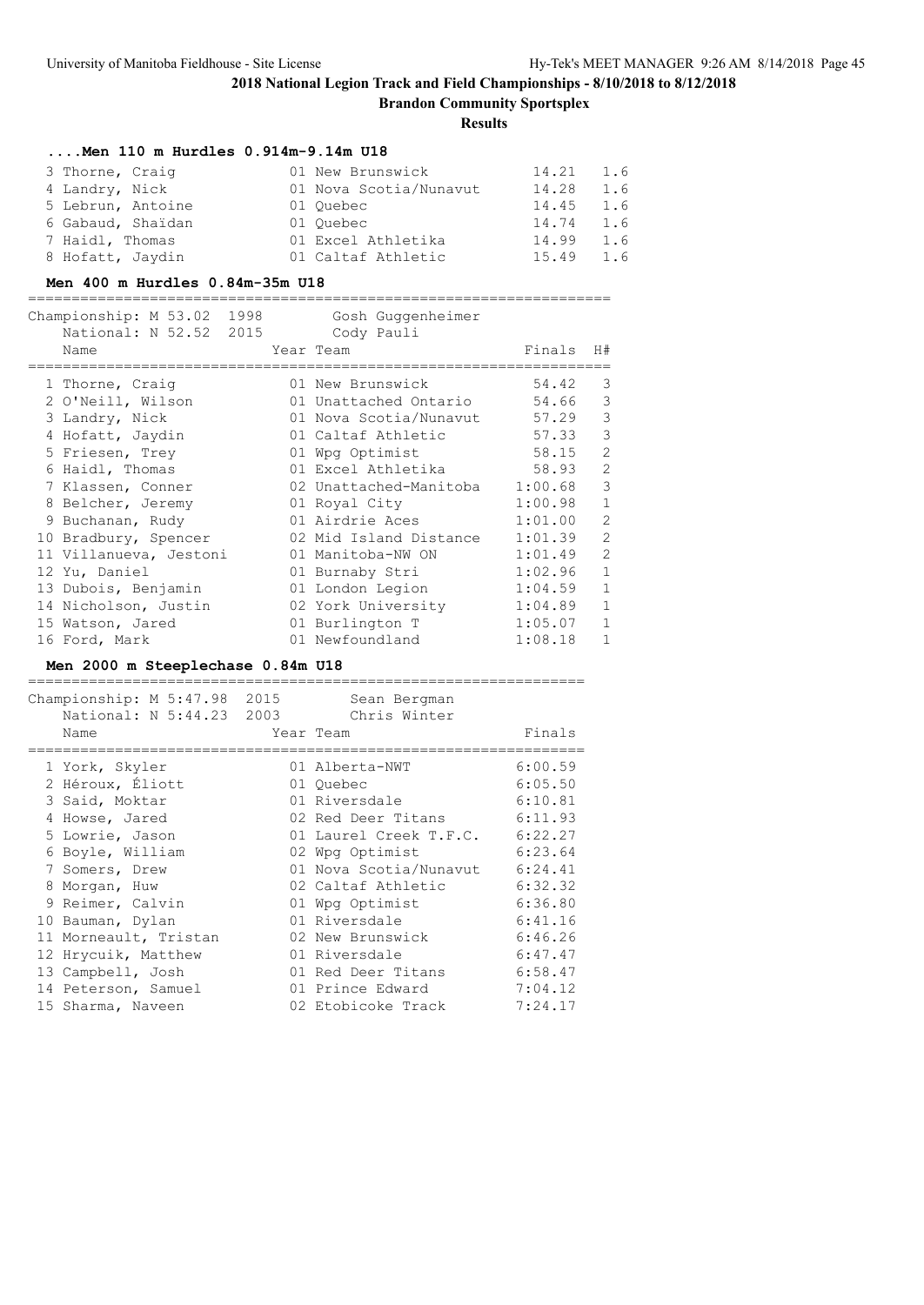# 2018 National Legion Track and Field Championships - 8/10/2018 to 8/12/2018

**Brandon Community Sportsplex**

**Results**

### ....Men 110 m Hurdles 0.914m-9.14m U18

| Place | Name | Year | Team | Finals | Wind |
|---|---|---|---|---|---|
| 3 | Thorne, Craig | 01 | New Brunswick | 14.21 | 1.6 |
| 4 | Landry, Nick | 01 | Nova Scotia/Nunavut | 14.28 | 1.6 |
| 5 | Lebrun, Antoine | 01 | Quebec | 14.45 | 1.6 |
| 6 | Gabaud, Shaïdan | 01 | Quebec | 14.74 | 1.6 |
| 7 | Haidl, Thomas | 01 | Excel Athletika | 14.99 | 1.6 |
| 8 | Hofatt, Jaydin | 01 | Caltaf Athletic | 15.49 | 1.6 |

### Men 400 m Hurdles 0.84m-35m U18

Championship: M 53.02 1998 Gosh Guggenheimer
National: N 52.52 2015 Cody Pauli

| Place | Name | Year | Team | Finals | H# |
|---|---|---|---|---|---|
| 1 | Thorne, Craig | 01 | New Brunswick | 54.42 | 3 |
| 2 | O'Neill, Wilson | 01 | Unattached Ontario | 54.66 | 3 |
| 3 | Landry, Nick | 01 | Nova Scotia/Nunavut | 57.29 | 3 |
| 4 | Hofatt, Jaydin | 01 | Caltaf Athletic | 57.33 | 3 |
| 5 | Friesen, Trey | 01 | Wpg Optimist | 58.15 | 2 |
| 6 | Haidl, Thomas | 01 | Excel Athletika | 58.93 | 2 |
| 7 | Klassen, Conner | 02 | Unattached-Manitoba | 1:00.68 | 3 |
| 8 | Belcher, Jeremy | 01 | Royal City | 1:00.98 | 1 |
| 9 | Buchanan, Rudy | 01 | Airdrie Aces | 1:01.00 | 2 |
| 10 | Bradbury, Spencer | 02 | Mid Island Distance | 1:01.39 | 2 |
| 11 | Villanueva, Jestoni | 01 | Manitoba-NW ON | 1:01.49 | 2 |
| 12 | Yu, Daniel | 01 | Burnaby Stri | 1:02.96 | 1 |
| 13 | Dubois, Benjamin | 01 | London Legion | 1:04.59 | 1 |
| 14 | Nicholson, Justin | 02 | York University | 1:04.89 | 1 |
| 15 | Watson, Jared | 01 | Burlington T | 1:05.07 | 1 |
| 16 | Ford, Mark | 01 | Newfoundland | 1:08.18 | 1 |

### Men 2000 m Steeplechase 0.84m U18

Championship: M 5:47.98 2015 Sean Bergman
National: N 5:44.23 2003 Chris Winter

| Place | Name | Year | Team | Finals |
|---|---|---|---|---|
| 1 | York, Skyler | 01 | Alberta-NWT | 6:00.59 |
| 2 | Héroux, Éliott | 01 | Quebec | 6:05.50 |
| 3 | Said, Moktar | 01 | Riversdale | 6:10.81 |
| 4 | Howse, Jared | 02 | Red Deer Titans | 6:11.93 |
| 5 | Lowrie, Jason | 01 | Laurel Creek T.F.C. | 6:22.27 |
| 6 | Boyle, William | 02 | Wpg Optimist | 6:23.64 |
| 7 | Somers, Drew | 01 | Nova Scotia/Nunavut | 6:24.41 |
| 8 | Morgan, Huw | 02 | Caltaf Athletic | 6:32.32 |
| 9 | Reimer, Calvin | 01 | Wpg Optimist | 6:36.80 |
| 10 | Bauman, Dylan | 01 | Riversdale | 6:41.16 |
| 11 | Morneault, Tristan | 02 | New Brunswick | 6:46.26 |
| 12 | Hrycuik, Matthew | 01 | Riversdale | 6:47.47 |
| 13 | Campbell, Josh | 01 | Red Deer Titans | 6:58.47 |
| 14 | Peterson, Samuel | 01 | Prince Edward | 7:04.12 |
| 15 | Sharma, Naveen | 02 | Etobicoke Track | 7:24.17 |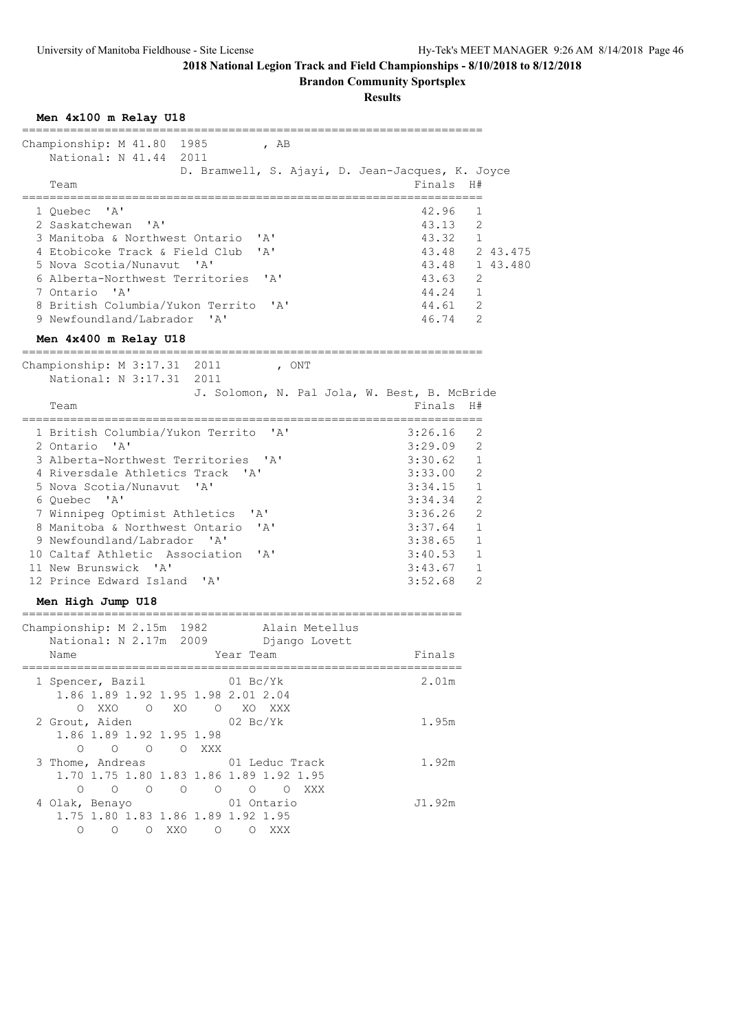## 2018 National Legion Track and Field Championships - 8/10/2018 to 8/12/2018

**Brandon Community Sportsplex**

**Results**

### Men 4x100 m Relay U18

Championship: M 41.80 1985 , AB

National: N 41.44 2011

D. Bramwell, S. Ajayi, D. Jean-Jacques, K. Joyce

| | Team | Finals | H# | |
|---|---|---|---|---|
| 1 | Quebec 'A' | 42.96 | 1 | |
| 2 | Saskatchewan 'A' | 43.13 | 2 | |
| 3 | Manitoba & Northwest Ontario 'A' | 43.32 | 1 | |
| 4 | Etobicoke Track & Field Club 'A' | 43.48 | 2 | 43.475 |
| 5 | Nova Scotia/Nunavut 'A' | 43.48 | 1 | 43.480 |
| 6 | Alberta-Northwest Territories 'A' | 43.63 | 2 | |
| 7 | Ontario 'A' | 44.24 | 1 | |
| 8 | British Columbia/Yukon Territo 'A' | 44.61 | 2 | |
| 9 | Newfoundland/Labrador 'A' | 46.74 | 2 | |

### Men 4x400 m Relay U18

Championship: M 3:17.31 2011 , ONT

National: N 3:17.31 2011

J. Solomon, N. Pal Jola, W. Best, B. McBride

| | Team | Finals | H# |
|---|---|---|---|
| 1 | British Columbia/Yukon Territo 'A' | 3:26.16 | 2 |
| 2 | Ontario 'A' | 3:29.09 | 2 |
| 3 | Alberta-Northwest Territories 'A' | 3:30.62 | 1 |
| 4 | Riversdale Athletics Track 'A' | 3:33.00 | 2 |
| 5 | Nova Scotia/Nunavut 'A' | 3:34.15 | 1 |
| 6 | Quebec 'A' | 3:34.34 | 2 |
| 7 | Winnipeg Optimist Athletics 'A' | 3:36.26 | 2 |
| 8 | Manitoba & Northwest Ontario 'A' | 3:37.64 | 1 |
| 9 | Newfoundland/Labrador 'A' | 3:38.65 | 1 |
| 10 | Caltaf Athletic Association 'A' | 3:40.53 | 1 |
| 11 | New Brunswick 'A' | 3:43.67 | 1 |
| 12 | Prince Edward Island 'A' | 3:52.68 | 2 |

### Men High Jump U18

Championship: M 2.15m 1982 Alain Metellus

National: N 2.17m 2009 Django Lovett

| | Name | Year | Team | Finals |
|---|---|---|---|---|
| 1 | Spencer, Bazil | 01 | Bc/Yk | 2.01m |
| | 1.86 1.89 1.92 1.95 1.98 2.01 2.04 | | | |
| | O XXO O XO O XO XXX | | | |
| 2 | Grout, Aiden | 02 | Bc/Yk | 1.95m |
| | 1.86 1.89 1.92 1.95 1.98 | | | |
| | O O O O XXX | | | |
| 3 | Thome, Andreas | 01 | Leduc Track | 1.92m |
| | 1.70 1.75 1.80 1.83 1.86 1.89 1.92 1.95 | | | |
| | O O O O O O O XXX | | | |
| 4 | Olak, Benayo | 01 | Ontario | J1.92m |
| | 1.75 1.80 1.83 1.86 1.89 1.92 1.95 | | | |
| | O O O XXO O O XXX | | | |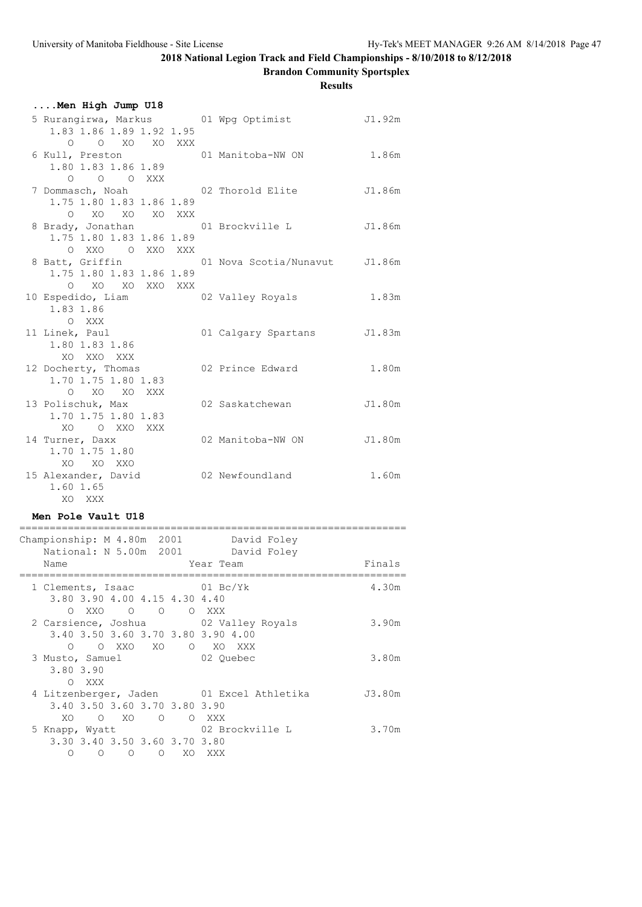## 2018 National Legion Track and Field Championships - 8/10/2018 to 8/12/2018

### Brandon Community Sportsplex

#### Results

**....Men High Jump U18**

```
  5 Rurangirwa, Markus          01 Wpg Optimist             J1.92m 
     1.83 1.86 1.89 1.92 1.95
        O    O   XO   XO  XXX 
  6 Kull, Preston               01 Manitoba-NW ON            1.86m 
     1.80 1.83 1.86 1.89
        O    O    O  XXX 
  7 Dommasch, Noah              02 Thorold Elite            J1.86m 
     1.75 1.80 1.83 1.86 1.89
        O   XO   XO   XO  XXX 
  8 Brady, Jonathan             01 Brockville L             J1.86m 
     1.75 1.80 1.83 1.86 1.89
        O  XXO    O  XXO  XXX 
  8 Batt, Griffin               01 Nova Scotia/Nunavut      J1.86m 
     1.75 1.80 1.83 1.86 1.89
        O   XO   XO  XXO  XXX 
 10 Espedido, Liam              02 Valley Royals             1.83m 
     1.83 1.86
        O  XXX 
 11 Linek, Paul                 01 Calgary Spartans         J1.83m 
     1.80 1.83 1.86
       XO  XXO  XXX 
 12 Docherty, Thomas            02 Prince Edward             1.80m 
     1.70 1.75 1.80 1.83
        O   XO   XO  XXX 
 13 Polischuk, Max              02 Saskatchewan             J1.80m 
     1.70 1.75 1.80 1.83
       XO    O  XXO  XXX 
 14 Turner, Daxx                02 Manitoba-NW ON           J1.80m 
     1.70 1.75 1.80
       XO   XO  XXO 
 15 Alexander, David            02 Newfoundland              1.60m 
     1.60 1.65
       XO  XXX 
```

**Men Pole Vault U18**

```
================================================================
Championship: M 4.80m  2001        David Foley
    National: N 5.00m  2001        David Foley
    Name                    Year Team                    Finals 
================================================================
  1 Clements, Isaac             01 Bc/Yk                     4.30m 
     3.80 3.90 4.00 4.15 4.30 4.40
        O  XXO    O    O    O  XXX 
  2 Carsience, Joshua           02 Valley Royals             3.90m 
     3.40 3.50 3.60 3.70 3.80 3.90 4.00
        O    O  XXO   XO    O   XO  XXX 
  3 Musto, Samuel               02 Quebec                    3.80m 
     3.80 3.90
        O  XXX 
  4 Litzenberger, Jaden         01 Excel Athletika          J3.80m 
     3.40 3.50 3.60 3.70 3.80 3.90
       XO    O   XO    O    O  XXX 
  5 Knapp, Wyatt                02 Brockville L              3.70m 
     3.30 3.40 3.50 3.60 3.70 3.80
        O    O    O    O   XO  XXX 
```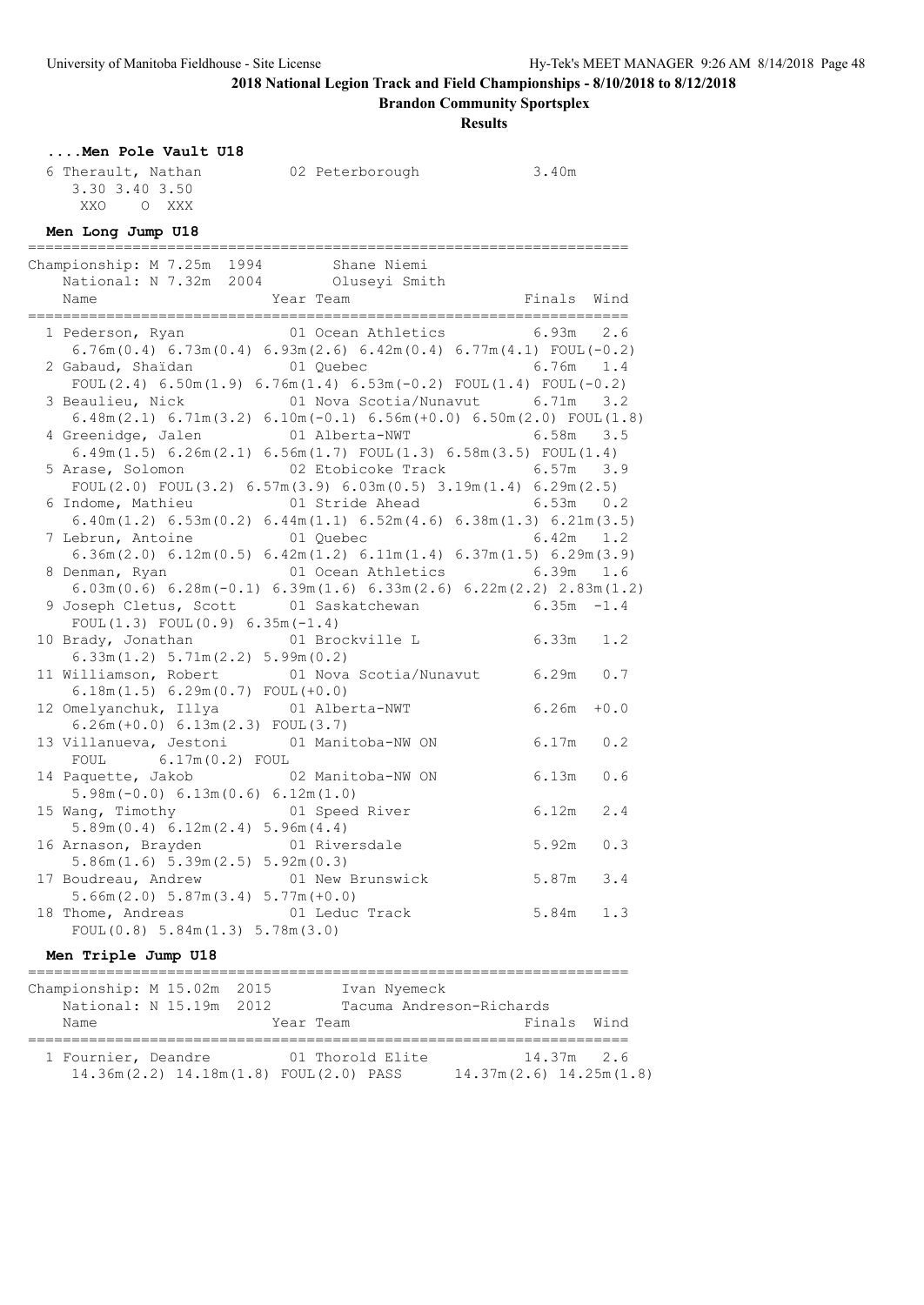**2018 National Legion Track and Field Championships - 8/10/2018 to 8/12/2018**

**Brandon Community Sportsplex**

**Results**

### ....Men Pole Vault U18

```
  6 Therault, Nathan         02 Peterborough             3.40m
     3.30 3.40 3.50
      XXO    O  XXX
```

### Men Long Jump U18

```
=====================================================================
Championship: M 7.25m  1994        Shane Niemi
   National: N 7.32m  2004        Oluseyi Smith
    Name                    Year Team                   Finals  Wind
=====================================================================
  1 Pederson, Ryan           01 Ocean Athletics          6.93m   2.6
     6.76m(0.4) 6.73m(0.4) 6.93m(2.6) 6.42m(0.4) 6.77m(4.1) FOUL(-0.2)
  2 Gabaud, Shaïdan          01 Quebec                   6.76m   1.4
     FOUL(2.4) 6.50m(1.9) 6.76m(1.4) 6.53m(-0.2) FOUL(1.4) FOUL(-0.2)
  3 Beaulieu, Nick           01 Nova Scotia/Nunavut      6.71m   3.2
     6.48m(2.1) 6.71m(3.2) 6.10m(-0.1) 6.56m(+0.0) 6.50m(2.0) FOUL(1.8)
  4 Greenidge, Jalen         01 Alberta-NWT              6.58m   3.5
     6.49m(1.5) 6.26m(2.1) 6.56m(1.7) FOUL(1.3) 6.58m(3.5) FOUL(1.4)
  5 Arase, Solomon           02 Etobicoke Track          6.57m   3.9
     FOUL(2.0) FOUL(3.2) 6.57m(3.9) 6.03m(0.5) 3.19m(1.4) 6.29m(2.5)
  6 Indome, Mathieu          01 Stride Ahead             6.53m   0.2
     6.40m(1.2) 6.53m(0.2) 6.44m(1.1) 6.52m(4.6) 6.38m(1.3) 6.21m(3.5)
  7 Lebrun, Antoine          01 Quebec                   6.42m   1.2
     6.36m(2.0) 6.12m(0.5) 6.42m(1.2) 6.11m(1.4) 6.37m(1.5) 6.29m(3.9)
  8 Denman, Ryan             01 Ocean Athletics          6.39m   1.6
     6.03m(0.6) 6.28m(-0.1) 6.39m(1.6) 6.33m(2.6) 6.22m(2.2) 2.83m(1.2)
  9 Joseph Cletus, Scott     01 Saskatchewan             6.35m  -1.4
     FOUL(1.3) FOUL(0.9) 6.35m(-1.4)
 10 Brady, Jonathan          01 Brockville L             6.33m   1.2
     6.33m(1.2) 5.71m(2.2) 5.99m(0.2)
 11 Williamson, Robert       01 Nova Scotia/Nunavut      6.29m   0.7
     6.18m(1.5) 6.29m(0.7) FOUL(+0.0)
 12 Omelyanchuk, Illya       01 Alberta-NWT              6.26m  +0.0
     6.26m(+0.0) 6.13m(2.3) FOUL(3.7)
 13 Villanueva, Jestoni      01 Manitoba-NW ON           6.17m   0.2
     FOUL     6.17m(0.2) FOUL
 14 Paquette, Jakob          02 Manitoba-NW ON           6.13m   0.6
     5.98m(-0.0) 6.13m(0.6) 6.12m(1.0)
 15 Wang, Timothy            01 Speed River              6.12m   2.4
     5.89m(0.4) 6.12m(2.4) 5.96m(4.4)
 16 Arnason, Brayden         01 Riversdale               5.92m   0.3
     5.86m(1.6) 5.39m(2.5) 5.92m(0.3)
 17 Boudreau, Andrew         01 New Brunswick            5.87m   3.4
     5.66m(2.0) 5.87m(3.4) 5.77m(+0.0)
 18 Thome, Andreas           01 Leduc Track              5.84m   1.3
     FOUL(0.8) 5.84m(1.3) 5.78m(3.0)
```

### Men Triple Jump U18

```
=====================================================================
Championship: M 15.02m  2015       Ivan Nyemeck
   National: N 15.19m  2012       Tacuma Andreson-Richards
    Name                    Year Team                   Finals  Wind
=====================================================================
  1 Fournier, Deandre        01 Thorold Elite           14.37m   2.6
     14.36m(2.2) 14.18m(1.8) FOUL(2.0) PASS      14.37m(2.6) 14.25m(1.8)
```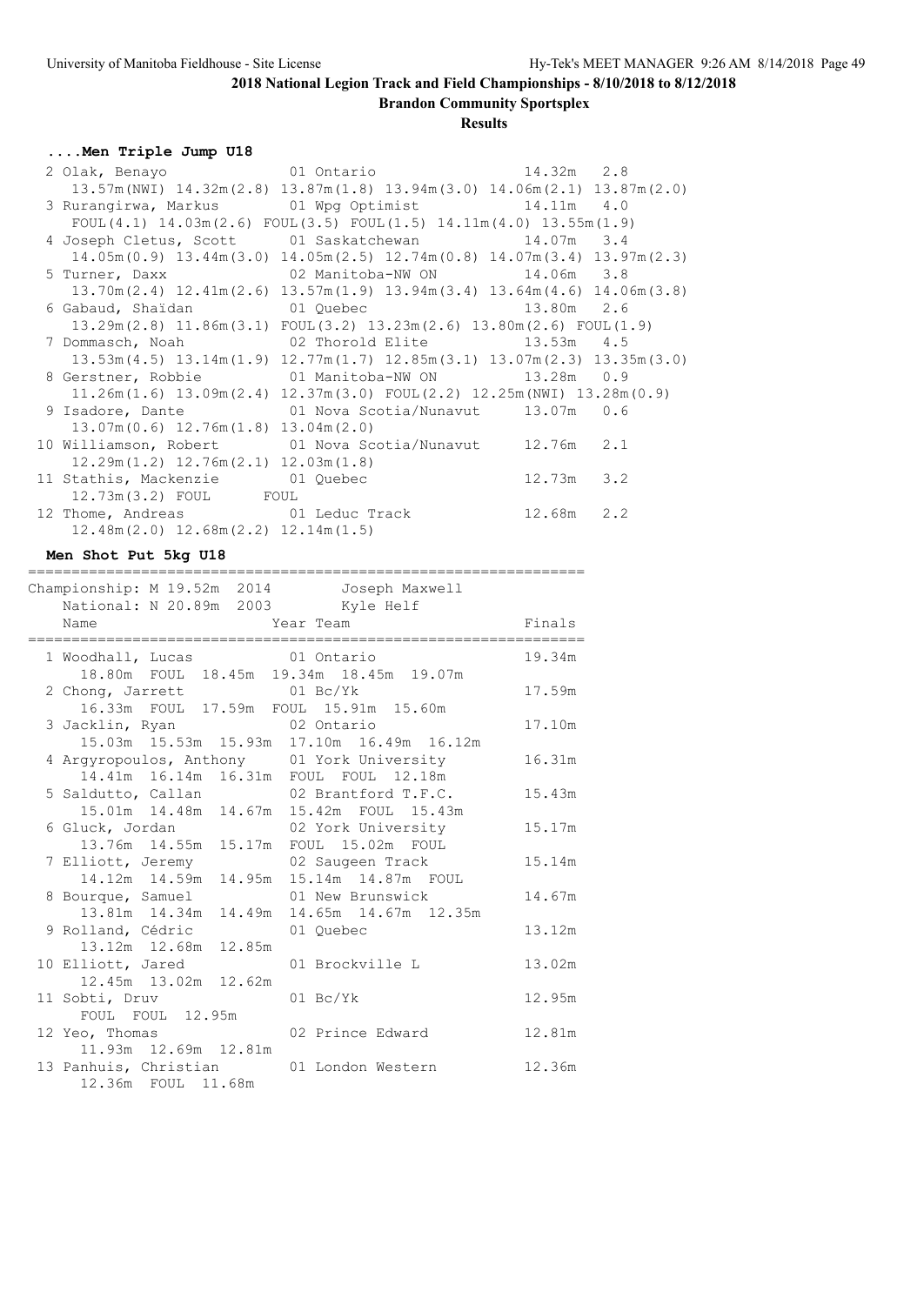**2018 National Legion Track and Field Championships - 8/10/2018 to 8/12/2018**

**Brandon Community Sportsplex**

**Results**

### ....Men Triple Jump U18

```
  2 Olak, Benayo                01 Ontario                 14.32m   2.8
     13.57m(NWI) 14.32m(2.8) 13.87m(1.8) 13.94m(3.0) 14.06m(2.1) 13.87m(2.0)
  3 Rurangirwa, Markus       01 Wpg Optimist              14.11m   4.0
     FOUL(4.1) 14.03m(2.6) FOUL(3.5) FOUL(1.5) 14.11m(4.0) 13.55m(1.9)
  4 Joseph Cletus, Scott     01 Saskatchewan              14.07m   3.4
     14.05m(0.9) 13.44m(3.0) 14.05m(2.5) 12.74m(0.8) 14.07m(3.4) 13.97m(2.3)
  5 Turner, Daxx             02 Manitoba-NW ON            14.06m   3.8
     13.70m(2.4) 12.41m(2.6) 13.57m(1.9) 13.94m(3.4) 13.64m(4.6) 14.06m(3.8)
  6 Gabaud, Shaïdan          01 Quebec                    13.80m   2.6
     13.29m(2.8) 11.86m(3.1) FOUL(3.2) 13.23m(2.6) 13.80m(2.6) FOUL(1.9)
  7 Dommasch, Noah           02 Thorold Elite             13.53m   4.5
     13.53m(4.5) 13.14m(1.9) 12.77m(1.7) 12.85m(3.1) 13.07m(2.3) 13.35m(3.0)
  8 Gerstner, Robbie         01 Manitoba-NW ON            13.28m   0.9
     11.26m(1.6) 13.09m(2.4) 12.37m(3.0) FOUL(2.2) 12.25m(NWI) 13.28m(0.9)
  9 Isadore, Dante           01 Nova Scotia/Nunavut       13.07m   0.6
     13.07m(0.6) 12.76m(1.8) 13.04m(2.0)
 10 Williamson, Robert       01 Nova Scotia/Nunavut       12.76m   2.1
     12.29m(1.2) 12.76m(2.1) 12.03m(1.8)
 11 Stathis, Mackenzie       01 Quebec                    12.73m   3.2
     12.73m(3.2) FOUL      FOUL
 12 Thome, Andreas           01 Leduc Track               12.68m   2.2
     12.48m(2.0) 12.68m(2.2) 12.14m(1.5)
```

### Men Shot Put 5kg U18

```
================================================================
Championship: M 19.52m  2014        Joseph Maxwell
    National: N 20.89m  2003        Kyle Helf
    Name                    Year Team                     Finals
================================================================
  1 Woodhall, Lucas            01 Ontario                 19.34m
     18.80m  FOUL  18.45m  19.34m  18.45m  19.07m
  2 Chong, Jarrett             01 Bc/Yk                   17.59m
     16.33m  FOUL  17.59m  FOUL  15.91m  15.60m
  3 Jacklin, Ryan              02 Ontario                 17.10m
     15.03m  15.53m  15.93m  17.10m  16.49m  16.12m
  4 Argyropoulos, Anthony    01 York University           16.31m
     14.41m  16.14m  16.31m  FOUL  FOUL  12.18m
  5 Saldutto, Callan         02 Brantford T.F.C.          15.43m
     15.01m  14.48m  14.67m  15.42m  FOUL  15.43m
  6 Gluck, Jordan            02 York University           15.17m
     13.76m  14.55m  15.17m  FOUL  15.02m  FOUL
  7 Elliott, Jeremy          02 Saugeen Track             15.14m
     14.12m  14.59m  14.95m  15.14m  14.87m  FOUL
  8 Bourque, Samuel          01 New Brunswick             14.67m
     13.81m  14.34m  14.49m  14.65m  14.67m  12.35m
  9 Rolland, Cédric          01 Quebec                    13.12m
     13.12m  12.68m  12.85m
 10 Elliott, Jared           01 Brockville L              13.02m
     12.45m  13.02m  12.62m
 11 Sobti, Druv              01 Bc/Yk                     12.95m
     FOUL  FOUL  12.95m
 12 Yeo, Thomas              02 Prince Edward             12.81m
     11.93m  12.69m  12.81m
 13 Panhuis, Christian       01 London Western            12.36m
     12.36m  FOUL  11.68m
```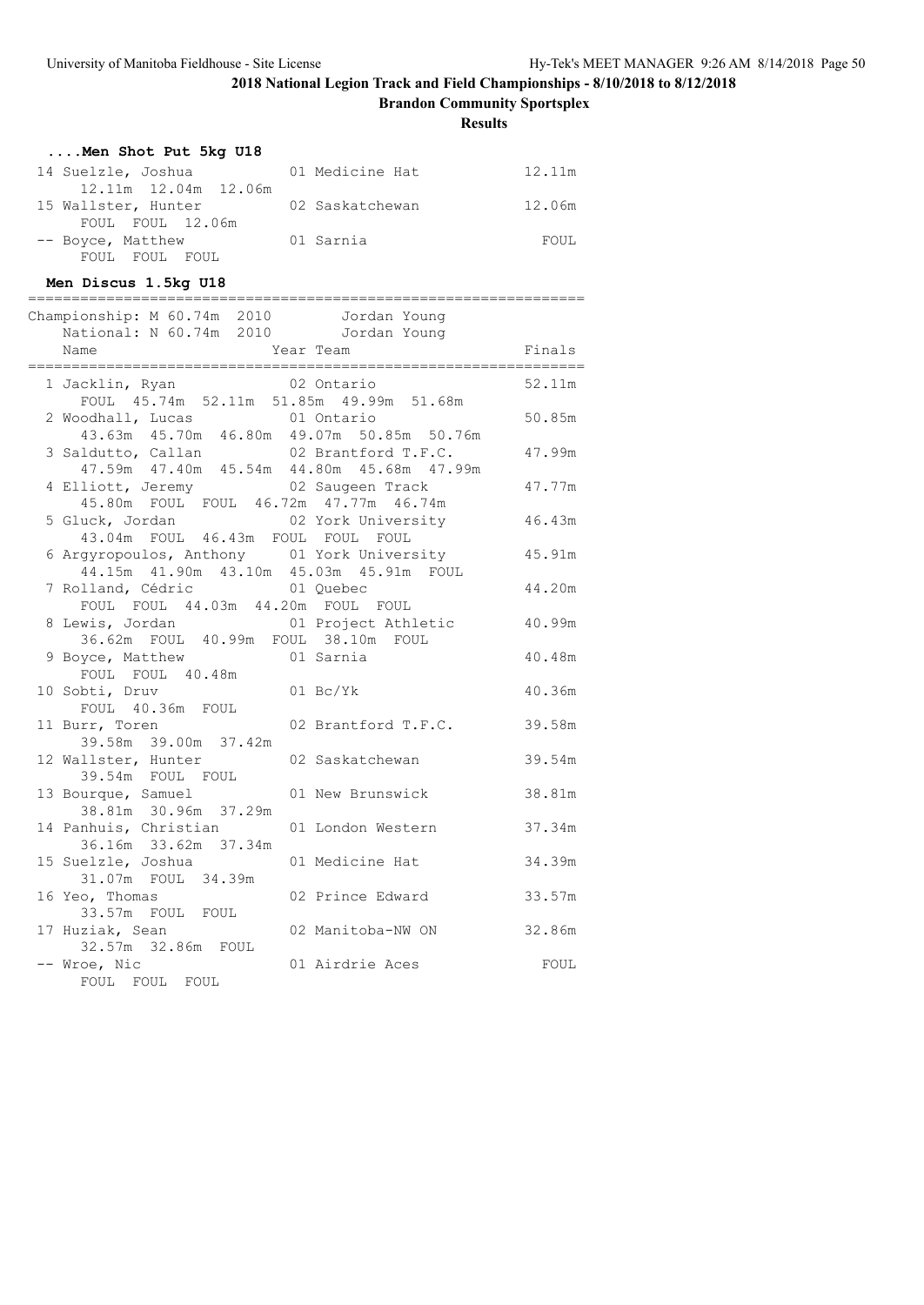## 2018 National Legion Track and Field Championships - 8/10/2018 to 8/12/2018

**Brandon Community Sportsplex**

**Results**

### ....Men Shot Put 5kg U18

| Place | Name | Year | Team | Finals |
|---|---|---|---|---|
| 14 | Suelzle, Joshua | 01 | Medicine Hat | 12.11m |
| | 12.11m 12.04m 12.06m | | | |
| 15 | Wallster, Hunter | 02 | Saskatchewan | 12.06m |
| | FOUL FOUL 12.06m | | | |
| -- | Boyce, Matthew | 01 | Sarnia | FOUL |
| | FOUL FOUL FOUL | | | |

### Men Discus 1.5kg U18

Championship: M 60.74m 2010 Jordan Young
National: N 60.74m 2010 Jordan Young

| Place | Name | Year | Team | Finals |
|---|---|---|---|---|
| 1 | Jacklin, Ryan | 02 | Ontario | 52.11m |
| | FOUL 45.74m 52.11m 51.85m 49.99m 51.68m | | | |
| 2 | Woodhall, Lucas | 01 | Ontario | 50.85m |
| | 43.63m 45.70m 46.80m 49.07m 50.85m 50.76m | | | |
| 3 | Saldutto, Callan | 02 | Brantford T.F.C. | 47.99m |
| | 47.59m 47.40m 45.54m 44.80m 45.68m 47.99m | | | |
| 4 | Elliott, Jeremy | 02 | Saugeen Track | 47.77m |
| | 45.80m FOUL FOUL 46.72m 47.77m 46.74m | | | |
| 5 | Gluck, Jordan | 02 | York University | 46.43m |
| | 43.04m FOUL 46.43m FOUL FOUL FOUL | | | |
| 6 | Argyropoulos, Anthony | 01 | York University | 45.91m |
| | 44.15m 41.90m 43.10m 45.03m 45.91m FOUL | | | |
| 7 | Rolland, Cédric | 01 | Quebec | 44.20m |
| | FOUL FOUL 44.03m 44.20m FOUL FOUL | | | |
| 8 | Lewis, Jordan | 01 | Project Athletic | 40.99m |
| | 36.62m FOUL 40.99m FOUL 38.10m FOUL | | | |
| 9 | Boyce, Matthew | 01 | Sarnia | 40.48m |
| | FOUL FOUL 40.48m | | | |
| 10 | Sobti, Druv | 01 | Bc/Yk | 40.36m |
| | FOUL 40.36m FOUL | | | |
| 11 | Burr, Toren | 02 | Brantford T.F.C. | 39.58m |
| | 39.58m 39.00m 37.42m | | | |
| 12 | Wallster, Hunter | 02 | Saskatchewan | 39.54m |
| | 39.54m FOUL FOUL | | | |
| 13 | Bourque, Samuel | 01 | New Brunswick | 38.81m |
| | 38.81m 30.96m 37.29m | | | |
| 14 | Panhuis, Christian | 01 | London Western | 37.34m |
| | 36.16m 33.62m 37.34m | | | |
| 15 | Suelzle, Joshua | 01 | Medicine Hat | 34.39m |
| | 31.07m FOUL 34.39m | | | |
| 16 | Yeo, Thomas | 02 | Prince Edward | 33.57m |
| | 33.57m FOUL FOUL | | | |
| 17 | Huziak, Sean | 02 | Manitoba-NW ON | 32.86m |
| | 32.57m 32.86m FOUL | | | |
| -- | Wroe, Nic | 01 | Airdrie Aces | FOUL |
| | FOUL FOUL FOUL | | | |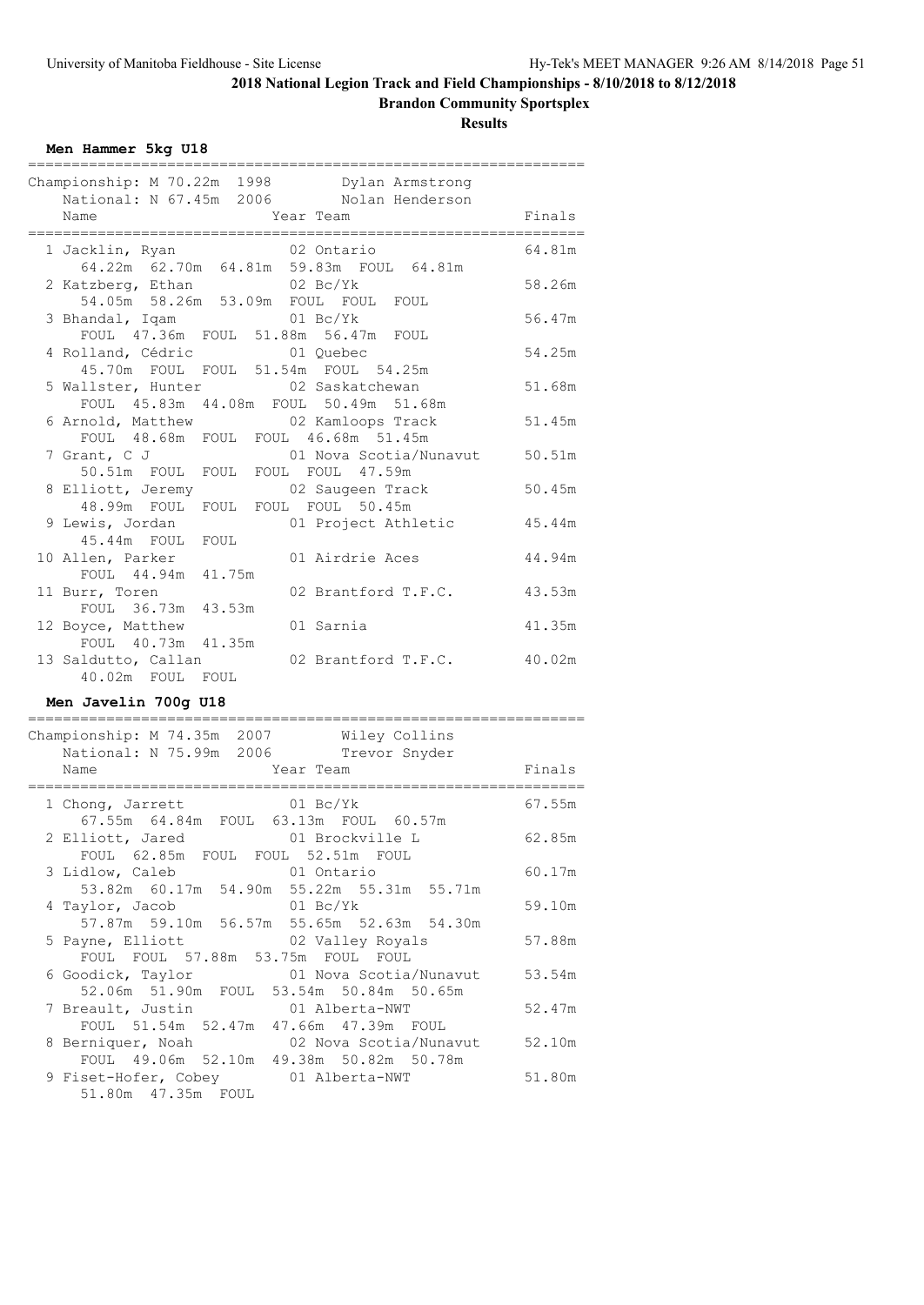# 2018 National Legion Track and Field Championships - 8/10/2018 to 8/12/2018

## Brandon Community Sportsplex

### Results

**Men Hammer 5kg U18**

Championship: M 70.22m 1998 Dylan Armstrong
National: N 67.45m 2006 Nolan Henderson

| Place | Name | Year | Team | Finals |
|---|---|---|---|---|
| 1 | Jacklin, Ryan | 02 | Ontario | 64.81m |
| | 64.22m 62.70m 64.81m 59.83m FOUL 64.81m | | | |
| 2 | Katzberg, Ethan | 02 | Bc/Yk | 58.26m |
| | 54.05m 58.26m 53.09m FOUL FOUL FOUL | | | |
| 3 | Bhandal, Iqam | 01 | Bc/Yk | 56.47m |
| | FOUL 47.36m FOUL 51.88m 56.47m FOUL | | | |
| 4 | Rolland, Cédric | 01 | Quebec | 54.25m |
| | 45.70m FOUL FOUL 51.54m FOUL 54.25m | | | |
| 5 | Wallster, Hunter | 02 | Saskatchewan | 51.68m |
| | FOUL 45.83m 44.08m FOUL 50.49m 51.68m | | | |
| 6 | Arnold, Matthew | 02 | Kamloops Track | 51.45m |
| | FOUL 48.68m FOUL FOUL 46.68m 51.45m | | | |
| 7 | Grant, C J | 01 | Nova Scotia/Nunavut | 50.51m |
| | 50.51m FOUL FOUL FOUL FOUL 47.59m | | | |
| 8 | Elliott, Jeremy | 02 | Saugeen Track | 50.45m |
| | 48.99m FOUL FOUL FOUL FOUL 50.45m | | | |
| 9 | Lewis, Jordan | 01 | Project Athletic | 45.44m |
| | 45.44m FOUL FOUL | | | |
| 10 | Allen, Parker | 01 | Airdrie Aces | 44.94m |
| | FOUL 44.94m 41.75m | | | |
| 11 | Burr, Toren | 02 | Brantford T.F.C. | 43.53m |
| | FOUL 36.73m 43.53m | | | |
| 12 | Boyce, Matthew | 01 | Sarnia | 41.35m |
| | FOUL 40.73m 41.35m | | | |
| 13 | Saldutto, Callan | 02 | Brantford T.F.C. | 40.02m |
| | 40.02m FOUL FOUL | | | |

**Men Javelin 700g U18**

Championship: M 74.35m 2007 Wiley Collins
National: N 75.99m 2006 Trevor Snyder

| Place | Name | Year | Team | Finals |
|---|---|---|---|---|
| 1 | Chong, Jarrett | 01 | Bc/Yk | 67.55m |
| | 67.55m 64.84m FOUL 63.13m FOUL 60.57m | | | |
| 2 | Elliott, Jared | 01 | Brockville L | 62.85m |
| | FOUL 62.85m FOUL FOUL 52.51m FOUL | | | |
| 3 | Lidlow, Caleb | 01 | Ontario | 60.17m |
| | 53.82m 60.17m 54.90m 55.22m 55.31m 55.71m | | | |
| 4 | Taylor, Jacob | 01 | Bc/Yk | 59.10m |
| | 57.87m 59.10m 56.57m 55.65m 52.63m 54.30m | | | |
| 5 | Payne, Elliott | 02 | Valley Royals | 57.88m |
| | FOUL FOUL 57.88m 53.75m FOUL FOUL | | | |
| 6 | Goodick, Taylor | 01 | Nova Scotia/Nunavut | 53.54m |
| | 52.06m 51.90m FOUL 53.54m 50.84m 50.65m | | | |
| 7 | Breault, Justin | 01 | Alberta-NWT | 52.47m |
| | FOUL 51.54m 52.47m 47.66m 47.39m FOUL | | | |
| 8 | Berniquer, Noah | 02 | Nova Scotia/Nunavut | 52.10m |
| | FOUL 49.06m 52.10m 49.38m 50.82m 50.78m | | | |
| 9 | Fiset-Hofer, Cobey | 01 | Alberta-NWT | 51.80m |
| | 51.80m 47.35m FOUL | | | |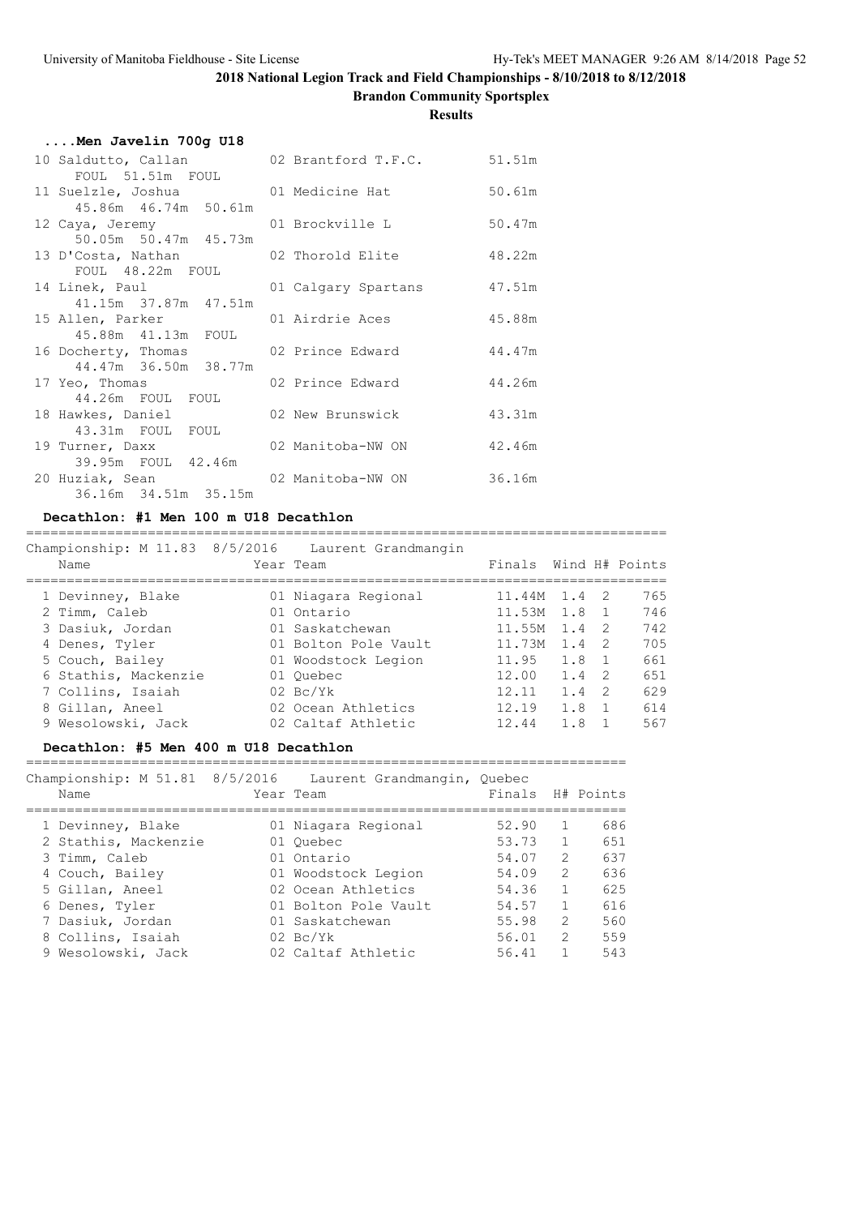## 2018 National Legion Track and Field Championships - 8/10/2018 to 8/12/2018

**Brandon Community Sportsplex**

**Results**

### ....Men Javelin 700g U18

| Place | Name | Year | Team | Finals |
|---|---|---|---|---|
| 10 | Saldutto, Callan | 02 | Brantford T.F.C. | 51.51m |
| | FOUL 51.51m FOUL | | | |
| 11 | Suelzle, Joshua | 01 | Medicine Hat | 50.61m |
| | 45.86m 46.74m 50.61m | | | |
| 12 | Caya, Jeremy | 01 | Brockville L | 50.47m |
| | 50.05m 50.47m 45.73m | | | |
| 13 | D'Costa, Nathan | 02 | Thorold Elite | 48.22m |
| | FOUL 48.22m FOUL | | | |
| 14 | Linek, Paul | 01 | Calgary Spartans | 47.51m |
| | 41.15m 37.87m 47.51m | | | |
| 15 | Allen, Parker | 01 | Airdrie Aces | 45.88m |
| | 45.88m 41.13m FOUL | | | |
| 16 | Docherty, Thomas | 02 | Prince Edward | 44.47m |
| | 44.47m 36.50m 38.77m | | | |
| 17 | Yeo, Thomas | 02 | Prince Edward | 44.26m |
| | 44.26m FOUL FOUL | | | |
| 18 | Hawkes, Daniel | 02 | New Brunswick | 43.31m |
| | 43.31m FOUL FOUL | | | |
| 19 | Turner, Daxx | 02 | Manitoba-NW ON | 42.46m |
| | 39.95m FOUL 42.46m | | | |
| 20 | Huziak, Sean | 02 | Manitoba-NW ON | 36.16m |
| | 36.16m 34.51m 35.15m | | | |

### Decathlon: #1 Men 100 m U18 Decathlon

Championship: M 11.83 8/5/2016 Laurent Grandmangin

| Place | Name | Year | Team | Finals | Wind | H# | Points |
|---|---|---|---|---|---|---|---|
| 1 | Devinney, Blake | 01 | Niagara Regional | 11.44M | 1.4 | 2 | 765 |
| 2 | Timm, Caleb | 01 | Ontario | 11.53M | 1.8 | 1 | 746 |
| 3 | Dasiuk, Jordan | 01 | Saskatchewan | 11.55M | 1.4 | 2 | 742 |
| 4 | Denes, Tyler | 01 | Bolton Pole Vault | 11.73M | 1.4 | 2 | 705 |
| 5 | Couch, Bailey | 01 | Woodstock Legion | 11.95 | 1.8 | 1 | 661 |
| 6 | Stathis, Mackenzie | 01 | Quebec | 12.00 | 1.4 | 2 | 651 |
| 7 | Collins, Isaiah | 02 | Bc/Yk | 12.11 | 1.4 | 2 | 629 |
| 8 | Gillan, Aneel | 02 | Ocean Athletics | 12.19 | 1.8 | 1 | 614 |
| 9 | Wesolowski, Jack | 02 | Caltaf Athletic | 12.44 | 1.8 | 1 | 567 |

### Decathlon: #5 Men 400 m U18 Decathlon

Championship: M 51.81 8/5/2016 Laurent Grandmangin, Quebec

| Place | Name | Year | Team | Finals | H# | Points |
|---|---|---|---|---|---|---|
| 1 | Devinney, Blake | 01 | Niagara Regional | 52.90 | 1 | 686 |
| 2 | Stathis, Mackenzie | 01 | Quebec | 53.73 | 1 | 651 |
| 3 | Timm, Caleb | 01 | Ontario | 54.07 | 2 | 637 |
| 4 | Couch, Bailey | 01 | Woodstock Legion | 54.09 | 2 | 636 |
| 5 | Gillan, Aneel | 02 | Ocean Athletics | 54.36 | 1 | 625 |
| 6 | Denes, Tyler | 01 | Bolton Pole Vault | 54.57 | 1 | 616 |
| 7 | Dasiuk, Jordan | 01 | Saskatchewan | 55.98 | 2 | 560 |
| 8 | Collins, Isaiah | 02 | Bc/Yk | 56.01 | 2 | 559 |
| 9 | Wesolowski, Jack | 02 | Caltaf Athletic | 56.41 | 1 | 543 |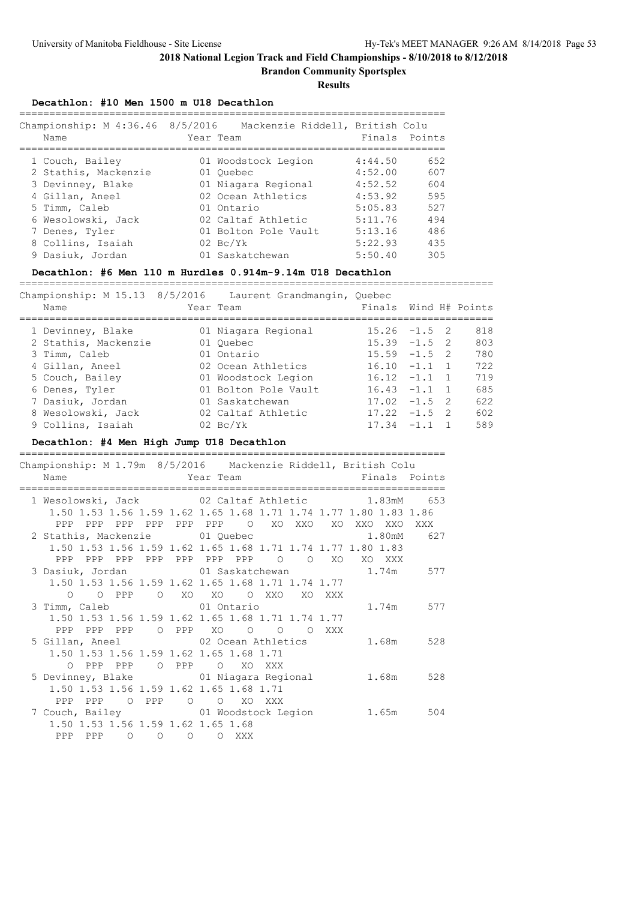## 2018 National Legion Track and Field Championships - 8/10/2018 to 8/12/2018

**Brandon Community Sportsplex**

**Results**

### Decathlon: #10 Men 1500 m U18 Decathlon

Championship: M 4:36.46 8/5/2016 Mackenzie Riddell, British Colu

| | Name | Year | Team | Finals | Points |
|---|---|---|---|---|---|
| 1 | Couch, Bailey | 01 | Woodstock Legion | 4:44.50 | 652 |
| 2 | Stathis, Mackenzie | 01 | Quebec | 4:52.00 | 607 |
| 3 | Devinney, Blake | 01 | Niagara Regional | 4:52.52 | 604 |
| 4 | Gillan, Aneel | 02 | Ocean Athletics | 4:53.92 | 595 |
| 5 | Timm, Caleb | 01 | Ontario | 5:05.83 | 527 |
| 6 | Wesolowski, Jack | 02 | Caltaf Athletic | 5:11.76 | 494 |
| 7 | Denes, Tyler | 01 | Bolton Pole Vault | 5:13.16 | 486 |
| 8 | Collins, Isaiah | 02 | Bc/Yk | 5:22.93 | 435 |
| 9 | Dasiuk, Jordan | 01 | Saskatchewan | 5:50.40 | 305 |

### Decathlon: #6 Men 110 m Hurdles 0.914m-9.14m U18 Decathlon

Championship: M 15.13 8/5/2016 Laurent Grandmangin, Quebec

| | Name | Year | Team | Finals | Wind | H# | Points |
|---|---|---|---|---|---|---|---|
| 1 | Devinney, Blake | 01 | Niagara Regional | 15.26 | -1.5 | 2 | 818 |
| 2 | Stathis, Mackenzie | 01 | Quebec | 15.39 | -1.5 | 2 | 803 |
| 3 | Timm, Caleb | 01 | Ontario | 15.59 | -1.5 | 2 | 780 |
| 4 | Gillan, Aneel | 02 | Ocean Athletics | 16.10 | -1.1 | 1 | 722 |
| 5 | Couch, Bailey | 01 | Woodstock Legion | 16.12 | -1.1 | 1 | 719 |
| 6 | Denes, Tyler | 01 | Bolton Pole Vault | 16.43 | -1.1 | 1 | 685 |
| 7 | Dasiuk, Jordan | 01 | Saskatchewan | 17.02 | -1.5 | 2 | 622 |
| 8 | Wesolowski, Jack | 02 | Caltaf Athletic | 17.22 | -1.5 | 2 | 602 |
| 9 | Collins, Isaiah | 02 | Bc/Yk | 17.34 | -1.1 | 1 | 589 |

### Decathlon: #4 Men High Jump U18 Decathlon

Championship: M 1.79m 8/5/2016 Mackenzie Riddell, British Colu

```
    Name                    Year Team                      Finals  Points
=========================================================================
  1 Wesolowski, Jack          02 Caltaf Athletic            1.83mM    653
     1.50 1.53 1.56 1.59 1.62 1.65 1.68 1.71 1.74 1.77 1.80 1.83 1.86
      PPP  PPP  PPP  PPP  PPP  PPP    O   XO  XXO   XO  XXO  XXO  XXX
  2 Stathis, Mackenzie        01 Quebec                     1.80mM    627
     1.50 1.53 1.56 1.59 1.62 1.65 1.68 1.71 1.74 1.77 1.80 1.83
      PPP  PPP  PPP  PPP  PPP  PPP  PPP    O    O   XO   XO  XXX
  3 Dasiuk, Jordan            01 Saskatchewan               1.74m     577
     1.50 1.53 1.56 1.59 1.62 1.65 1.68 1.71 1.74 1.77
        O    O  PPP    O   XO   XO    O  XXO   XO  XXX
  3 Timm, Caleb               01 Ontario                    1.74m     577
     1.50 1.53 1.56 1.59 1.62 1.65 1.68 1.71 1.74 1.77
      PPP  PPP  PPP    O  PPP   XO    O    O    O  XXX
  5 Gillan, Aneel             02 Ocean Athletics            1.68m     528
     1.50 1.53 1.56 1.59 1.62 1.65 1.68 1.71
        O  PPP  PPP    O  PPP    O   XO  XXX
  5 Devinney, Blake           01 Niagara Regional           1.68m     528
     1.50 1.53 1.56 1.59 1.62 1.65 1.68 1.71
      PPP  PPP    O  PPP    O    O   XO  XXX
  7 Couch, Bailey             01 Woodstock Legion           1.65m     504
     1.50 1.53 1.56 1.59 1.62 1.65 1.68
      PPP  PPP    O    O    O    O  XXX
```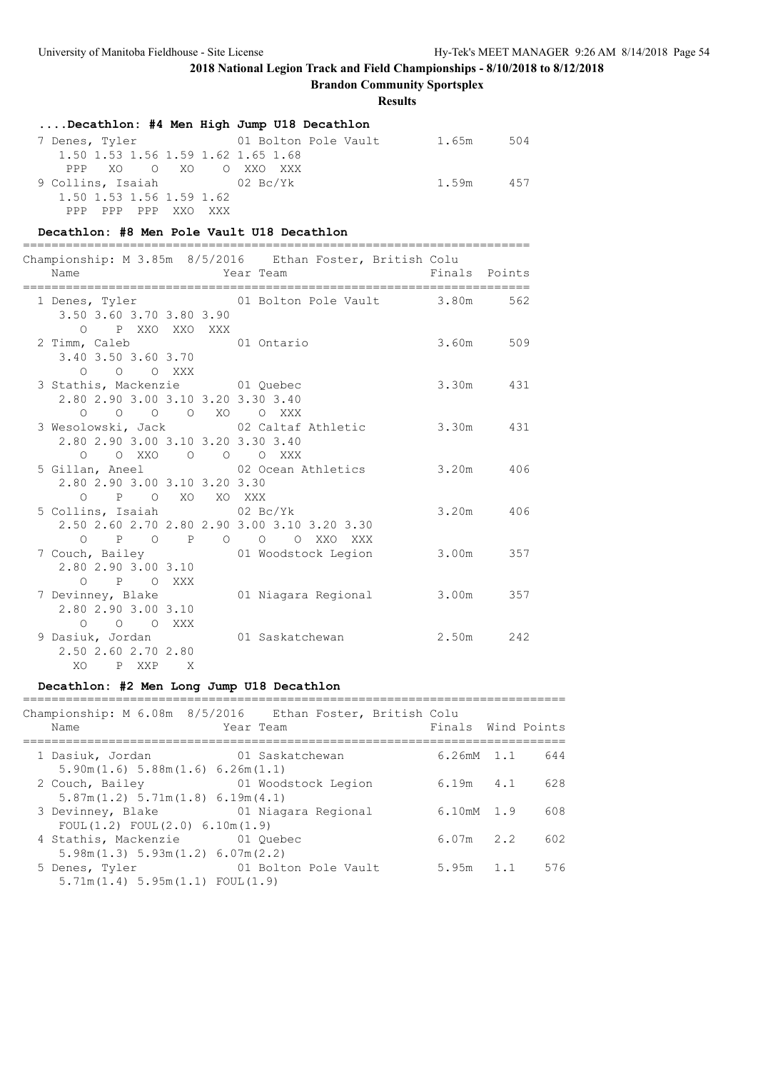**2018 National Legion Track and Field Championships - 8/10/2018 to 8/12/2018**

**Brandon Community Sportsplex**

**Results**

### ....Decathlon: #4 Men High Jump U18 Decathlon

```
 7 Denes, Tyler              01 Bolton Pole Vault        1.65m      504
    1.50 1.53 1.56 1.59 1.62 1.65 1.68
     PPP   XO    O   XO    O  XXO  XXX
 9 Collins, Isaiah           02 Bc/Yk                    1.59m      457
    1.50 1.53 1.56 1.59 1.62
     PPP  PPP  PPP  XXO  XXX
```

### Decathlon: #8 Men Pole Vault U18 Decathlon

```
=======================================================================
Championship: M 3.85m  8/5/2016    Ethan Foster, British Colu
    Name                    Year Team                  Finals  Points
=======================================================================
  1 Denes, Tyler             01 Bolton Pole Vault        3.80m      562
     3.50 3.60 3.70 3.80 3.90
        O    P  XXO  XXO  XXX
  2 Timm, Caleb              01 Ontario                  3.60m      509
     3.40 3.50 3.60 3.70
        O    O    O  XXX
  3 Stathis, Mackenzie       01 Quebec                   3.30m      431
     2.80 2.90 3.00 3.10 3.20 3.30 3.40
        O    O    O    O   XO    O  XXX
  3 Wesolowski, Jack         02 Caltaf Athletic          3.30m      431
     2.80 2.90 3.00 3.10 3.20 3.30 3.40
        O    O  XXO    O    O    O  XXX
  5 Gillan, Aneel            02 Ocean Athletics          3.20m      406
     2.80 2.90 3.00 3.10 3.20 3.30
        O    P    O   XO   XO  XXX
  5 Collins, Isaiah          02 Bc/Yk                    3.20m      406
     2.50 2.60 2.70 2.80 2.90 3.00 3.10 3.20 3.30
        O    P    O    P    O    O    O  XXO  XXX
  7 Couch, Bailey            01 Woodstock Legion         3.00m      357
     2.80 2.90 3.00 3.10
        O    P    O  XXX
  7 Devinney, Blake          01 Niagara Regional         3.00m      357
     2.80 2.90 3.00 3.10
        O    O    O  XXX
  9 Dasiuk, Jordan           01 Saskatchewan             2.50m      242
     2.50 2.60 2.70 2.80
       XO    P  XXP    X
```

### Decathlon: #2 Men Long Jump U18 Decathlon

```
============================================================================
Championship: M 6.08m  8/5/2016    Ethan Foster, British Colu
    Name                    Year Team                  Finals  Wind Points
============================================================================
  1 Dasiuk, Jordan           01 Saskatchewan           6.26mM  1.1     644
     5.90m(1.6) 5.88m(1.6) 6.26m(1.1)
  2 Couch, Bailey            01 Woodstock Legion       6.19m   4.1     628
     5.87m(1.2) 5.71m(1.8) 6.19m(4.1)
  3 Devinney, Blake          01 Niagara Regional       6.10mM  1.9     608
     FOUL(1.2) FOUL(2.0) 6.10m(1.9)
  4 Stathis, Mackenzie       01 Quebec                 6.07m   2.2     602
     5.98m(1.3) 5.93m(1.2) 6.07m(2.2)
  5 Denes, Tyler             01 Bolton Pole Vault      5.95m   1.1     576
     5.71m(1.4) 5.95m(1.1) FOUL(1.9)
```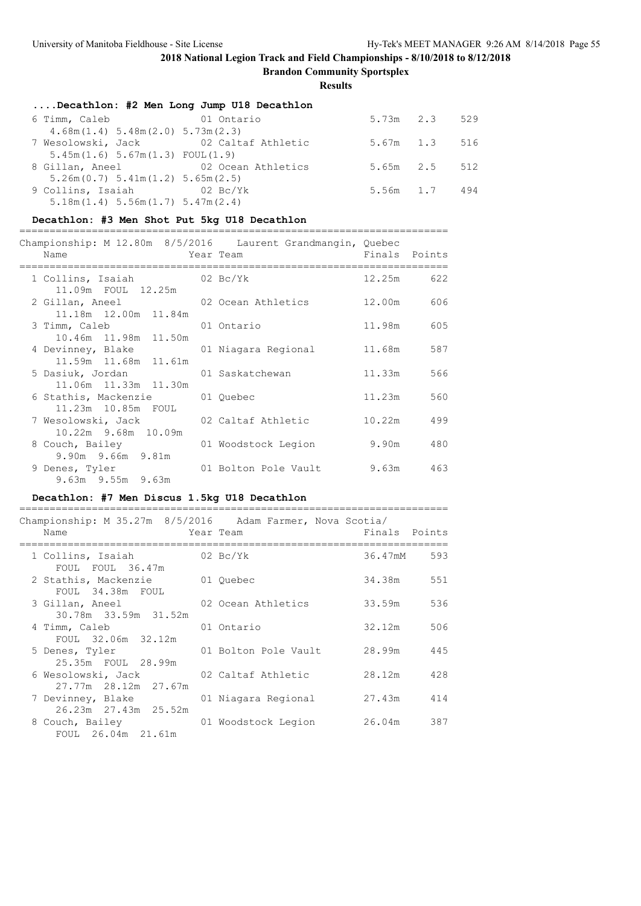## 2018 National Legion Track and Field Championships - 8/10/2018 to 8/12/2018

**Brandon Community Sportsplex**

**Results**

### ....Decathlon: #2 Men Long Jump U18 Decathlon

| Place | Name | Year | Team | Finals | Wind | Points |
|---|---|---|---|---|---|---|
| 6 | Timm, Caleb | 01 | Ontario | 5.73m | 2.3 | 529 |
| | 4.68m(1.4) 5.48m(2.0) 5.73m(2.3) | | | | | |
| 7 | Wesolowski, Jack | 02 | Caltaf Athletic | 5.67m | 1.3 | 516 |
| | 5.45m(1.6) 5.67m(1.3) FOUL(1.9) | | | | | |
| 8 | Gillan, Aneel | 02 | Ocean Athletics | 5.65m | 2.5 | 512 |
| | 5.26m(0.7) 5.41m(1.2) 5.65m(2.5) | | | | | |
| 9 | Collins, Isaiah | 02 | Bc/Yk | 5.56m | 1.7 | 494 |
| | 5.18m(1.4) 5.56m(1.7) 5.47m(2.4) | | | | | |

### Decathlon: #3 Men Shot Put 5kg U18 Decathlon

Championship: M 12.80m 8/5/2016 Laurent Grandmangin, Quebec

| Place | Name | Year | Team | Finals | Points |
|---|---|---|---|---|---|
| 1 | Collins, Isaiah | 02 | Bc/Yk | 12.25m | 622 |
| | 11.09m FOUL 12.25m | | | | |
| 2 | Gillan, Aneel | 02 | Ocean Athletics | 12.00m | 606 |
| | 11.18m 12.00m 11.84m | | | | |
| 3 | Timm, Caleb | 01 | Ontario | 11.98m | 605 |
| | 10.46m 11.98m 11.50m | | | | |
| 4 | Devinney, Blake | 01 | Niagara Regional | 11.68m | 587 |
| | 11.59m 11.68m 11.61m | | | | |
| 5 | Dasiuk, Jordan | 01 | Saskatchewan | 11.33m | 566 |
| | 11.06m 11.33m 11.30m | | | | |
| 6 | Stathis, Mackenzie | 01 | Quebec | 11.23m | 560 |
| | 11.23m 10.85m FOUL | | | | |
| 7 | Wesolowski, Jack | 02 | Caltaf Athletic | 10.22m | 499 |
| | 10.22m 9.68m 10.09m | | | | |
| 8 | Couch, Bailey | 01 | Woodstock Legion | 9.90m | 480 |
| | 9.90m 9.66m 9.81m | | | | |
| 9 | Denes, Tyler | 01 | Bolton Pole Vault | 9.63m | 463 |
| | 9.63m 9.55m 9.63m | | | | |

### Decathlon: #7 Men Discus 1.5kg U18 Decathlon

Championship: M 35.27m 8/5/2016 Adam Farmer, Nova Scotia/

| Place | Name | Year | Team | Finals | Points |
|---|---|---|---|---|---|
| 1 | Collins, Isaiah | 02 | Bc/Yk | 36.47mM | 593 |
| | FOUL FOUL 36.47m | | | | |
| 2 | Stathis, Mackenzie | 01 | Quebec | 34.38m | 551 |
| | FOUL 34.38m FOUL | | | | |
| 3 | Gillan, Aneel | 02 | Ocean Athletics | 33.59m | 536 |
| | 30.78m 33.59m 31.52m | | | | |
| 4 | Timm, Caleb | 01 | Ontario | 32.12m | 506 |
| | FOUL 32.06m 32.12m | | | | |
| 5 | Denes, Tyler | 01 | Bolton Pole Vault | 28.99m | 445 |
| | 25.35m FOUL 28.99m | | | | |
| 6 | Wesolowski, Jack | 02 | Caltaf Athletic | 28.12m | 428 |
| | 27.77m 28.12m 27.67m | | | | |
| 7 | Devinney, Blake | 01 | Niagara Regional | 27.43m | 414 |
| | 26.23m 27.43m 25.52m | | | | |
| 8 | Couch, Bailey | 01 | Woodstock Legion | 26.04m | 387 |
| | FOUL 26.04m 21.61m | | | | |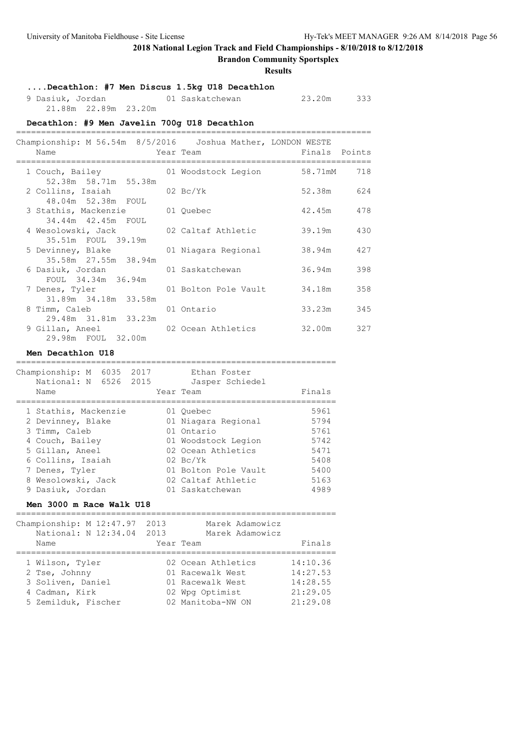# 2018 National Legion Track and Field Championships - 8/10/2018 to 8/12/2018

**Brandon Community Sportsplex**

**Results**

### ....Decathlon: #7 Men Discus 1.5kg U18 Decathlon

| Place | Name | Year | Team | Finals | Points |
|---|---|---|---|---|---|
| 9 | Dasiuk, Jordan | 01 | Saskatchewan | 23.20m | 333 |
| | 21.88m 22.89m 23.20m | | | | |

### Decathlon: #9 Men Javelin 700g U18 Decathlon

Championship: M 56.54m 8/5/2016 Joshua Mather, LONDON WESTE

| Place | Name | Year | Team | Finals | Points |
|---|---|---|---|---|---|
| 1 | Couch, Bailey | 01 | Woodstock Legion | 58.71mM | 718 |
| | 52.38m 58.71m 55.38m | | | | |
| 2 | Collins, Isaiah | 02 | Bc/Yk | 52.38m | 624 |
| | 48.04m 52.38m FOUL | | | | |
| 3 | Stathis, Mackenzie | 01 | Quebec | 42.45m | 478 |
| | 34.44m 42.45m FOUL | | | | |
| 4 | Wesolowski, Jack | 02 | Caltaf Athletic | 39.19m | 430 |
| | 35.51m FOUL 39.19m | | | | |
| 5 | Devinney, Blake | 01 | Niagara Regional | 38.94m | 427 |
| | 35.58m 27.55m 38.94m | | | | |
| 6 | Dasiuk, Jordan | 01 | Saskatchewan | 36.94m | 398 |
| | FOUL 34.34m 36.94m | | | | |
| 7 | Denes, Tyler | 01 | Bolton Pole Vault | 34.18m | 358 |
| | 31.89m 34.18m 33.58m | | | | |
| 8 | Timm, Caleb | 01 | Ontario | 33.23m | 345 |
| | 29.48m 31.81m 33.23m | | | | |
| 9 | Gillan, Aneel | 02 | Ocean Athletics | 32.00m | 327 |
| | 29.98m FOUL 32.00m | | | | |

### Men Decathlon U18

Championship: M 6035 2017 Ethan Foster
National: N 6526 2015 Jasper Schiedel

| Place | Name | Year | Team | Finals |
|---|---|---|---|---|
| 1 | Stathis, Mackenzie | 01 | Quebec | 5961 |
| 2 | Devinney, Blake | 01 | Niagara Regional | 5794 |
| 3 | Timm, Caleb | 01 | Ontario | 5761 |
| 4 | Couch, Bailey | 01 | Woodstock Legion | 5742 |
| 5 | Gillan, Aneel | 02 | Ocean Athletics | 5471 |
| 6 | Collins, Isaiah | 02 | Bc/Yk | 5408 |
| 7 | Denes, Tyler | 01 | Bolton Pole Vault | 5400 |
| 8 | Wesolowski, Jack | 02 | Caltaf Athletic | 5163 |
| 9 | Dasiuk, Jordan | 01 | Saskatchewan | 4989 |

### Men 3000 m Race Walk U18

Championship: M 12:47.97 2013 Marek Adamowicz
National: N 12:34.04 2013 Marek Adamowicz

| Place | Name | Year | Team | Finals |
|---|---|---|---|---|
| 1 | Wilson, Tyler | 02 | Ocean Athletics | 14:10.36 |
| 2 | Tse, Johnny | 01 | Racewalk West | 14:27.53 |
| 3 | Soliven, Daniel | 01 | Racewalk West | 14:28.55 |
| 4 | Cadman, Kirk | 02 | Wpg Optimist | 21:29.05 |
| 5 | Zemilduk, Fischer | 02 | Manitoba-NW ON | 21:29.08 |